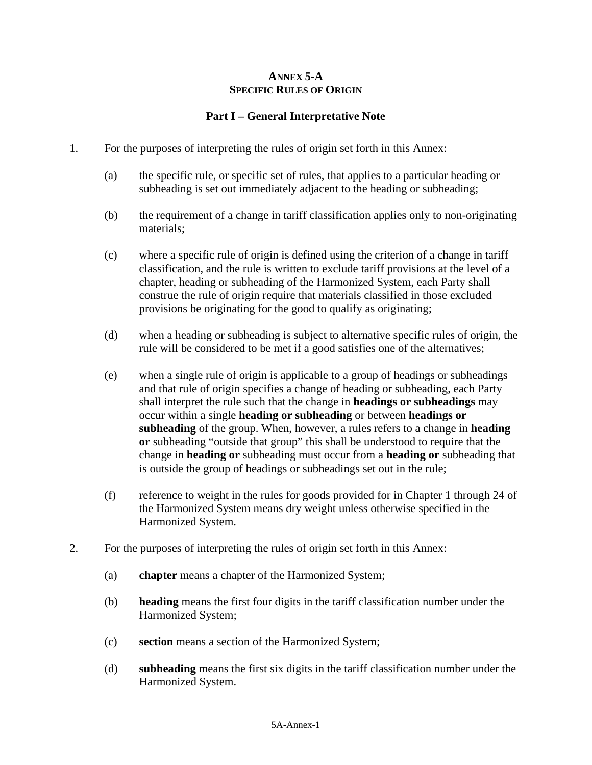# ANNEX 5-A
# SPECIFIC RULES OF ORIGIN

## Part I – General Interpretative Note

1. For the purposes of interpreting the rules of origin set forth in this Annex:

   (a) the specific rule, or specific set of rules, that applies to a particular heading or subheading is set out immediately adjacent to the heading or subheading;

   (b) the requirement of a change in tariff classification applies only to non-originating materials;

   (c) where a specific rule of origin is defined using the criterion of a change in tariff classification, and the rule is written to exclude tariff provisions at the level of a chapter, heading or subheading of the Harmonized System, each Party shall construe the rule of origin require that materials classified in those excluded provisions be originating for the good to qualify as originating;

   (d) when a heading or subheading is subject to alternative specific rules of origin, the rule will be considered to be met if a good satisfies one of the alternatives;

   (e) when a single rule of origin is applicable to a group of headings or subheadings and that rule of origin specifies a change of heading or subheading, each Party shall interpret the rule such that the change in **headings or subheadings** may occur within a single **heading or subheading** or between **headings or subheading** of the group. When, however, a rules refers to a change in **heading or** subheading "outside that group" this shall be understood to require that the change in **heading or** subheading must occur from a **heading or** subheading that is outside the group of headings or subheadings set out in the rule;

   (f) reference to weight in the rules for goods provided for in Chapter 1 through 24 of the Harmonized System means dry weight unless otherwise specified in the Harmonized System.

2. For the purposes of interpreting the rules of origin set forth in this Annex:

   (a) **chapter** means a chapter of the Harmonized System;

   (b) **heading** means the first four digits in the tariff classification number under the Harmonized System;

   (c) **section** means a section of the Harmonized System;

   (d) **subheading** means the first six digits in the tariff classification number under the Harmonized System.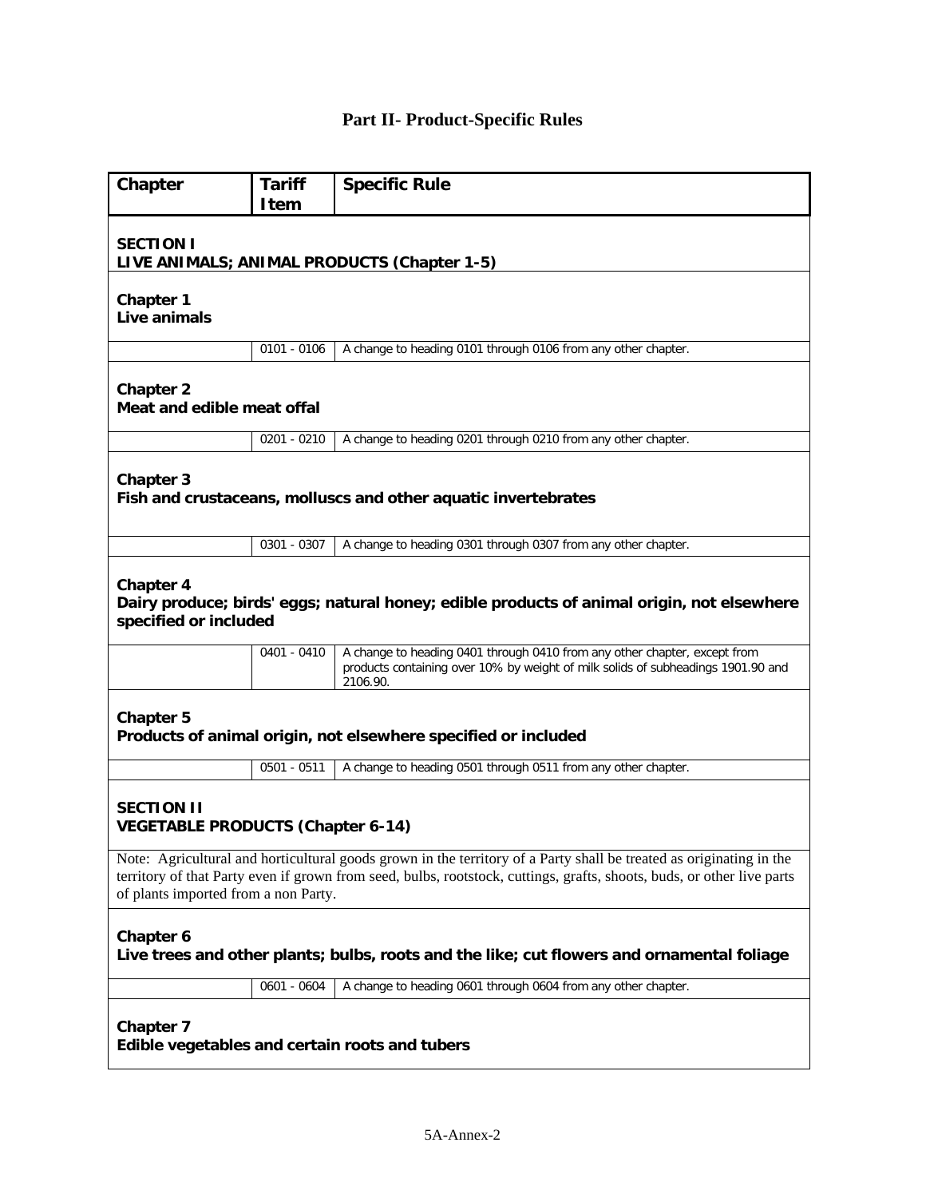# Part II- Product-Specific Rules

| Chapter | Tariff Item | Specific Rule |
|---|---|---|
| **SECTION I**<br>**LIVE ANIMALS; ANIMAL PRODUCTS (Chapter 1-5)** | | |
| **Chapter 1**<br>**Live animals** | | |
| | 0101 - 0106 | A change to heading 0101 through 0106 from any other chapter. |
| **Chapter 2**<br>**Meat and edible meat offal** | | |
| | 0201 - 0210 | A change to heading 0201 through 0210 from any other chapter. |
| **Chapter 3**<br>**Fish and crustaceans, molluscs and other aquatic invertebrates** | | |
| | 0301 - 0307 | A change to heading 0301 through 0307 from any other chapter. |
| **Chapter 4**<br>**Dairy produce; birds' eggs; natural honey; edible products of animal origin, not elsewhere specified or included** | | |
| | 0401 - 0410 | A change to heading 0401 through 0410 from any other chapter, except from products containing over 10% by weight of milk solids of subheadings 1901.90 and 2106.90. |
| **Chapter 5**<br>**Products of animal origin, not elsewhere specified or included** | | |
| | 0501 - 0511 | A change to heading 0501 through 0511 from any other chapter. |
| **SECTION II**<br>**VEGETABLE PRODUCTS (Chapter 6-14)** | | |
| Note: Agricultural and horticultural goods grown in the territory of a Party shall be treated as originating in the territory of that Party even if grown from seed, bulbs, rootstock, cuttings, grafts, shoots, buds, or other live parts of plants imported from a non Party. | | |
| **Chapter 6**<br>**Live trees and other plants; bulbs, roots and the like; cut flowers and ornamental foliage** | | |
| | 0601 - 0604 | A change to heading 0601 through 0604 from any other chapter. |
| **Chapter 7**<br>**Edible vegetables and certain roots and tubers** | | |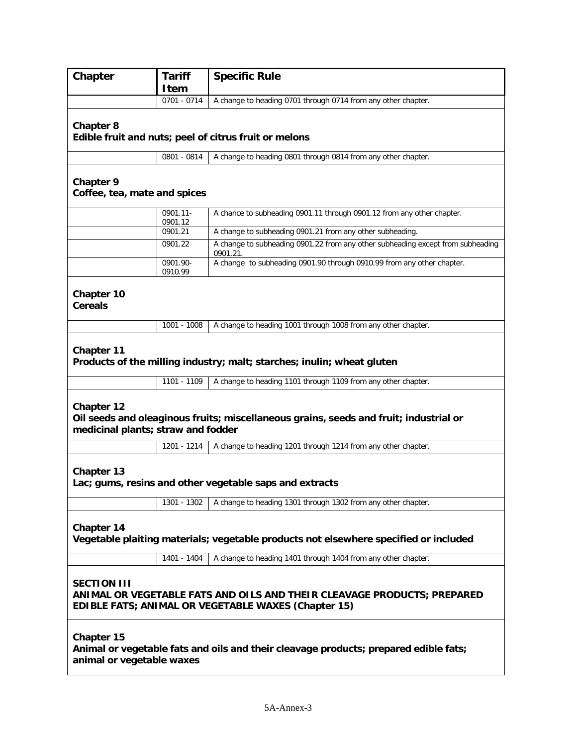| Chapter | Tariff Item | Specific Rule |
|---|---|---|
| | 0701 - 0714 | A change to heading 0701 through 0714 from any other chapter. |
| **Chapter 8**<br>**Edible fruit and nuts; peel of citrus fruit or melons** | | |
| | 0801 - 0814 | A change to heading 0801 through 0814 from any other chapter. |
| **Chapter 9**<br>**Coffee, tea, mate and spices** | | |
| | 0901.11-0901.12 | A chance to subheading 0901.11 through 0901.12 from any other chapter. |
| | 0901.21 | A change to subheading 0901.21 from any other subheading. |
| | 0901.22 | A change to subheading 0901.22 from any other subheading except from subheading 0901.21. |
| | 0901.90-0910.99 | A change to subheading 0901.90 through 0910.99 from any other chapter. |
| **Chapter 10**<br>**Cereals** | | |
| | 1001 - 1008 | A change to heading 1001 through 1008 from any other chapter. |
| **Chapter 11**<br>**Products of the milling industry; malt; starches; inulin; wheat gluten** | | |
| | 1101 - 1109 | A change to heading 1101 through 1109 from any other chapter. |
| **Chapter 12**<br>**Oil seeds and oleaginous fruits; miscellaneous grains, seeds and fruit; industrial or medicinal plants; straw and fodder** | | |
| | 1201 - 1214 | A change to heading 1201 through 1214 from any other chapter. |
| **Chapter 13**<br>**Lac; gums, resins and other vegetable saps and extracts** | | |
| | 1301 - 1302 | A change to heading 1301 through 1302 from any other chapter. |
| **Chapter 14**<br>**Vegetable plaiting materials; vegetable products not elsewhere specified or included** | | |
| | 1401 - 1404 | A change to heading 1401 through 1404 from any other chapter. |
| **SECTION III**<br>**ANIMAL OR VEGETABLE FATS AND OILS AND THEIR CLEAVAGE PRODUCTS; PREPARED EDIBLE FATS; ANIMAL OR VEGETABLE WAXES (Chapter 15)** | | |
| **Chapter 15**<br>**Animal or vegetable fats and oils and their cleavage products; prepared edible fats; animal or vegetable waxes** | | |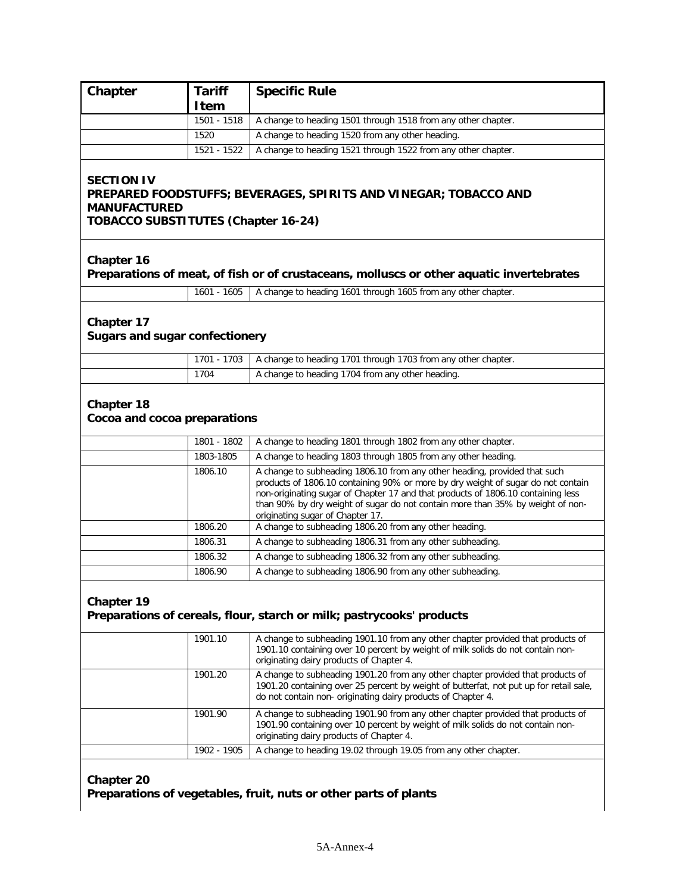| Chapter | Tariff Item | Specific Rule |
|---|---|---|
| | 1501 - 1518 | A change to heading 1501 through 1518 from any other chapter. |
| | 1520 | A change to heading 1520 from any other heading. |
| | 1521 - 1522 | A change to heading 1521 through 1522 from any other chapter. |

**SECTION IV**
**PREPARED FOODSTUFFS; BEVERAGES, SPIRITS AND VINEGAR; TOBACCO AND MANUFACTURED TOBACCO SUBSTITUTES (Chapter 16-24)**

**Chapter 16**
**Preparations of meat, of fish or of crustaceans, molluscs or other aquatic invertebrates**

| Chapter | Tariff Item | Specific Rule |
|---|---|---|
| | 1601 - 1605 | A change to heading 1601 through 1605 from any other chapter. |

**Chapter 17**
**Sugars and sugar confectionery**

| Chapter | Tariff Item | Specific Rule |
|---|---|---|
| | 1701 - 1703 | A change to heading 1701 through 1703 from any other chapter. |
| | 1704 | A change to heading 1704 from any other heading. |

**Chapter 18**
**Cocoa and cocoa preparations**

| Chapter | Tariff Item | Specific Rule |
|---|---|---|
| | 1801 - 1802 | A change to heading 1801 through 1802 from any other chapter. |
| | 1803-1805 | A change to heading 1803 through 1805 from any other heading. |
| | 1806.10 | A change to subheading 1806.10 from any other heading, provided that such products of 1806.10 containing 90% or more by dry weight of sugar do not contain non-originating sugar of Chapter 17 and that products of 1806.10 containing less than 90% by dry weight of sugar do not contain more than 35% by weight of non-originating sugar of Chapter 17. |
| | 1806.20 | A change to subheading 1806.20 from any other heading. |
| | 1806.31 | A change to subheading 1806.31 from any other subheading. |
| | 1806.32 | A change to subheading 1806.32 from any other subheading. |
| | 1806.90 | A change to subheading 1806.90 from any other subheading. |

**Chapter 19**
**Preparations of cereals, flour, starch or milk; pastrycooks' products**

| Chapter | Tariff Item | Specific Rule |
|---|---|---|
| | 1901.10 | A change to subheading 1901.10 from any other chapter provided that products of 1901.10 containing over 10 percent by weight of milk solids do not contain non-originating dairy products of Chapter 4. |
| | 1901.20 | A change to subheading 1901.20 from any other chapter provided that products of 1901.20 containing over 25 percent by weight of butterfat, not put up for retail sale, do not contain non- originating dairy products of Chapter 4. |
| | 1901.90 | A change to subheading 1901.90 from any other chapter provided that products of 1901.90 containing over 10 percent by weight of milk solids do not contain non-originating dairy products of Chapter 4. |
| | 1902 - 1905 | A change to heading 19.02 through 19.05 from any other chapter. |

**Chapter 20**
**Preparations of vegetables, fruit, nuts or other parts of plants**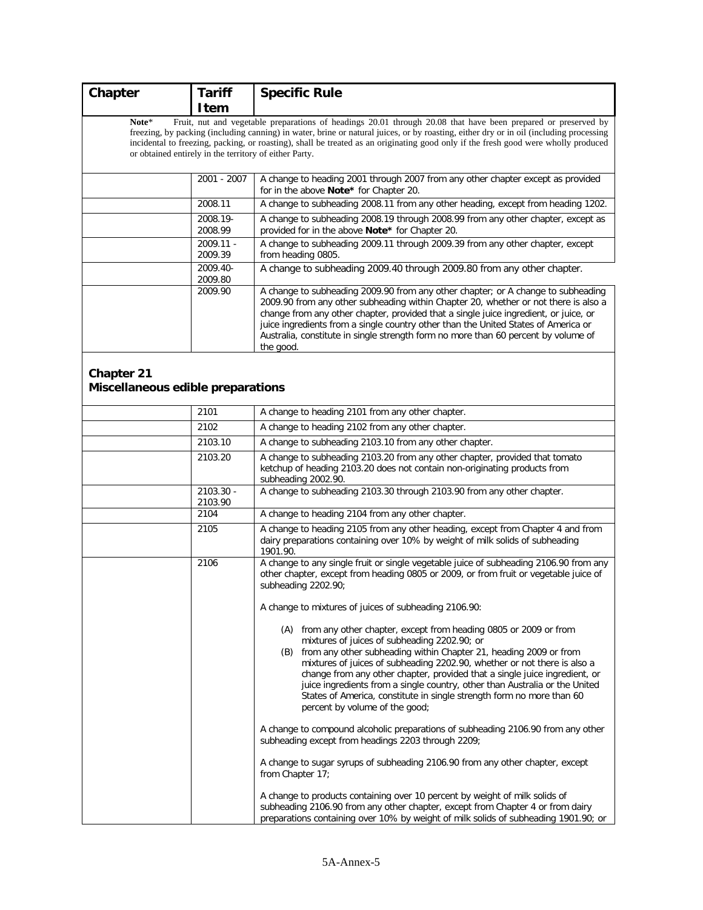| Chapter | Tariff Item | Specific Rule |
|---|---|---|
| **Note*** Fruit, nut and vegetable preparations of headings 20.01 through 20.08 that have been prepared or preserved by freezing, by packing (including canning) in water, brine or natural juices, or by roasting, either dry or in oil (including processing incidental to freezing, packing, or roasting), shall be treated as an originating good only if the fresh good were wholly produced or obtained entirely in the territory of either Party. | | |
| | 2001 - 2007 | A change to heading 2001 through 2007 from any other chapter except as provided for in the above **Note*** for Chapter 20. |
| | 2008.11 | A change to subheading 2008.11 from any other heading, except from heading 1202. |
| | 2008.19-2008.99 | A change to subheading 2008.19 through 2008.99 from any other chapter, except as provided for in the above **Note*** for Chapter 20. |
| | 2009.11 - 2009.39 | A change to subheading 2009.11 through 2009.39 from any other chapter, except from heading 0805. |
| | 2009.40-2009.80 | A change to subheading 2009.40 through 2009.80 from any other chapter. |
| | 2009.90 | A change to subheading 2009.90 from any other chapter; or A change to subheading 2009.90 from any other subheading within Chapter 20, whether or not there is also a change from any other chapter, provided that a single juice ingredient, or juice, or juice ingredients from a single country other than the United States of America or Australia, constitute in single strength form no more than 60 percent by volume of the good. |
| **Chapter 21<br>Miscellaneous edible preparations** | | |
| | 2101 | A change to heading 2101 from any other chapter. |
| | 2102 | A change to heading 2102 from any other chapter. |
| | 2103.10 | A change to subheading 2103.10 from any other chapter. |
| | 2103.20 | A change to subheading 2103.20 from any other chapter, provided that tomato ketchup of heading 2103.20 does not contain non-originating products from subheading 2002.90. |
| | 2103.30 - 2103.90 | A change to subheading 2103.30 through 2103.90 from any other chapter. |
| | 2104 | A change to heading 2104 from any other chapter. |
| | 2105 | A change to heading 2105 from any other heading, except from Chapter 4 and from dairy preparations containing over 10% by weight of milk solids of subheading 1901.90. |
| | 2106 | A change to any single fruit or single vegetable juice of subheading 2106.90 from any other chapter, except from heading 0805 or 2009, or from fruit or vegetable juice of subheading 2202.90;<br><br>A change to mixtures of juices of subheading 2106.90:<br><br>(A) from any other chapter, except from heading 0805 or 2009 or from mixtures of juices of subheading 2202.90; or<br>(B) from any other subheading within Chapter 21, heading 2009 or from mixtures of juices of subheading 2202.90, whether or not there is also a change from any other chapter, provided that a single juice ingredient, or juice ingredients from a single country, other than Australia or the United States of America, constitute in single strength form no more than 60 percent by volume of the good;<br><br>A change to compound alcoholic preparations of subheading 2106.90 from any other subheading except from headings 2203 through 2209;<br><br>A change to sugar syrups of subheading 2106.90 from any other chapter, except from Chapter 17;<br><br>A change to products containing over 10 percent by weight of milk solids of subheading 2106.90 from any other chapter, except from Chapter 4 or from dairy preparations containing over 10% by weight of milk solids of subheading 1901.90; or |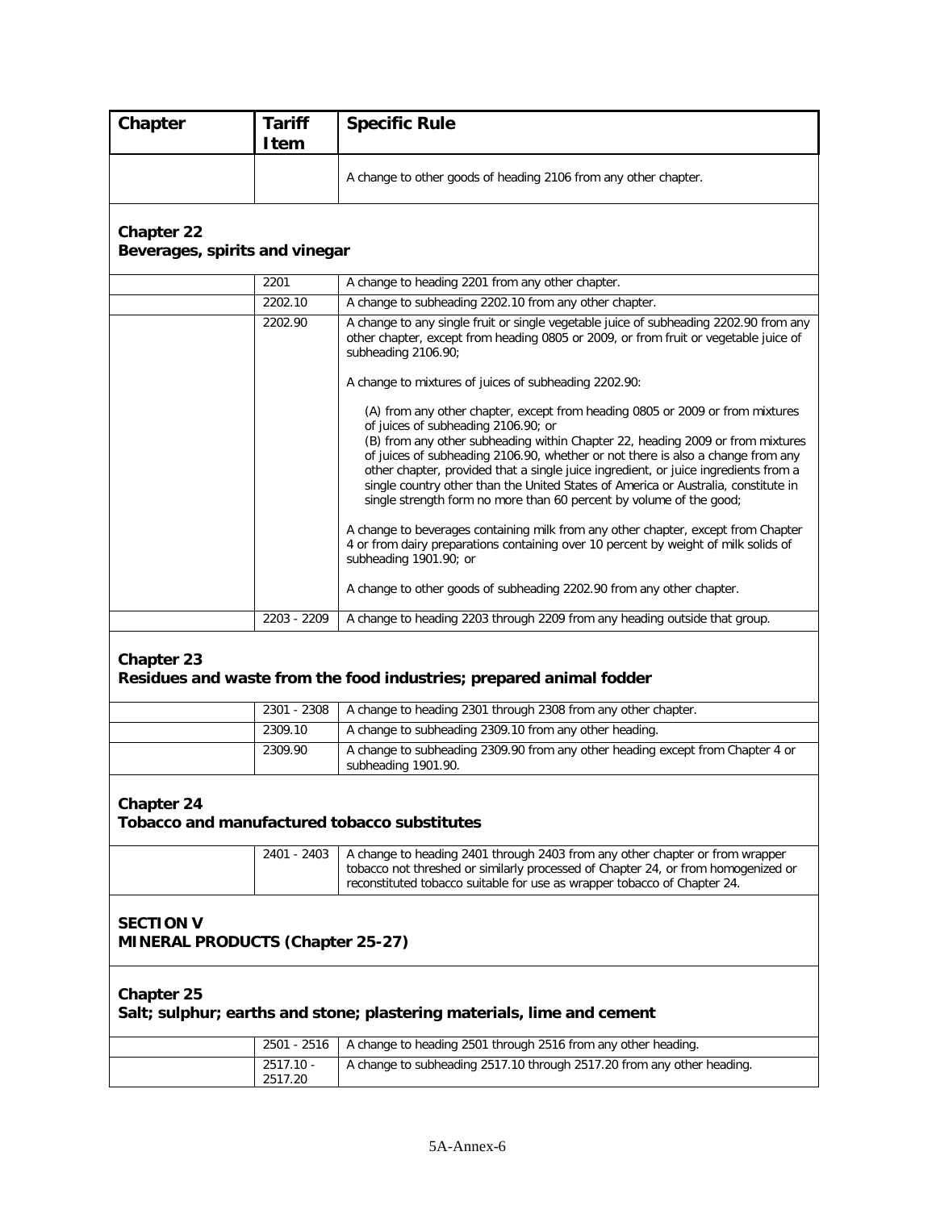| Chapter | Tariff Item | Specific Rule |
|---|---|---|
| | | A change to other goods of heading 2106 from any other chapter. |
| **Chapter 22**<br>**Beverages, spirits and vinegar** | | |
| | 2201 | A change to heading 2201 from any other chapter. |
| | 2202.10 | A change to subheading 2202.10 from any other chapter. |
| | 2202.90 | A change to any single fruit or single vegetable juice of subheading 2202.90 from any other chapter, except from heading 0805 or 2009, or from fruit or vegetable juice of subheading 2106.90;<br><br>A change to mixtures of juices of subheading 2202.90:<br><br>(A) from any other chapter, except from heading 0805 or 2009 or from mixtures of juices of subheading 2106.90; or<br>(B) from any other subheading within Chapter 22, heading 2009 or from mixtures of juices of subheading 2106.90, whether or not there is also a change from any other chapter, provided that a single juice ingredient, or juice ingredients from a single country other than the United States of America or Australia, constitute in single strength form no more than 60 percent by volume of the good;<br><br>A change to beverages containing milk from any other chapter, except from Chapter 4 or from dairy preparations containing over 10 percent by weight of milk solids of subheading 1901.90; or<br><br>A change to other goods of subheading 2202.90 from any other chapter. |
| | 2203 - 2209 | A change to heading 2203 through 2209 from any heading outside that group. |
| **Chapter 23**<br>**Residues and waste from the food industries; prepared animal fodder** | | |
| | 2301 - 2308 | A change to heading 2301 through 2308 from any other chapter. |
| | 2309.10 | A change to subheading 2309.10 from any other heading. |
| | 2309.90 | A change to subheading 2309.90 from any other heading except from Chapter 4 or subheading 1901.90. |
| **Chapter 24**<br>**Tobacco and manufactured tobacco substitutes** | | |
| | 2401 - 2403 | A change to heading 2401 through 2403 from any other chapter or from wrapper tobacco not threshed or similarly processed of Chapter 24, or from homogenized or reconstituted tobacco suitable for use as wrapper tobacco of Chapter 24. |
| **SECTION V**<br>**MINERAL PRODUCTS (Chapter 25-27)** | | |
| **Chapter 25**<br>**Salt; sulphur; earths and stone; plastering materials, lime and cement** | | |
| | 2501 - 2516 | A change to heading 2501 through 2516 from any other heading. |
| | 2517.10 - 2517.20 | A change to subheading 2517.10 through 2517.20 from any other heading. |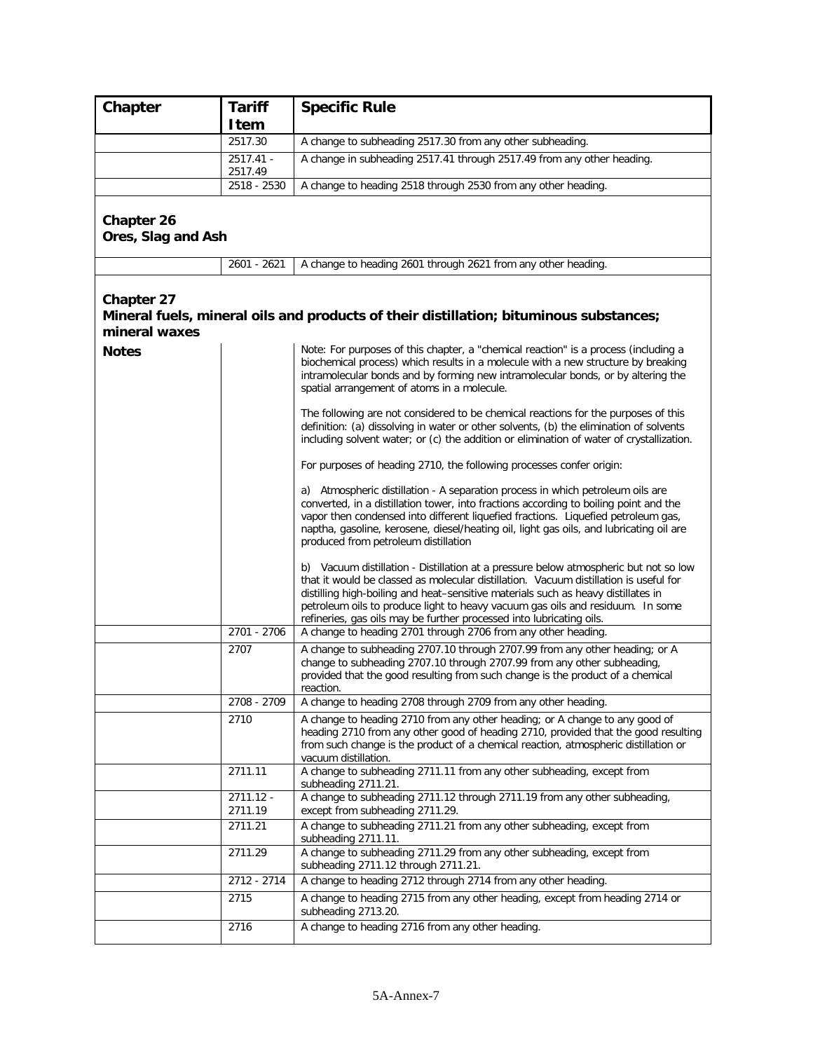| Chapter | Tariff Item | Specific Rule |
|---|---|---|
| | 2517.30 | A change to subheading 2517.30 from any other subheading. |
| | 2517.41 - 2517.49 | A change in subheading 2517.41 through 2517.49 from any other heading. |
| | 2518 - 2530 | A change to heading 2518 through 2530 from any other heading. |

**Chapter 26**
**Ores, Slag and Ash**

| Chapter | Tariff Item | Specific Rule |
|---|---|---|
| | 2601 - 2621 | A change to heading 2601 through 2621 from any other heading. |

**Chapter 27**
**Mineral fuels, mineral oils and products of their distillation; bituminous substances; mineral waxes**

| Chapter | Tariff Item | Specific Rule |
|---|---|---|
| **Notes** | | Note: For purposes of this chapter, a "chemical reaction" is a process (including a biochemical process) which results in a molecule with a new structure by breaking intramolecular bonds and by forming new intramolecular bonds, or by altering the spatial arrangement of atoms in a molecule.<br><br>The following are not considered to be chemical reactions for the purposes of this definition: (a) dissolving in water or other solvents, (b) the elimination of solvents including solvent water; or (c) the addition or elimination of water of crystallization.<br><br>For purposes of heading 2710, the following processes confer origin:<br><br>a) Atmospheric distillation - A separation process in which petroleum oils are converted, in a distillation tower, into fractions according to boiling point and the vapor then condensed into different liquefied fractions. Liquefied petroleum gas, naptha, gasoline, kerosene, diesel/heating oil, light gas oils, and lubricating oil are produced from petroleum distillation<br><br>b) Vacuum distillation - Distillation at a pressure below atmospheric but not so low that it would be classed as molecular distillation. Vacuum distillation is useful for distilling high-boiling and heat–sensitive materials such as heavy distillates in petroleum oils to produce light to heavy vacuum gas oils and residuum. In some refineries, gas oils may be further processed into lubricating oils. |
| | 2701 - 2706 | A change to heading 2701 through 2706 from any other heading. |
| | 2707 | A change to subheading 2707.10 through 2707.99 from any other heading; or A change to subheading 2707.10 through 2707.99 from any other subheading, provided that the good resulting from such change is the product of a chemical reaction. |
| | 2708 - 2709 | A change to heading 2708 through 2709 from any other heading. |
| | 2710 | A change to heading 2710 from any other heading; or A change to any good of heading 2710 from any other good of heading 2710, provided that the good resulting from such change is the product of a chemical reaction, atmospheric distillation or vacuum distillation. |
| | 2711.11 | A change to subheading 2711.11 from any other subheading, except from subheading 2711.21. |
| | 2711.12 - 2711.19 | A change to subheading 2711.12 through 2711.19 from any other subheading, except from subheading 2711.29. |
| | 2711.21 | A change to subheading 2711.21 from any other subheading, except from subheading 2711.11. |
| | 2711.29 | A change to subheading 2711.29 from any other subheading, except from subheading 2711.12 through 2711.21. |
| | 2712 - 2714 | A change to heading 2712 through 2714 from any other heading. |
| | 2715 | A change to heading 2715 from any other heading, except from heading 2714 or subheading 2713.20. |
| | 2716 | A change to heading 2716 from any other heading. |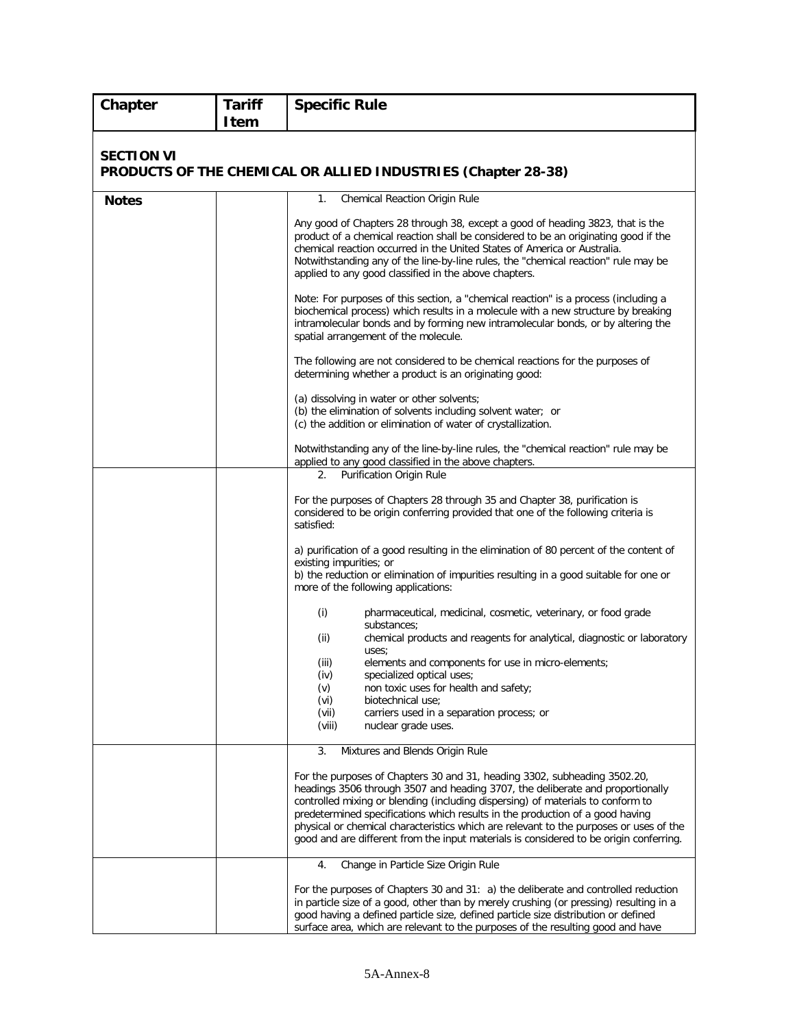| Chapter | Tariff Item | Specific Rule |
|---|---|---|
| **SECTION VI**<br>**PRODUCTS OF THE CHEMICAL OR ALLIED INDUSTRIES (Chapter 28-38)** | | |
| **Notes** | | 1. Chemical Reaction Origin Rule<br><br>Any good of Chapters 28 through 38, except a good of heading 3823, that is the product of a chemical reaction shall be considered to be an originating good if the chemical reaction occurred in the United States of America or Australia. Notwithstanding any of the line-by-line rules, the "chemical reaction" rule may be applied to any good classified in the above chapters.<br><br>Note: For purposes of this section, a "chemical reaction" is a process (including a biochemical process) which results in a molecule with a new structure by breaking intramolecular bonds and by forming new intramolecular bonds, or by altering the spatial arrangement of the molecule.<br><br>The following are not considered to be chemical reactions for the purposes of determining whether a product is an originating good:<br><br>(a) dissolving in water or other solvents;<br>(b) the elimination of solvents including solvent water; or<br>(c) the addition or elimination of water of crystallization.<br><br>Notwithstanding any of the line-by-line rules, the "chemical reaction" rule may be applied to any good classified in the above chapters. |
| | | 2. Purification Origin Rule<br><br>For the purposes of Chapters 28 through 35 and Chapter 38, purification is considered to be origin conferring provided that one of the following criteria is satisfied:<br><br>a) purification of a good resulting in the elimination of 80 percent of the content of existing impurities; or<br>b) the reduction or elimination of impurities resulting in a good suitable for one or more of the following applications:<br><br>(i) pharmaceutical, medicinal, cosmetic, veterinary, or food grade substances;<br>(ii) chemical products and reagents for analytical, diagnostic or laboratory uses;<br>(iii) elements and components for use in micro-elements;<br>(iv) specialized optical uses;<br>(v) non toxic uses for health and safety;<br>(vi) biotechnical use;<br>(vii) carriers used in a separation process; or<br>(viii) nuclear grade uses. |
| | | 3. Mixtures and Blends Origin Rule<br><br>For the purposes of Chapters 30 and 31, heading 3302, subheading 3502.20, headings 3506 through 3507 and heading 3707, the deliberate and proportionally controlled mixing or blending (including dispersing) of materials to conform to predetermined specifications which results in the production of a good having physical or chemical characteristics which are relevant to the purposes or uses of the good and are different from the input materials is considered to be origin conferring. |
| | | 4. Change in Particle Size Origin Rule<br><br>For the purposes of Chapters 30 and 31: a) the deliberate and controlled reduction in particle size of a good, other than by merely crushing (or pressing) resulting in a good having a defined particle size, defined particle size distribution or defined surface area, which are relevant to the purposes of the resulting good and have |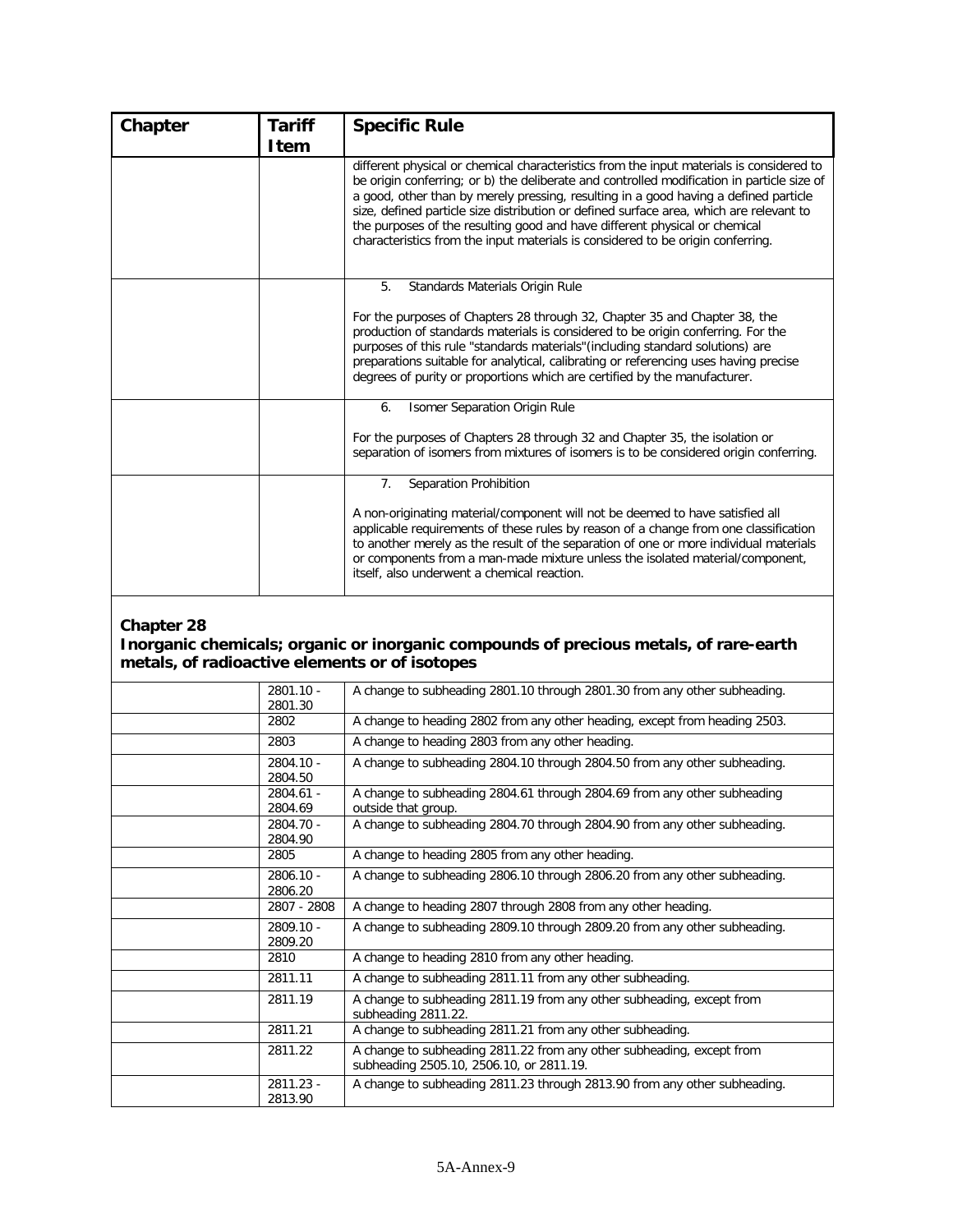| Chapter | Tariff Item | Specific Rule |
|---|---|---|
| | | different physical or chemical characteristics from the input materials is considered to be origin conferring; or b) the deliberate and controlled modification in particle size of a good, other than by merely pressing, resulting in a good having a defined particle size, defined particle size distribution or defined surface area, which are relevant to the purposes of the resulting good and have different physical or chemical characteristics from the input materials is considered to be origin conferring. |
| | | 5. Standards Materials Origin Rule<br><br>For the purposes of Chapters 28 through 32, Chapter 35 and Chapter 38, the production of standards materials is considered to be origin conferring. For the purposes of this rule "standards materials"(including standard solutions) are preparations suitable for analytical, calibrating or referencing uses having precise degrees of purity or proportions which are certified by the manufacturer. |
| | | 6. Isomer Separation Origin Rule<br><br>For the purposes of Chapters 28 through 32 and Chapter 35, the isolation or separation of isomers from mixtures of isomers is to be considered origin conferring. |
| | | 7. Separation Prohibition<br><br>A non-originating material/component will not be deemed to have satisfied all applicable requirements of these rules by reason of a change from one classification to another merely as the result of the separation of one or more individual materials or components from a man-made mixture unless the isolated material/component, itself, also underwent a chemical reaction. |

**Chapter 28**
**Inorganic chemicals; organic or inorganic compounds of precious metals, of rare-earth metals, of radioactive elements or of isotopes**

| Chapter | Tariff Item | Specific Rule |
|---|---|---|
| | 2801.10 - 2801.30 | A change to subheading 2801.10 through 2801.30 from any other subheading. |
| | 2802 | A change to heading 2802 from any other heading, except from heading 2503. |
| | 2803 | A change to heading 2803 from any other heading. |
| | 2804.10 - 2804.50 | A change to subheading 2804.10 through 2804.50 from any other subheading. |
| | 2804.61 - 2804.69 | A change to subheading 2804.61 through 2804.69 from any other subheading outside that group. |
| | 2804.70 - 2804.90 | A change to subheading 2804.70 through 2804.90 from any other subheading. |
| | 2805 | A change to heading 2805 from any other heading. |
| | 2806.10 - 2806.20 | A change to subheading 2806.10 through 2806.20 from any other subheading. |
| | 2807 - 2808 | A change to heading 2807 through 2808 from any other heading. |
| | 2809.10 - 2809.20 | A change to subheading 2809.10 through 2809.20 from any other subheading. |
| | 2810 | A change to heading 2810 from any other heading. |
| | 2811.11 | A change to subheading 2811.11 from any other subheading. |
| | 2811.19 | A change to subheading 2811.19 from any other subheading, except from subheading 2811.22. |
| | 2811.21 | A change to subheading 2811.21 from any other subheading. |
| | 2811.22 | A change to subheading 2811.22 from any other subheading, except from subheading 2505.10, 2506.10, or 2811.19. |
| | 2811.23 - 2813.90 | A change to subheading 2811.23 through 2813.90 from any other subheading. |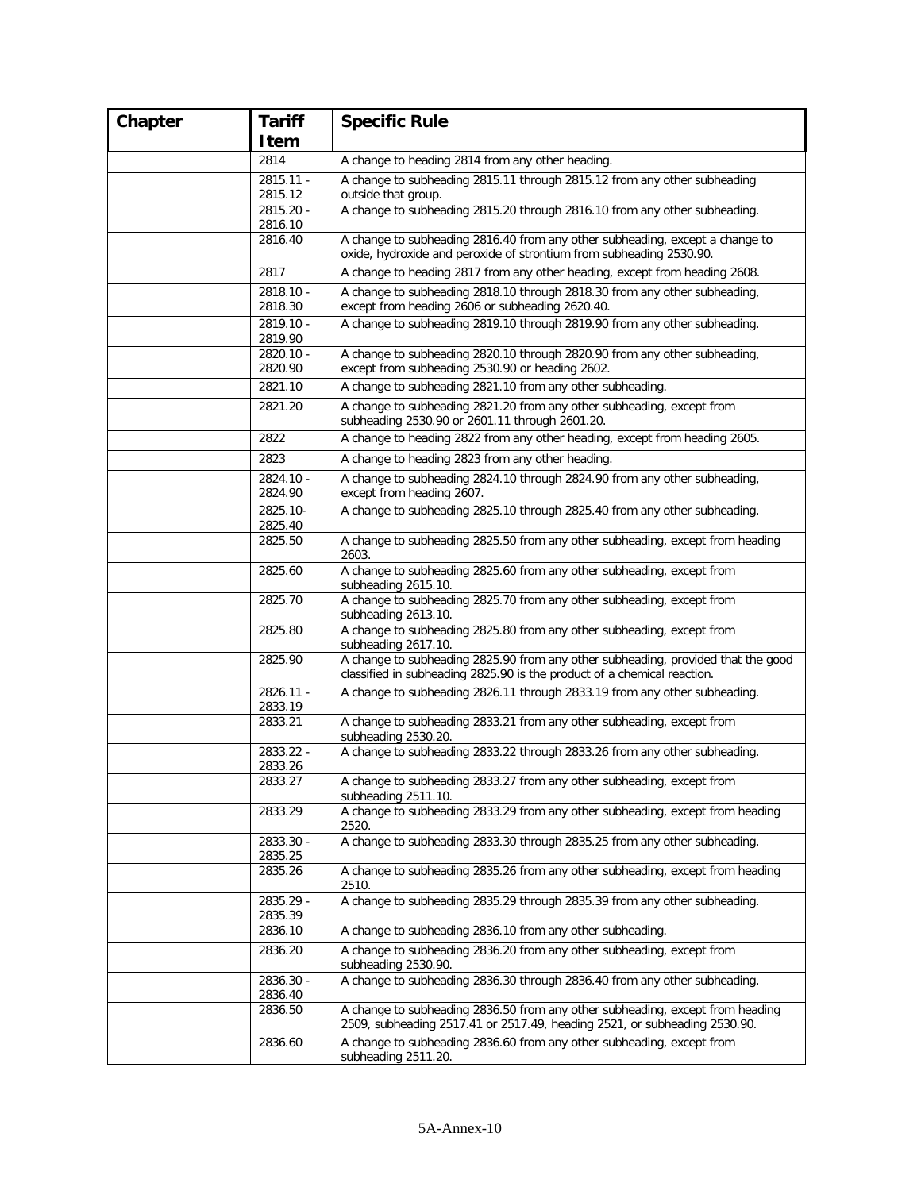| Chapter | Tariff Item | Specific Rule |
|---|---|---|
| | 2814 | A change to heading 2814 from any other heading. |
| | 2815.11 - 2815.12 | A change to subheading 2815.11 through 2815.12 from any other subheading outside that group. |
| | 2815.20 - 2816.10 | A change to subheading 2815.20 through 2816.10 from any other subheading. |
| | 2816.40 | A change to subheading 2816.40 from any other subheading, except a change to oxide, hydroxide and peroxide of strontium from subheading 2530.90. |
| | 2817 | A change to heading 2817 from any other heading, except from heading 2608. |
| | 2818.10 - 2818.30 | A change to subheading 2818.10 through 2818.30 from any other subheading, except from heading 2606 or subheading 2620.40. |
| | 2819.10 - 2819.90 | A change to subheading 2819.10 through 2819.90 from any other subheading. |
| | 2820.10 - 2820.90 | A change to subheading 2820.10 through 2820.90 from any other subheading, except from subheading 2530.90 or heading 2602. |
| | 2821.10 | A change to subheading 2821.10 from any other subheading. |
| | 2821.20 | A change to subheading 2821.20 from any other subheading, except from subheading 2530.90 or 2601.11 through 2601.20. |
| | 2822 | A change to heading 2822 from any other heading, except from heading 2605. |
| | 2823 | A change to heading 2823 from any other heading. |
| | 2824.10 - 2824.90 | A change to subheading 2824.10 through 2824.90 from any other subheading, except from heading 2607. |
| | 2825.10-2825.40 | A change to subheading 2825.10 through 2825.40 from any other subheading. |
| | 2825.50 | A change to subheading 2825.50 from any other subheading, except from heading 2603. |
| | 2825.60 | A change to subheading 2825.60 from any other subheading, except from subheading 2615.10. |
| | 2825.70 | A change to subheading 2825.70 from any other subheading, except from subheading 2613.10. |
| | 2825.80 | A change to subheading 2825.80 from any other subheading, except from subheading 2617.10. |
| | 2825.90 | A change to subheading 2825.90 from any other subheading, provided that the good classified in subheading 2825.90 is the product of a chemical reaction. |
| | 2826.11 - 2833.19 | A change to subheading 2826.11 through 2833.19 from any other subheading. |
| | 2833.21 | A change to subheading 2833.21 from any other subheading, except from subheading 2530.20. |
| | 2833.22 - 2833.26 | A change to subheading 2833.22 through 2833.26 from any other subheading. |
| | 2833.27 | A change to subheading 2833.27 from any other subheading, except from subheading 2511.10. |
| | 2833.29 | A change to subheading 2833.29 from any other subheading, except from heading 2520. |
| | 2833.30 - 2835.25 | A change to subheading 2833.30 through 2835.25 from any other subheading. |
| | 2835.26 | A change to subheading 2835.26 from any other subheading, except from heading 2510. |
| | 2835.29 - 2835.39 | A change to subheading 2835.29 through 2835.39 from any other subheading. |
| | 2836.10 | A change to subheading 2836.10 from any other subheading. |
| | 2836.20 | A change to subheading 2836.20 from any other subheading, except from subheading 2530.90. |
| | 2836.30 - 2836.40 | A change to subheading 2836.30 through 2836.40 from any other subheading. |
| | 2836.50 | A change to subheading 2836.50 from any other subheading, except from heading 2509, subheading 2517.41 or 2517.49, heading 2521, or subheading 2530.90. |
| | 2836.60 | A change to subheading 2836.60 from any other subheading, except from subheading 2511.20. |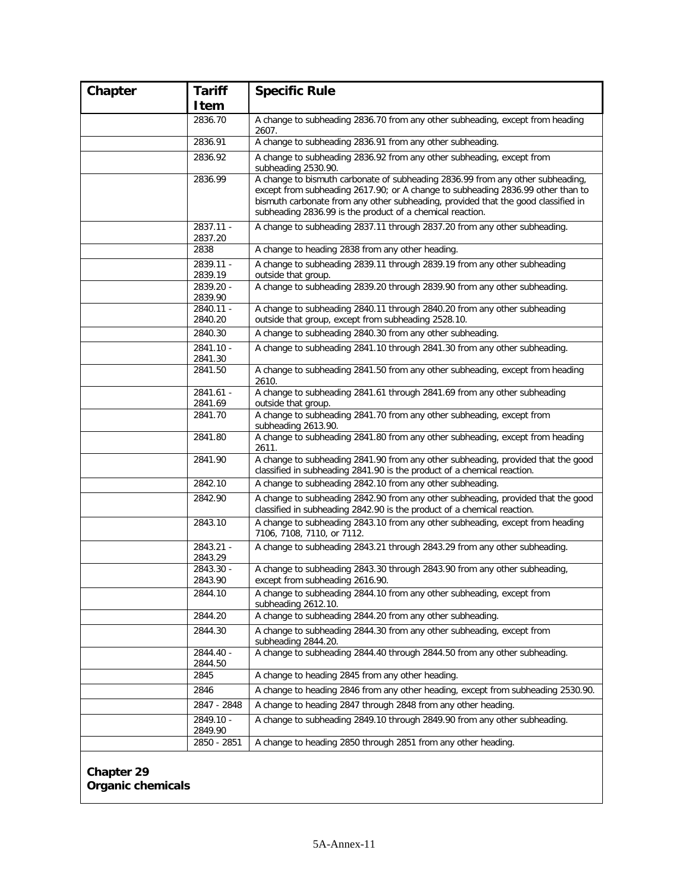| Chapter | Tariff Item | Specific Rule |
|---|---|---|
| | 2836.70 | A change to subheading 2836.70 from any other subheading, except from heading 2607. |
| | 2836.91 | A change to subheading 2836.91 from any other subheading. |
| | 2836.92 | A change to subheading 2836.92 from any other subheading, except from subheading 2530.90. |
| | 2836.99 | A change to bismuth carbonate of subheading 2836.99 from any other subheading, except from subheading 2617.90; or A change to subheading 2836.99 other than to bismuth carbonate from any other subheading, provided that the good classified in subheading 2836.99 is the product of a chemical reaction. |
| | 2837.11 - 2837.20 | A change to subheading 2837.11 through 2837.20 from any other subheading. |
| | 2838 | A change to heading 2838 from any other heading. |
| | 2839.11 - 2839.19 | A change to subheading 2839.11 through 2839.19 from any other subheading outside that group. |
| | 2839.20 - 2839.90 | A change to subheading 2839.20 through 2839.90 from any other subheading. |
| | 2840.11 - 2840.20 | A change to subheading 2840.11 through 2840.20 from any other subheading outside that group, except from subheading 2528.10. |
| | 2840.30 | A change to subheading 2840.30 from any other subheading. |
| | 2841.10 - 2841.30 | A change to subheading 2841.10 through 2841.30 from any other subheading. |
| | 2841.50 | A change to subheading 2841.50 from any other subheading, except from heading 2610. |
| | 2841.61 - 2841.69 | A change to subheading 2841.61 through 2841.69 from any other subheading outside that group. |
| | 2841.70 | A change to subheading 2841.70 from any other subheading, except from subheading 2613.90. |
| | 2841.80 | A change to subheading 2841.80 from any other subheading, except from heading 2611. |
| | 2841.90 | A change to subheading 2841.90 from any other subheading, provided that the good classified in subheading 2841.90 is the product of a chemical reaction. |
| | 2842.10 | A change to subheading 2842.10 from any other subheading. |
| | 2842.90 | A change to subheading 2842.90 from any other subheading, provided that the good classified in subheading 2842.90 is the product of a chemical reaction. |
| | 2843.10 | A change to subheading 2843.10 from any other subheading, except from heading 7106, 7108, 7110, or 7112. |
| | 2843.21 - 2843.29 | A change to subheading 2843.21 through 2843.29 from any other subheading. |
| | 2843.30 - 2843.90 | A change to subheading 2843.30 through 2843.90 from any other subheading, except from subheading 2616.90. |
| | 2844.10 | A change to subheading 2844.10 from any other subheading, except from subheading 2612.10. |
| | 2844.20 | A change to subheading 2844.20 from any other subheading. |
| | 2844.30 | A change to subheading 2844.30 from any other subheading, except from subheading 2844.20. |
| | 2844.40 - 2844.50 | A change to subheading 2844.40 through 2844.50 from any other subheading. |
| | 2845 | A change to heading 2845 from any other heading. |
| | 2846 | A change to heading 2846 from any other heading, except from subheading 2530.90. |
| | 2847 - 2848 | A change to heading 2847 through 2848 from any other heading. |
| | 2849.10 - 2849.90 | A change to subheading 2849.10 through 2849.90 from any other subheading. |
| | 2850 - 2851 | A change to heading 2850 through 2851 from any other heading. |
| **Chapter 29 Organic chemicals** | | |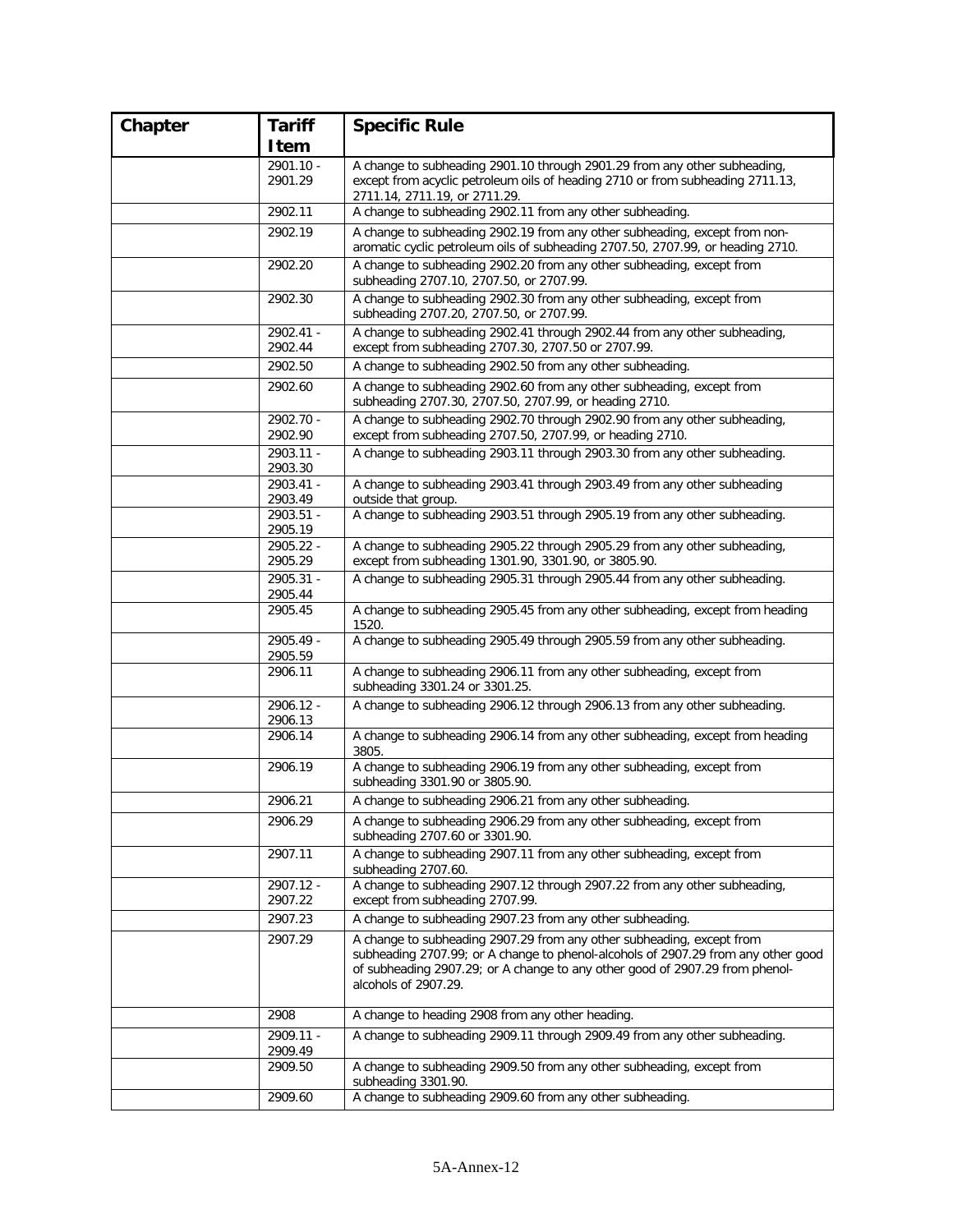| Chapter | Tariff Item | Specific Rule |
|---|---|---|
| | 2901.10 - 2901.29 | A change to subheading 2901.10 through 2901.29 from any other subheading, except from acyclic petroleum oils of heading 2710 or from subheading 2711.13, 2711.14, 2711.19, or 2711.29. |
| | 2902.11 | A change to subheading 2902.11 from any other subheading. |
| | 2902.19 | A change to subheading 2902.19 from any other subheading, except from non-aromatic cyclic petroleum oils of subheading 2707.50, 2707.99, or heading 2710. |
| | 2902.20 | A change to subheading 2902.20 from any other subheading, except from subheading 2707.10, 2707.50, or 2707.99. |
| | 2902.30 | A change to subheading 2902.30 from any other subheading, except from subheading 2707.20, 2707.50, or 2707.99. |
| | 2902.41 - 2902.44 | A change to subheading 2902.41 through 2902.44 from any other subheading, except from subheading 2707.30, 2707.50 or 2707.99. |
| | 2902.50 | A change to subheading 2902.50 from any other subheading. |
| | 2902.60 | A change to subheading 2902.60 from any other subheading, except from subheading 2707.30, 2707.50, 2707.99, or heading 2710. |
| | 2902.70 - 2902.90 | A change to subheading 2902.70 through 2902.90 from any other subheading, except from subheading 2707.50, 2707.99, or heading 2710. |
| | 2903.11 - 2903.30 | A change to subheading 2903.11 through 2903.30 from any other subheading. |
| | 2903.41 - 2903.49 | A change to subheading 2903.41 through 2903.49 from any other subheading outside that group. |
| | 2903.51 - 2905.19 | A change to subheading 2903.51 through 2905.19 from any other subheading. |
| | 2905.22 - 2905.29 | A change to subheading 2905.22 through 2905.29 from any other subheading, except from subheading 1301.90, 3301.90, or 3805.90. |
| | 2905.31 - 2905.44 | A change to subheading 2905.31 through 2905.44 from any other subheading. |
| | 2905.45 | A change to subheading 2905.45 from any other subheading, except from heading 1520. |
| | 2905.49 - 2905.59 | A change to subheading 2905.49 through 2905.59 from any other subheading. |
| | 2906.11 | A change to subheading 2906.11 from any other subheading, except from subheading 3301.24 or 3301.25. |
| | 2906.12 - 2906.13 | A change to subheading 2906.12 through 2906.13 from any other subheading. |
| | 2906.14 | A change to subheading 2906.14 from any other subheading, except from heading 3805. |
| | 2906.19 | A change to subheading 2906.19 from any other subheading, except from subheading 3301.90 or 3805.90. |
| | 2906.21 | A change to subheading 2906.21 from any other subheading. |
| | 2906.29 | A change to subheading 2906.29 from any other subheading, except from subheading 2707.60 or 3301.90. |
| | 2907.11 | A change to subheading 2907.11 from any other subheading, except from subheading 2707.60. |
| | 2907.12 - 2907.22 | A change to subheading 2907.12 through 2907.22 from any other subheading, except from subheading 2707.99. |
| | 2907.23 | A change to subheading 2907.23 from any other subheading. |
| | 2907.29 | A change to subheading 2907.29 from any other subheading, except from subheading 2707.99; or A change to phenol-alcohols of 2907.29 from any other good of subheading 2907.29; or A change to any other good of 2907.29 from phenol-alcohols of 2907.29. |
| | 2908 | A change to heading 2908 from any other heading. |
| | 2909.11 - 2909.49 | A change to subheading 2909.11 through 2909.49 from any other subheading. |
| | 2909.50 | A change to subheading 2909.50 from any other subheading, except from subheading 3301.90. |
| | 2909.60 | A change to subheading 2909.60 from any other subheading. |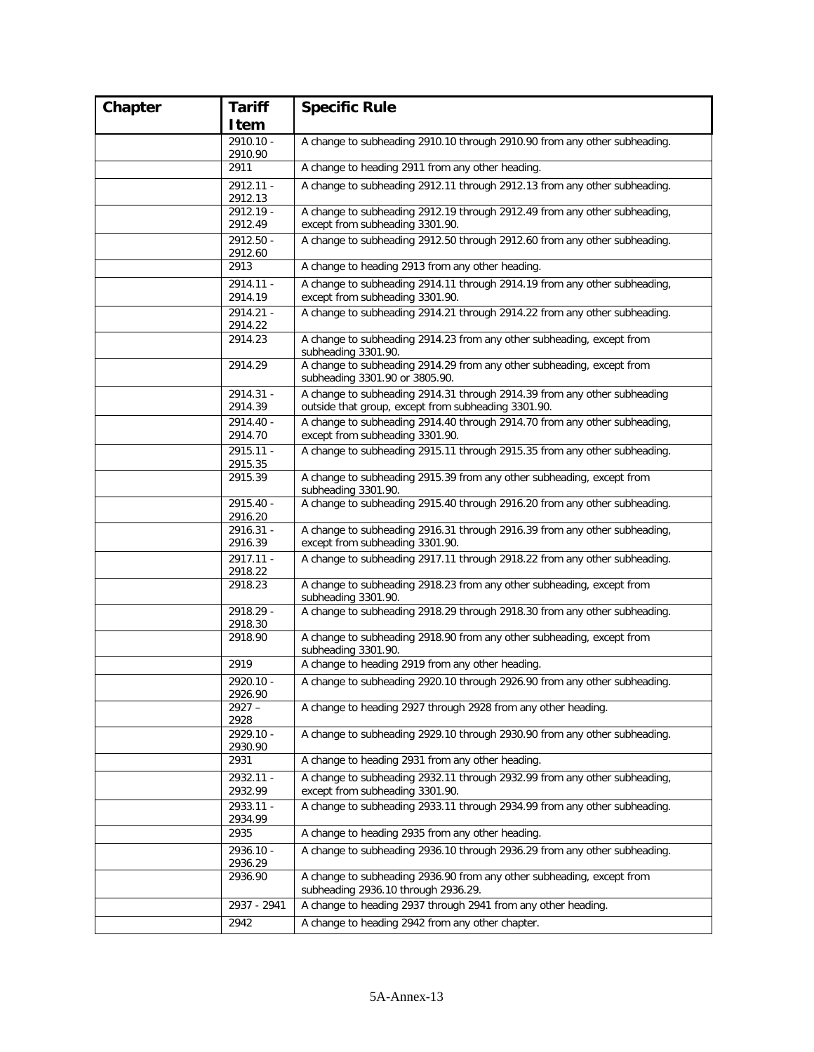| Chapter | Tariff Item | Specific Rule |
|---|---|---|
| | 2910.10 - 2910.90 | A change to subheading 2910.10 through 2910.90 from any other subheading. |
| | 2911 | A change to heading 2911 from any other heading. |
| | 2912.11 - 2912.13 | A change to subheading 2912.11 through 2912.13 from any other subheading. |
| | 2912.19 - 2912.49 | A change to subheading 2912.19 through 2912.49 from any other subheading, except from subheading 3301.90. |
| | 2912.50 - 2912.60 | A change to subheading 2912.50 through 2912.60 from any other subheading. |
| | 2913 | A change to heading 2913 from any other heading. |
| | 2914.11 - 2914.19 | A change to subheading 2914.11 through 2914.19 from any other subheading, except from subheading 3301.90. |
| | 2914.21 - 2914.22 | A change to subheading 2914.21 through 2914.22 from any other subheading. |
| | 2914.23 | A change to subheading 2914.23 from any other subheading, except from subheading 3301.90. |
| | 2914.29 | A change to subheading 2914.29 from any other subheading, except from subheading 3301.90 or 3805.90. |
| | 2914.31 - 2914.39 | A change to subheading 2914.31 through 2914.39 from any other subheading outside that group, except from subheading 3301.90. |
| | 2914.40 - 2914.70 | A change to subheading 2914.40 through 2914.70 from any other subheading, except from subheading 3301.90. |
| | 2915.11 - 2915.35 | A change to subheading 2915.11 through 2915.35 from any other subheading. |
| | 2915.39 | A change to subheading 2915.39 from any other subheading, except from subheading 3301.90. |
| | 2915.40 - 2916.20 | A change to subheading 2915.40 through 2916.20 from any other subheading. |
| | 2916.31 - 2916.39 | A change to subheading 2916.31 through 2916.39 from any other subheading, except from subheading 3301.90. |
| | 2917.11 - 2918.22 | A change to subheading 2917.11 through 2918.22 from any other subheading. |
| | 2918.23 | A change to subheading 2918.23 from any other subheading, except from subheading 3301.90. |
| | 2918.29 - 2918.30 | A change to subheading 2918.29 through 2918.30 from any other subheading. |
| | 2918.90 | A change to subheading 2918.90 from any other subheading, except from subheading 3301.90. |
| | 2919 | A change to heading 2919 from any other heading. |
| | 2920.10 - 2926.90 | A change to subheading 2920.10 through 2926.90 from any other subheading. |
| | 2927 – 2928 | A change to heading 2927 through 2928 from any other heading. |
| | 2929.10 - 2930.90 | A change to subheading 2929.10 through 2930.90 from any other subheading. |
| | 2931 | A change to heading 2931 from any other heading. |
| | 2932.11 - 2932.99 | A change to subheading 2932.11 through 2932.99 from any other subheading, except from subheading 3301.90. |
| | 2933.11 - 2934.99 | A change to subheading 2933.11 through 2934.99 from any other subheading. |
| | 2935 | A change to heading 2935 from any other heading. |
| | 2936.10 - 2936.29 | A change to subheading 2936.10 through 2936.29 from any other subheading. |
| | 2936.90 | A change to subheading 2936.90 from any other subheading, except from subheading 2936.10 through 2936.29. |
| | 2937 - 2941 | A change to heading 2937 through 2941 from any other heading. |
| | 2942 | A change to heading 2942 from any other chapter. |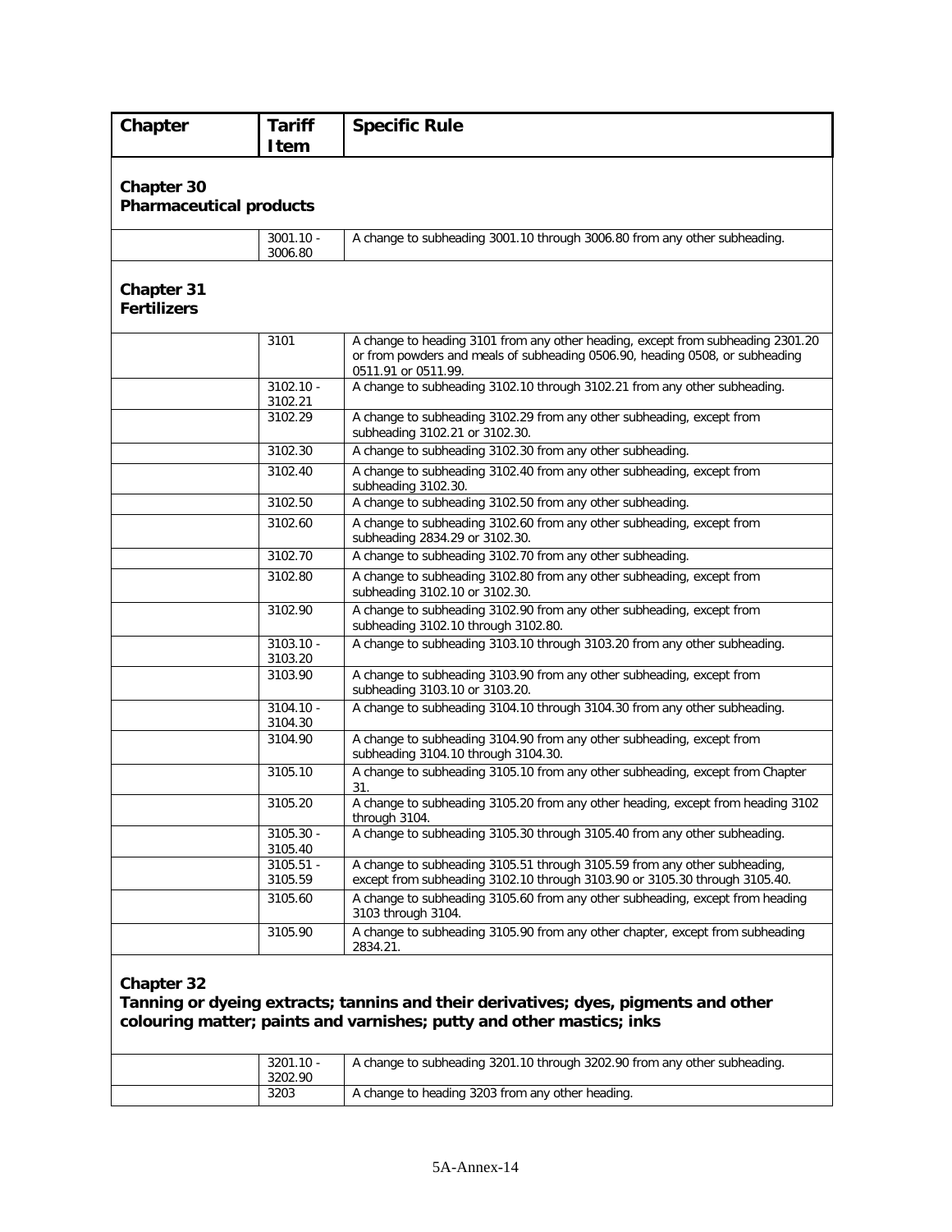| Chapter | Tariff Item | Specific Rule |
|---|---|---|
| **Chapter 30** **Pharmaceutical products** | | |
| | 3001.10 - 3006.80 | A change to subheading 3001.10 through 3006.80 from any other subheading. |
| **Chapter 31** **Fertilizers** | | |
| | 3101 | A change to heading 3101 from any other heading, except from subheading 2301.20 or from powders and meals of subheading 0506.90, heading 0508, or subheading 0511.91 or 0511.99. |
| | 3102.10 - 3102.21 | A change to subheading 3102.10 through 3102.21 from any other subheading. |
| | 3102.29 | A change to subheading 3102.29 from any other subheading, except from subheading 3102.21 or 3102.30. |
| | 3102.30 | A change to subheading 3102.30 from any other subheading. |
| | 3102.40 | A change to subheading 3102.40 from any other subheading, except from subheading 3102.30. |
| | 3102.50 | A change to subheading 3102.50 from any other subheading. |
| | 3102.60 | A change to subheading 3102.60 from any other subheading, except from subheading 2834.29 or 3102.30. |
| | 3102.70 | A change to subheading 3102.70 from any other subheading. |
| | 3102.80 | A change to subheading 3102.80 from any other subheading, except from subheading 3102.10 or 3102.30. |
| | 3102.90 | A change to subheading 3102.90 from any other subheading, except from subheading 3102.10 through 3102.80. |
| | 3103.10 - 3103.20 | A change to subheading 3103.10 through 3103.20 from any other subheading. |
| | 3103.90 | A change to subheading 3103.90 from any other subheading, except from subheading 3103.10 or 3103.20. |
| | 3104.10 - 3104.30 | A change to subheading 3104.10 through 3104.30 from any other subheading. |
| | 3104.90 | A change to subheading 3104.90 from any other subheading, except from subheading 3104.10 through 3104.30. |
| | 3105.10 | A change to subheading 3105.10 from any other subheading, except from Chapter 31. |
| | 3105.20 | A change to subheading 3105.20 from any other heading, except from heading 3102 through 3104. |
| | 3105.30 - 3105.40 | A change to subheading 3105.30 through 3105.40 from any other subheading. |
| | 3105.51 - 3105.59 | A change to subheading 3105.51 through 3105.59 from any other subheading, except from subheading 3102.10 through 3103.90 or 3105.30 through 3105.40. |
| | 3105.60 | A change to subheading 3105.60 from any other subheading, except from heading 3103 through 3104. |
| | 3105.90 | A change to subheading 3105.90 from any other chapter, except from subheading 2834.21. |
| **Chapter 32** **Tanning or dyeing extracts; tannins and their derivatives; dyes, pigments and other colouring matter; paints and varnishes; putty and other mastics; inks** | | |
| | 3201.10 - 3202.90 | A change to subheading 3201.10 through 3202.90 from any other subheading. |
| | 3203 | A change to heading 3203 from any other heading. |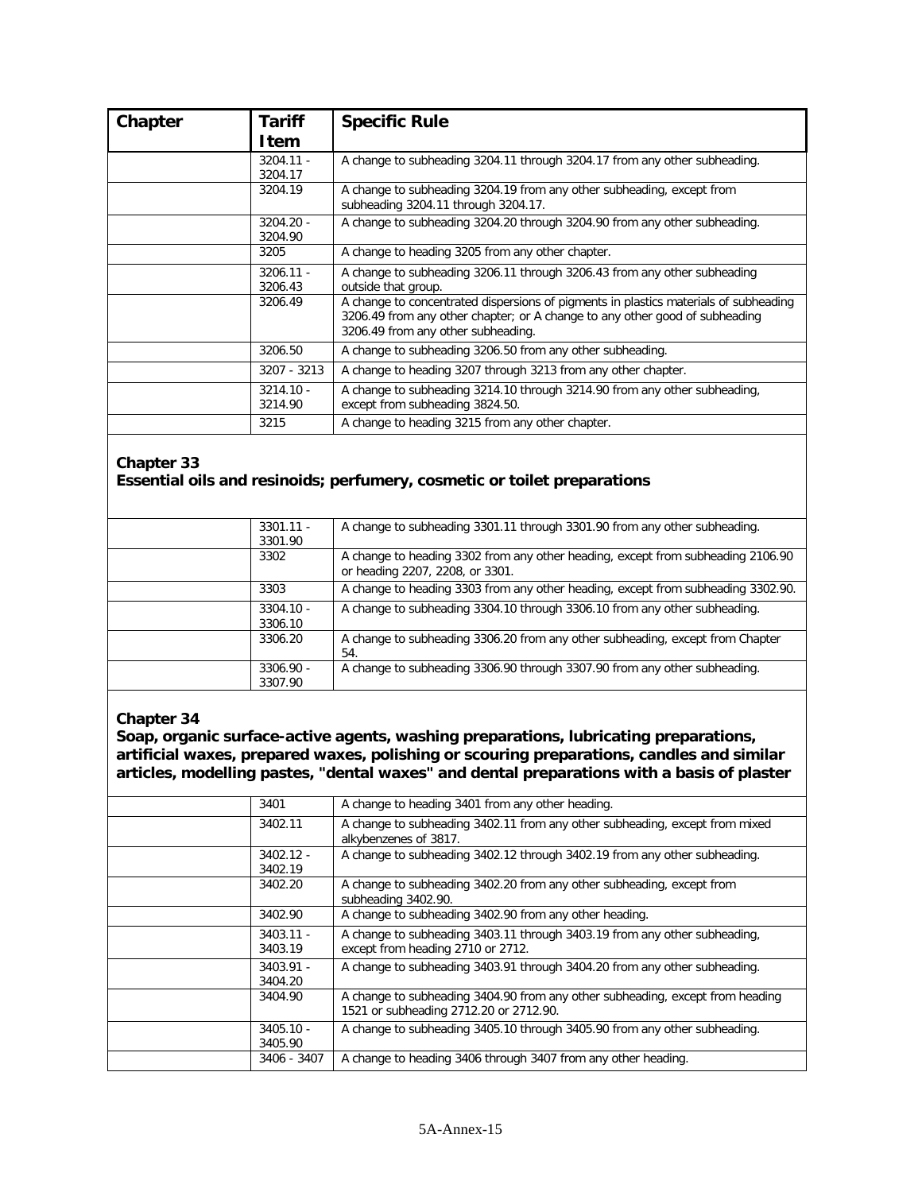| Chapter | Tariff Item | Specific Rule |
|---|---|---|
| | 3204.11 - 3204.17 | A change to subheading 3204.11 through 3204.17 from any other subheading. |
| | 3204.19 | A change to subheading 3204.19 from any other subheading, except from subheading 3204.11 through 3204.17. |
| | 3204.20 - 3204.90 | A change to subheading 3204.20 through 3204.90 from any other subheading. |
| | 3205 | A change to heading 3205 from any other chapter. |
| | 3206.11 - 3206.43 | A change to subheading 3206.11 through 3206.43 from any other subheading outside that group. |
| | 3206.49 | A change to concentrated dispersions of pigments in plastics materials of subheading 3206.49 from any other chapter; or A change to any other good of subheading 3206.49 from any other subheading. |
| | 3206.50 | A change to subheading 3206.50 from any other subheading. |
| | 3207 - 3213 | A change to heading 3207 through 3213 from any other chapter. |
| | 3214.10 - 3214.90 | A change to subheading 3214.10 through 3214.90 from any other subheading, except from subheading 3824.50. |
| | 3215 | A change to heading 3215 from any other chapter. |

**Chapter 33**
**Essential oils and resinoids; perfumery, cosmetic or toilet preparations**

| Chapter | Tariff Item | Specific Rule |
|---|---|---|
| | 3301.11 - 3301.90 | A change to subheading 3301.11 through 3301.90 from any other subheading. |
| | 3302 | A change to heading 3302 from any other heading, except from subheading 2106.90 or heading 2207, 2208, or 3301. |
| | 3303 | A change to heading 3303 from any other heading, except from subheading 3302.90. |
| | 3304.10 - 3306.10 | A change to subheading 3304.10 through 3306.10 from any other subheading. |
| | 3306.20 | A change to subheading 3306.20 from any other subheading, except from Chapter 54. |
| | 3306.90 - 3307.90 | A change to subheading 3306.90 through 3307.90 from any other subheading. |

**Chapter 34**
**Soap, organic surface-active agents, washing preparations, lubricating preparations, artificial waxes, prepared waxes, polishing or scouring preparations, candles and similar articles, modelling pastes, "dental waxes" and dental preparations with a basis of plaster**

| Chapter | Tariff Item | Specific Rule |
|---|---|---|
| | 3401 | A change to heading 3401 from any other heading. |
| | 3402.11 | A change to subheading 3402.11 from any other subheading, except from mixed alkybenzenes of 3817. |
| | 3402.12 - 3402.19 | A change to subheading 3402.12 through 3402.19 from any other subheading. |
| | 3402.20 | A change to subheading 3402.20 from any other subheading, except from subheading 3402.90. |
| | 3402.90 | A change to subheading 3402.90 from any other heading. |
| | 3403.11 - 3403.19 | A change to subheading 3403.11 through 3403.19 from any other subheading, except from heading 2710 or 2712. |
| | 3403.91 - 3404.20 | A change to subheading 3403.91 through 3404.20 from any other subheading. |
| | 3404.90 | A change to subheading 3404.90 from any other subheading, except from heading 1521 or subheading 2712.20 or 2712.90. |
| | 3405.10 - 3405.90 | A change to subheading 3405.10 through 3405.90 from any other subheading. |
| | 3406 - 3407 | A change to heading 3406 through 3407 from any other heading. |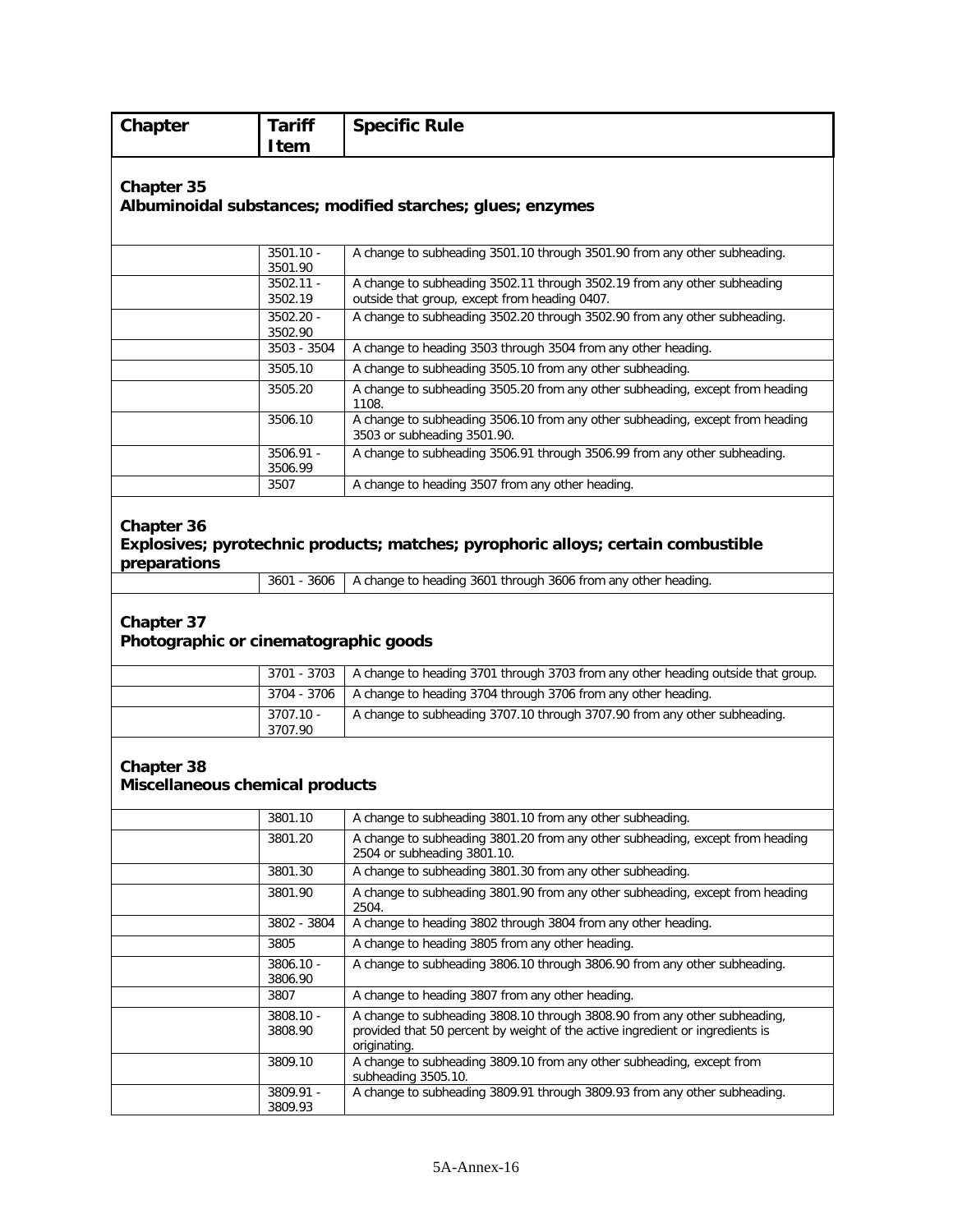| Chapter | Tariff Item | Specific Rule |
|---|---|---|
| **Chapter 35** **Albuminoidal substances; modified starches; glues; enzymes** | | |
| | 3501.10 - 3501.90 | A change to subheading 3501.10 through 3501.90 from any other subheading. |
| | 3502.11 - 3502.19 | A change to subheading 3502.11 through 3502.19 from any other subheading outside that group, except from heading 0407. |
| | 3502.20 - 3502.90 | A change to subheading 3502.20 through 3502.90 from any other subheading. |
| | 3503 - 3504 | A change to heading 3503 through 3504 from any other heading. |
| | 3505.10 | A change to subheading 3505.10 from any other subheading. |
| | 3505.20 | A change to subheading 3505.20 from any other subheading, except from heading 1108. |
| | 3506.10 | A change to subheading 3506.10 from any other subheading, except from heading 3503 or subheading 3501.90. |
| | 3506.91 - 3506.99 | A change to subheading 3506.91 through 3506.99 from any other subheading. |
| | 3507 | A change to heading 3507 from any other heading. |
| **Chapter 36** **Explosives; pyrotechnic products; matches; pyrophoric alloys; certain combustible preparations** | | |
| | 3601 - 3606 | A change to heading 3601 through 3606 from any other heading. |
| **Chapter 37** **Photographic or cinematographic goods** | | |
| | 3701 - 3703 | A change to heading 3701 through 3703 from any other heading outside that group. |
| | 3704 - 3706 | A change to heading 3704 through 3706 from any other heading. |
| | 3707.10 - 3707.90 | A change to subheading 3707.10 through 3707.90 from any other subheading. |
| **Chapter 38** **Miscellaneous chemical products** | | |
| | 3801.10 | A change to subheading 3801.10 from any other subheading. |
| | 3801.20 | A change to subheading 3801.20 from any other subheading, except from heading 2504 or subheading 3801.10. |
| | 3801.30 | A change to subheading 3801.30 from any other subheading. |
| | 3801.90 | A change to subheading 3801.90 from any other subheading, except from heading 2504. |
| | 3802 - 3804 | A change to heading 3802 through 3804 from any other heading. |
| | 3805 | A change to heading 3805 from any other heading. |
| | 3806.10 - 3806.90 | A change to subheading 3806.10 through 3806.90 from any other subheading. |
| | 3807 | A change to heading 3807 from any other heading. |
| | 3808.10 - 3808.90 | A change to subheading 3808.10 through 3808.90 from any other subheading, provided that 50 percent by weight of the active ingredient or ingredients is originating. |
| | 3809.10 | A change to subheading 3809.10 from any other subheading, except from subheading 3505.10. |
| | 3809.91 - 3809.93 | A change to subheading 3809.91 through 3809.93 from any other subheading. |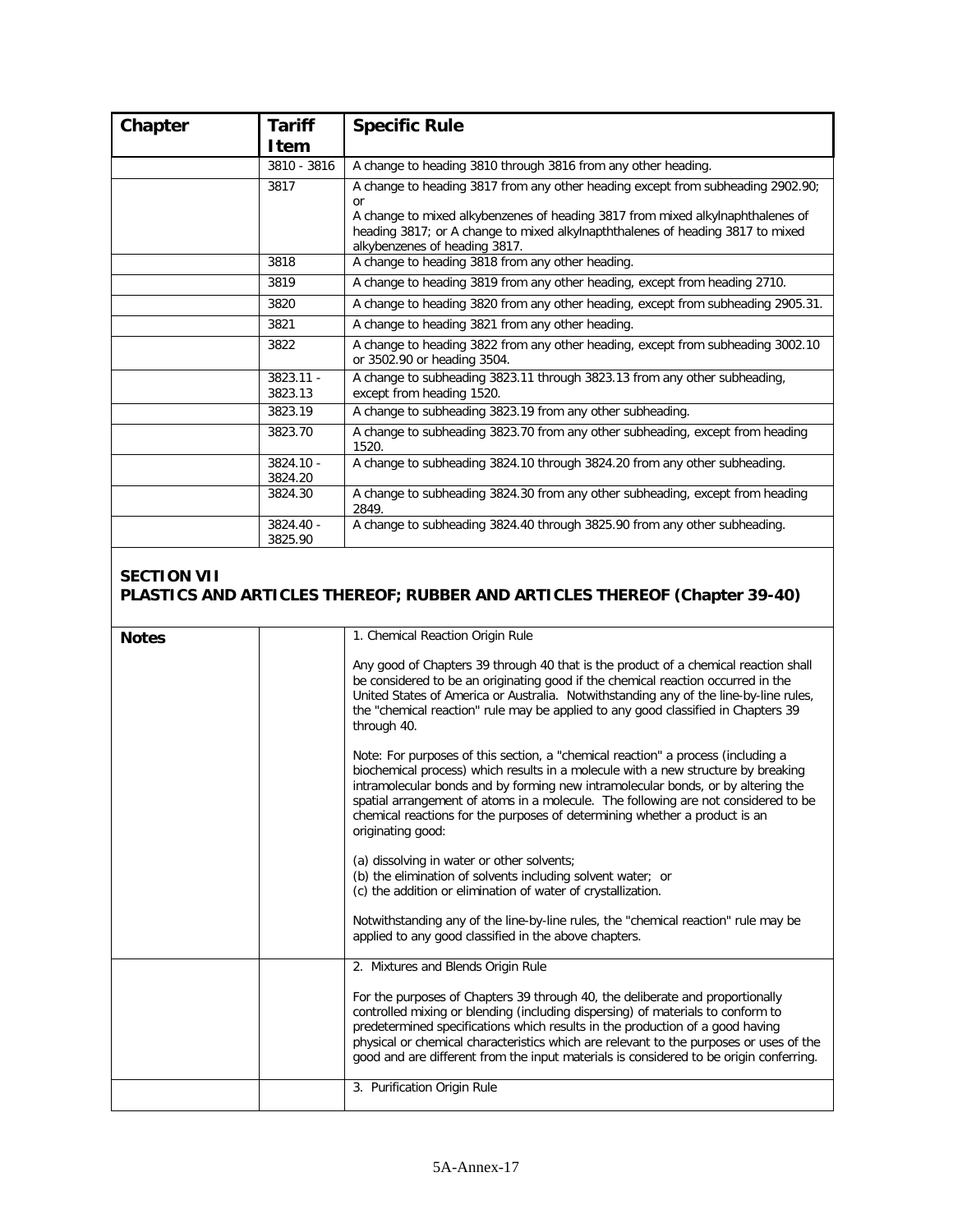| Chapter | Tariff Item | Specific Rule |
|---|---|---|
| | 3810 - 3816 | A change to heading 3810 through 3816 from any other heading. |
| | 3817 | A change to heading 3817 from any other heading except from subheading 2902.90; or<br>A change to mixed alkybenzenes of heading 3817 from mixed alkylnaphthalenes of heading 3817; or A change to mixed alkylnapththalenes of heading 3817 to mixed alkybenzenes of heading 3817. |
| | 3818 | A change to heading 3818 from any other heading. |
| | 3819 | A change to heading 3819 from any other heading, except from heading 2710. |
| | 3820 | A change to heading 3820 from any other heading, except from subheading 2905.31. |
| | 3821 | A change to heading 3821 from any other heading. |
| | 3822 | A change to heading 3822 from any other heading, except from subheading 3002.10 or 3502.90 or heading 3504. |
| | 3823.11 - 3823.13 | A change to subheading 3823.11 through 3823.13 from any other subheading, except from heading 1520. |
| | 3823.19 | A change to subheading 3823.19 from any other subheading. |
| | 3823.70 | A change to subheading 3823.70 from any other subheading, except from heading 1520. |
| | 3824.10 - 3824.20 | A change to subheading 3824.10 through 3824.20 from any other subheading. |
| | 3824.30 | A change to subheading 3824.30 from any other subheading, except from heading 2849. |
| | 3824.40 - 3825.90 | A change to subheading 3824.40 through 3825.90 from any other subheading. |

## SECTION VII
## PLASTICS AND ARTICLES THEREOF; RUBBER AND ARTICLES THEREOF (Chapter 39-40)

| | | |
|---|---|---|
| **Notes** | | 1. Chemical Reaction Origin Rule<br><br>Any good of Chapters 39 through 40 that is the product of a chemical reaction shall be considered to be an originating good if the chemical reaction occurred in the United States of America or Australia. Notwithstanding any of the line-by-line rules, the "chemical reaction" rule may be applied to any good classified in Chapters 39 through 40.<br><br>Note: For purposes of this section, a "chemical reaction" a process (including a biochemical process) which results in a molecule with a new structure by breaking intramolecular bonds and by forming new intramolecular bonds, or by altering the spatial arrangement of atoms in a molecule. The following are not considered to be chemical reactions for the purposes of determining whether a product is an originating good:<br><br>(a) dissolving in water or other solvents;<br>(b) the elimination of solvents including solvent water; or<br>(c) the addition or elimination of water of crystallization.<br><br>Notwithstanding any of the line-by-line rules, the "chemical reaction" rule may be applied to any good classified in the above chapters. |
| | | 2. Mixtures and Blends Origin Rule<br><br>For the purposes of Chapters 39 through 40, the deliberate and proportionally controlled mixing or blending (including dispersing) of materials to conform to predetermined specifications which results in the production of a good having physical or chemical characteristics which are relevant to the purposes or uses of the good and are different from the input materials is considered to be origin conferring. |
| | | 3. Purification Origin Rule |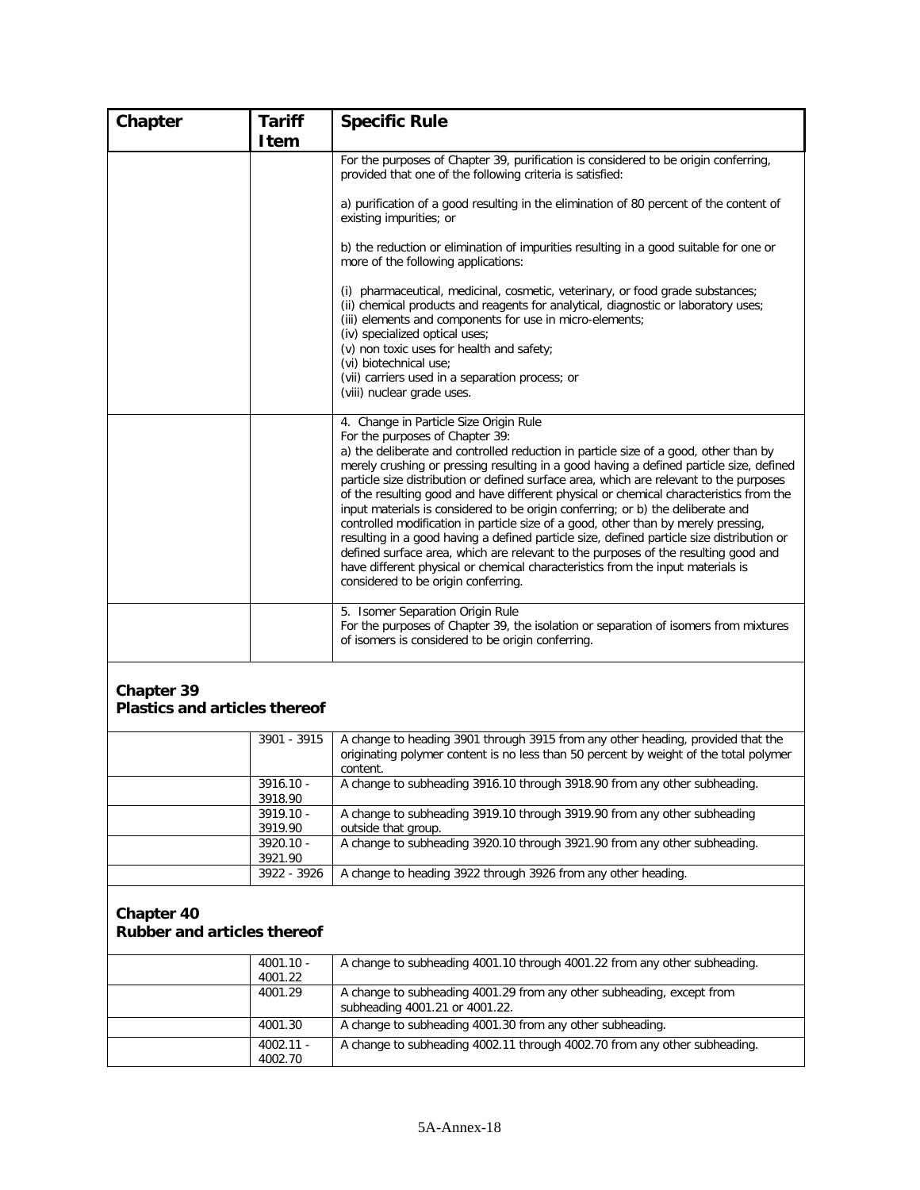| Chapter | Tariff Item | Specific Rule |
|---|---|---|
| | | For the purposes of Chapter 39, purification is considered to be origin conferring, provided that one of the following criteria is satisfied:<br><br>a) purification of a good resulting in the elimination of 80 percent of the content of existing impurities; or<br><br>b) the reduction or elimination of impurities resulting in a good suitable for one or more of the following applications:<br><br>(i) pharmaceutical, medicinal, cosmetic, veterinary, or food grade substances;<br>(ii) chemical products and reagents for analytical, diagnostic or laboratory uses;<br>(iii) elements and components for use in micro-elements;<br>(iv) specialized optical uses;<br>(v) non toxic uses for health and safety;<br>(vi) biotechnical use;<br>(vii) carriers used in a separation process; or<br>(viii) nuclear grade uses. |
| | | 4. Change in Particle Size Origin Rule<br>For the purposes of Chapter 39:<br>a) the deliberate and controlled reduction in particle size of a good, other than by merely crushing or pressing resulting in a good having a defined particle size, defined particle size distribution or defined surface area, which are relevant to the purposes of the resulting good and have different physical or chemical characteristics from the input materials is considered to be origin conferring; or b) the deliberate and controlled modification in particle size of a good, other than by merely pressing, resulting in a good having a defined particle size, defined particle size distribution or defined surface area, which are relevant to the purposes of the resulting good and have different physical or chemical characteristics from the input materials is considered to be origin conferring. |
| | | 5. Isomer Separation Origin Rule<br>For the purposes of Chapter 39, the isolation or separation of isomers from mixtures of isomers is considered to be origin conferring. |

## Chapter 39
## Plastics and articles thereof

| | | |
|---|---|---|
| | 3901 - 3915 | A change to heading 3901 through 3915 from any other heading, provided that the originating polymer content is no less than 50 percent by weight of the total polymer content. |
| | 3916.10 - 3918.90 | A change to subheading 3916.10 through 3918.90 from any other subheading. |
| | 3919.10 - 3919.90 | A change to subheading 3919.10 through 3919.90 from any other subheading outside that group. |
| | 3920.10 - 3921.90 | A change to subheading 3920.10 through 3921.90 from any other subheading. |
| | 3922 - 3926 | A change to heading 3922 through 3926 from any other heading. |

## Chapter 40
## Rubber and articles thereof

| | | |
|---|---|---|
| | 4001.10 - 4001.22 | A change to subheading 4001.10 through 4001.22 from any other subheading. |
| | 4001.29 | A change to subheading 4001.29 from any other subheading, except from subheading 4001.21 or 4001.22. |
| | 4001.30 | A change to subheading 4001.30 from any other subheading. |
| | 4002.11 - 4002.70 | A change to subheading 4002.11 through 4002.70 from any other subheading. |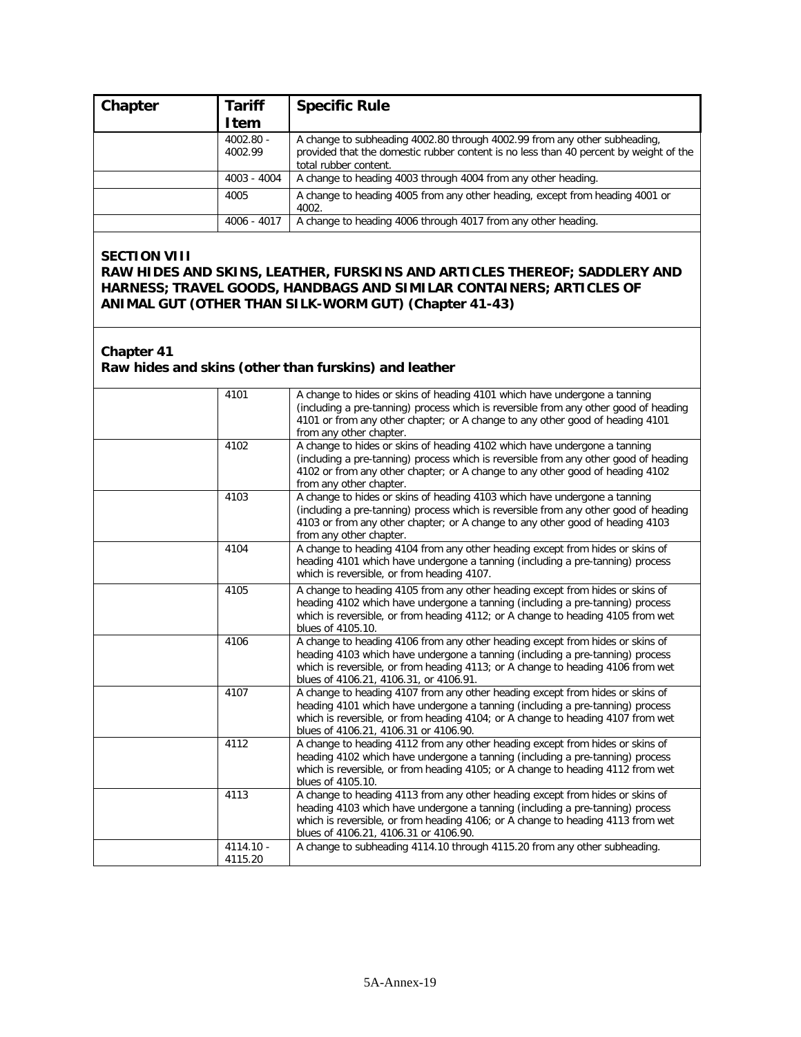| Chapter | Tariff Item | Specific Rule |
|---|---|---|
| | 4002.80 - 4002.99 | A change to subheading 4002.80 through 4002.99 from any other subheading, provided that the domestic rubber content is no less than 40 percent by weight of the total rubber content. |
| | 4003 - 4004 | A change to heading 4003 through 4004 from any other heading. |
| | 4005 | A change to heading 4005 from any other heading, except from heading 4001 or 4002. |
| | 4006 - 4017 | A change to heading 4006 through 4017 from any other heading. |

**SECTION VIII**
**RAW HIDES AND SKINS, LEATHER, FURSKINS AND ARTICLES THEREOF; SADDLERY AND HARNESS; TRAVEL GOODS, HANDBAGS AND SIMILAR CONTAINERS; ARTICLES OF ANIMAL GUT (OTHER THAN SILK-WORM GUT) (Chapter 41-43)**

**Chapter 41**
**Raw hides and skins (other than furskins) and leather**

| Chapter | Tariff Item | Specific Rule |
|---|---|---|
| | 4101 | A change to hides or skins of heading 4101 which have undergone a tanning (including a pre-tanning) process which is reversible from any other good of heading 4101 or from any other chapter; or A change to any other good of heading 4101 from any other chapter. |
| | 4102 | A change to hides or skins of heading 4102 which have undergone a tanning (including a pre-tanning) process which is reversible from any other good of heading 4102 or from any other chapter; or A change to any other good of heading 4102 from any other chapter. |
| | 4103 | A change to hides or skins of heading 4103 which have undergone a tanning (including a pre-tanning) process which is reversible from any other good of heading 4103 or from any other chapter; or A change to any other good of heading 4103 from any other chapter. |
| | 4104 | A change to heading 4104 from any other heading except from hides or skins of heading 4101 which have undergone a tanning (including a pre-tanning) process which is reversible, or from heading 4107. |
| | 4105 | A change to heading 4105 from any other heading except from hides or skins of heading 4102 which have undergone a tanning (including a pre-tanning) process which is reversible, or from heading 4112; or A change to heading 4105 from wet blues of 4105.10. |
| | 4106 | A change to heading 4106 from any other heading except from hides or skins of heading 4103 which have undergone a tanning (including a pre-tanning) process which is reversible, or from heading 4113; or A change to heading 4106 from wet blues of 4106.21, 4106.31, or 4106.91. |
| | 4107 | A change to heading 4107 from any other heading except from hides or skins of heading 4101 which have undergone a tanning (including a pre-tanning) process which is reversible, or from heading 4104; or A change to heading 4107 from wet blues of 4106.21, 4106.31 or 4106.90. |
| | 4112 | A change to heading 4112 from any other heading except from hides or skins of heading 4102 which have undergone a tanning (including a pre-tanning) process which is reversible, or from heading 4105; or A change to heading 4112 from wet blues of 4105.10. |
| | 4113 | A change to heading 4113 from any other heading except from hides or skins of heading 4103 which have undergone a tanning (including a pre-tanning) process which is reversible, or from heading 4106; or A change to heading 4113 from wet blues of 4106.21, 4106.31 or 4106.90. |
| | 4114.10 - 4115.20 | A change to subheading 4114.10 through 4115.20 from any other subheading. |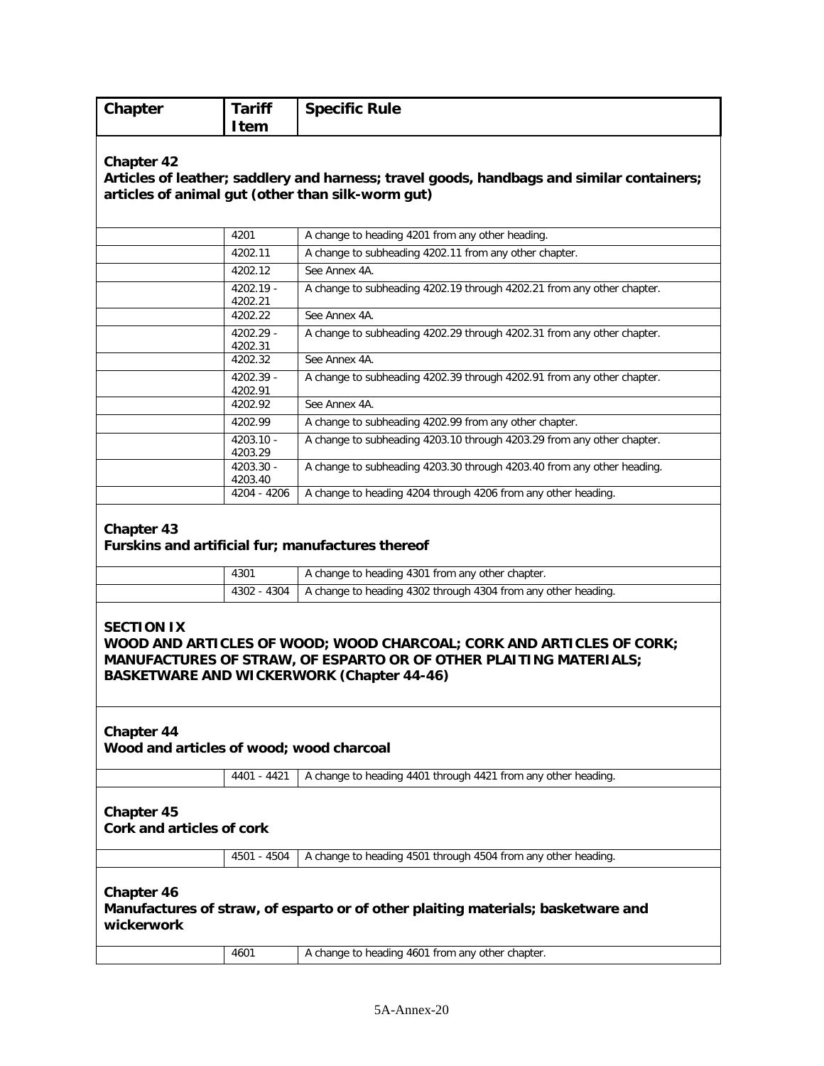| Chapter | Tariff Item | Specific Rule |
|---|---|---|

**Chapter 42**
**Articles of leather; saddlery and harness; travel goods, handbags and similar containers; articles of animal gut (other than silk-worm gut)**

| | | |
|---|---|---|
| | 4201 | A change to heading 4201 from any other heading. |
| | 4202.11 | A change to subheading 4202.11 from any other chapter. |
| | 4202.12 | See Annex 4A. |
| | 4202.19 - 4202.21 | A change to subheading 4202.19 through 4202.21 from any other chapter. |
| | 4202.22 | See Annex 4A. |
| | 4202.29 - 4202.31 | A change to subheading 4202.29 through 4202.31 from any other chapter. |
| | 4202.32 | See Annex 4A. |
| | 4202.39 - 4202.91 | A change to subheading 4202.39 through 4202.91 from any other chapter. |
| | 4202.92 | See Annex 4A. |
| | 4202.99 | A change to subheading 4202.99 from any other chapter. |
| | 4203.10 - 4203.29 | A change to subheading 4203.10 through 4203.29 from any other chapter. |
| | 4203.30 - 4203.40 | A change to subheading 4203.30 through 4203.40 from any other heading. |
| | 4204 - 4206 | A change to heading 4204 through 4206 from any other heading. |

**Chapter 43**
**Furskins and artificial fur; manufactures thereof**

| | | |
|---|---|---|
| | 4301 | A change to heading 4301 from any other chapter. |
| | 4302 - 4304 | A change to heading 4302 through 4304 from any other heading. |

**SECTION IX**
**WOOD AND ARTICLES OF WOOD; WOOD CHARCOAL; CORK AND ARTICLES OF CORK; MANUFACTURES OF STRAW, OF ESPARTO OR OF OTHER PLAITING MATERIALS; BASKETWARE AND WICKERWORK (Chapter 44-46)**

**Chapter 44**
**Wood and articles of wood; wood charcoal**

| | | |
|---|---|---|
| | 4401 - 4421 | A change to heading 4401 through 4421 from any other heading. |

**Chapter 45**
**Cork and articles of cork**

| | | |
|---|---|---|
| | 4501 - 4504 | A change to heading 4501 through 4504 from any other heading. |

**Chapter 46**
**Manufactures of straw, of esparto or of other plaiting materials; basketware and wickerwork**

| | | |
|---|---|---|
| | 4601 | A change to heading 4601 from any other chapter. |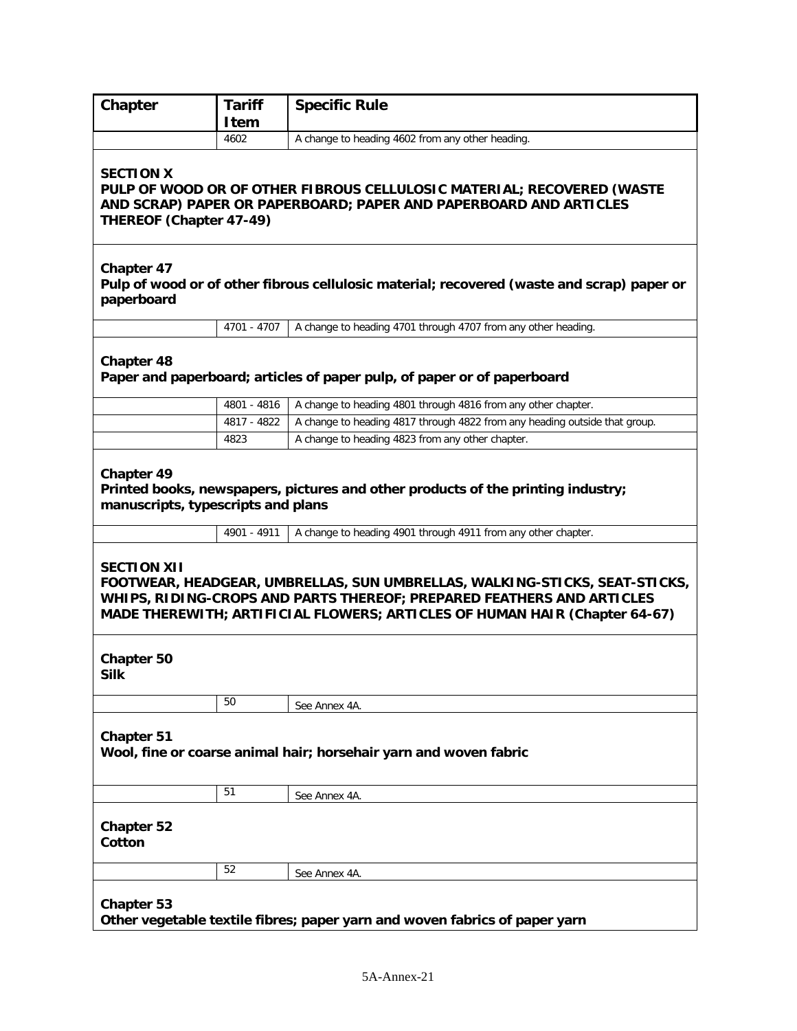| Chapter | Tariff Item | Specific Rule |
|---|---|---|
| | 4602 | A change to heading 4602 from any other heading. |

**SECTION X**
**PULP OF WOOD OR OF OTHER FIBROUS CELLULOSIC MATERIAL; RECOVERED (WASTE AND SCRAP) PAPER OR PAPERBOARD; PAPER AND PAPERBOARD AND ARTICLES THEREOF (Chapter 47-49)**

**Chapter 47**
**Pulp of wood or of other fibrous cellulosic material; recovered (waste and scrap) paper or paperboard**

| Chapter | Tariff Item | Specific Rule |
|---|---|---|
| | 4701 - 4707 | A change to heading 4701 through 4707 from any other heading. |

**Chapter 48**
**Paper and paperboard; articles of paper pulp, of paper or of paperboard**

| Chapter | Tariff Item | Specific Rule |
|---|---|---|
| | 4801 - 4816 | A change to heading 4801 through 4816 from any other chapter. |
| | 4817 - 4822 | A change to heading 4817 through 4822 from any heading outside that group. |
| | 4823 | A change to heading 4823 from any other chapter. |

**Chapter 49**
**Printed books, newspapers, pictures and other products of the printing industry; manuscripts, typescripts and plans**

| Chapter | Tariff Item | Specific Rule |
|---|---|---|
| | 4901 - 4911 | A change to heading 4901 through 4911 from any other chapter. |

**SECTION XII**
**FOOTWEAR, HEADGEAR, UMBRELLAS, SUN UMBRELLAS, WALKING-STICKS, SEAT-STICKS, WHIPS, RIDING-CROPS AND PARTS THEREOF; PREPARED FEATHERS AND ARTICLES MADE THEREWITH; ARTIFICIAL FLOWERS; ARTICLES OF HUMAN HAIR (Chapter 64-67)**

**Chapter 50**
**Silk**

| Chapter | Tariff Item | Specific Rule |
|---|---|---|
| | 50 | See Annex 4A. |

**Chapter 51**
**Wool, fine or coarse animal hair; horsehair yarn and woven fabric**

| Chapter | Tariff Item | Specific Rule |
|---|---|---|
| | 51 | See Annex 4A. |

**Chapter 52**
**Cotton**

| Chapter | Tariff Item | Specific Rule |
|---|---|---|
| | 52 | See Annex 4A. |

**Chapter 53**
**Other vegetable textile fibres; paper yarn and woven fabrics of paper yarn**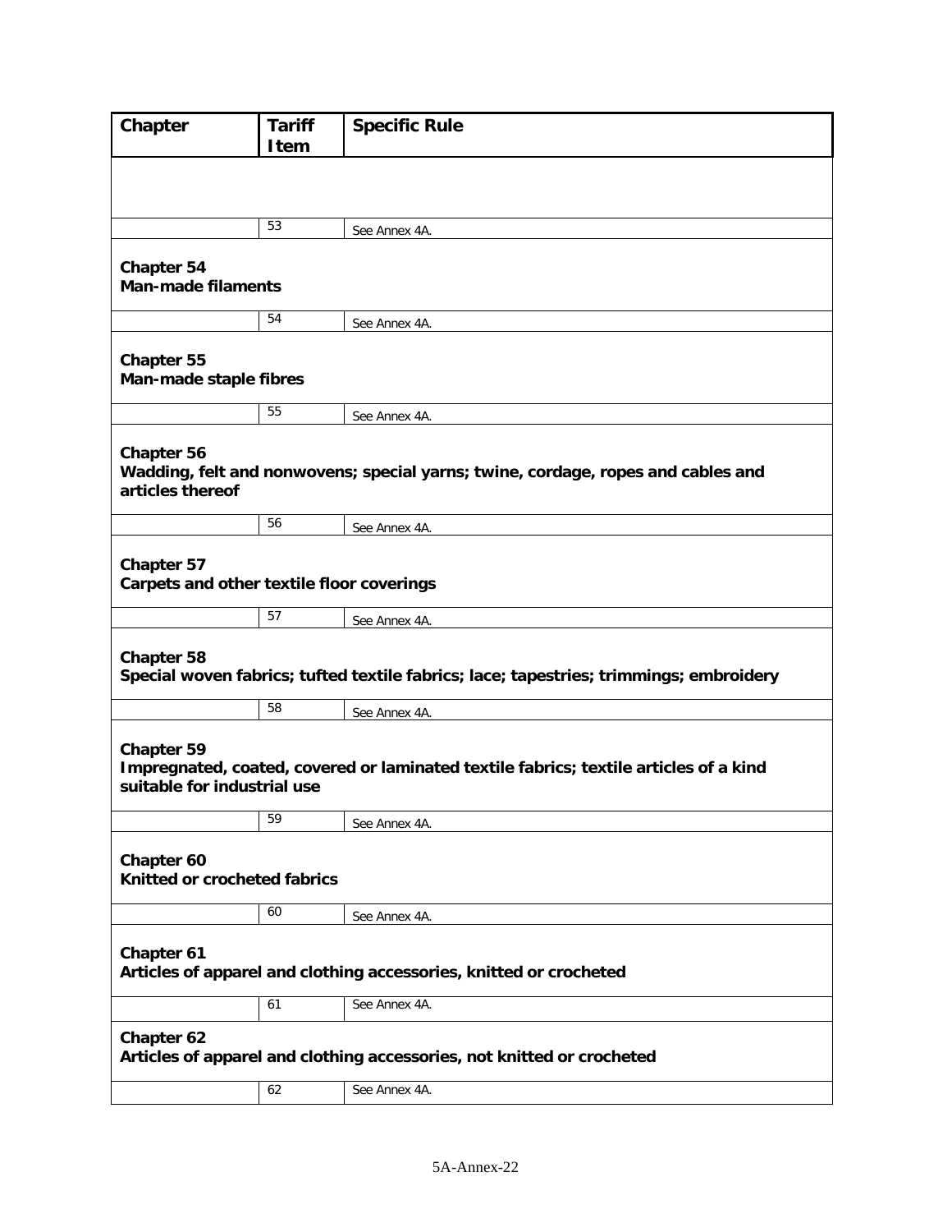| Chapter | Tariff Item | Specific Rule |
|---|---|---|
| | 53 | See Annex 4A. |
| **Chapter 54** **Man-made filaments** | | |
| | 54 | See Annex 4A. |
| **Chapter 55** **Man-made staple fibres** | | |
| | 55 | See Annex 4A. |
| **Chapter 56** **Wadding, felt and nonwovens; special yarns; twine, cordage, ropes and cables and articles thereof** | | |
| | 56 | See Annex 4A. |
| **Chapter 57** **Carpets and other textile floor coverings** | | |
| | 57 | See Annex 4A. |
| **Chapter 58** **Special woven fabrics; tufted textile fabrics; lace; tapestries; trimmings; embroidery** | | |
| | 58 | See Annex 4A. |
| **Chapter 59** **Impregnated, coated, covered or laminated textile fabrics; textile articles of a kind suitable for industrial use** | | |
| | 59 | See Annex 4A. |
| **Chapter 60** **Knitted or crocheted fabrics** | | |
| | 60 | See Annex 4A. |
| **Chapter 61** **Articles of apparel and clothing accessories, knitted or crocheted** | | |
| | 61 | See Annex 4A. |
| **Chapter 62** **Articles of apparel and clothing accessories, not knitted or crocheted** | | |
| | 62 | See Annex 4A. |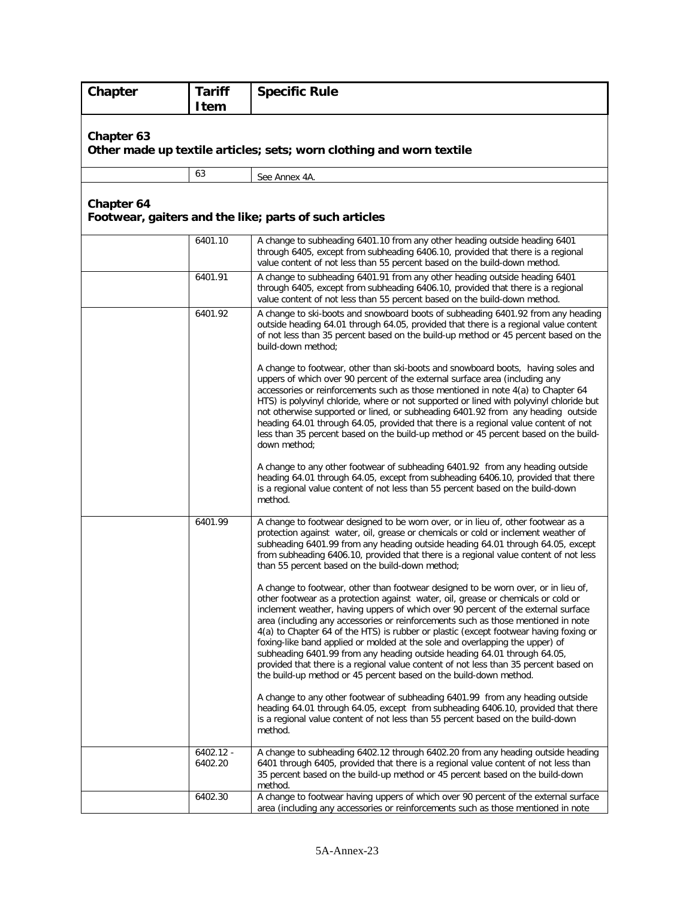| Chapter | Tariff Item | Specific Rule |
|---|---|---|
| **Chapter 63** **Other made up textile articles; sets; worn clothing and worn textile** | | |
| | 63 | See Annex 4A. |
| **Chapter 64** **Footwear, gaiters and the like; parts of such articles** | | |
| | 6401.10 | A change to subheading 6401.10 from any other heading outside heading 6401 through 6405, except from subheading 6406.10, provided that there is a regional value content of not less than 55 percent based on the build-down method. |
| | 6401.91 | A change to subheading 6401.91 from any other heading outside heading 6401 through 6405, except from subheading 6406.10, provided that there is a regional value content of not less than 55 percent based on the build-down method. |
| | 6401.92 | A change to ski-boots and snowboard boots of subheading 6401.92 from any heading outside heading 64.01 through 64.05, provided that there is a regional value content of not less than 35 percent based on the build-up method or 45 percent based on the build-down method;<br><br>A change to footwear, other than ski-boots and snowboard boots, having soles and uppers of which over 90 percent of the external surface area (including any accessories or reinforcements such as those mentioned in note 4(a) to Chapter 64 HTS) is polyvinyl chloride, where or not supported or lined with polyvinyl chloride but not otherwise supported or lined, or subheading 6401.92 from any heading outside heading 64.01 through 64.05, provided that there is a regional value content of not less than 35 percent based on the build-up method or 45 percent based on the build-down method;<br><br>A change to any other footwear of subheading 6401.92 from any heading outside heading 64.01 through 64.05, except from subheading 6406.10, provided that there is a regional value content of not less than 55 percent based on the build-down method. |
| | 6401.99 | A change to footwear designed to be worn over, or in lieu of, other footwear as a protection against water, oil, grease or chemicals or cold or inclement weather of subheading 6401.99 from any heading outside heading 64.01 through 64.05, except from subheading 6406.10, provided that there is a regional value content of not less than 55 percent based on the build-down method;<br><br>A change to footwear, other than footwear designed to be worn over, or in lieu of, other footwear as a protection against water, oil, grease or chemicals or cold or inclement weather, having uppers of which over 90 percent of the external surface area (including any accessories or reinforcements such as those mentioned in note 4(a) to Chapter 64 of the HTS) is rubber or plastic (except footwear having foxing or foxing-like band applied or molded at the sole and overlapping the upper) of subheading 6401.99 from any heading outside heading 64.01 through 64.05, provided that there is a regional value content of not less than 35 percent based on the build-up method or 45 percent based on the build-down method.<br><br>A change to any other footwear of subheading 6401.99 from any heading outside heading 64.01 through 64.05, except from subheading 6406.10, provided that there is a regional value content of not less than 55 percent based on the build-down method. |
| | 6402.12 - 6402.20 | A change to subheading 6402.12 through 6402.20 from any heading outside heading 6401 through 6405, provided that there is a regional value content of not less than 35 percent based on the build-up method or 45 percent based on the build-down method. |
| | 6402.30 | A change to footwear having uppers of which over 90 percent of the external surface area (including any accessories or reinforcements such as those mentioned in note |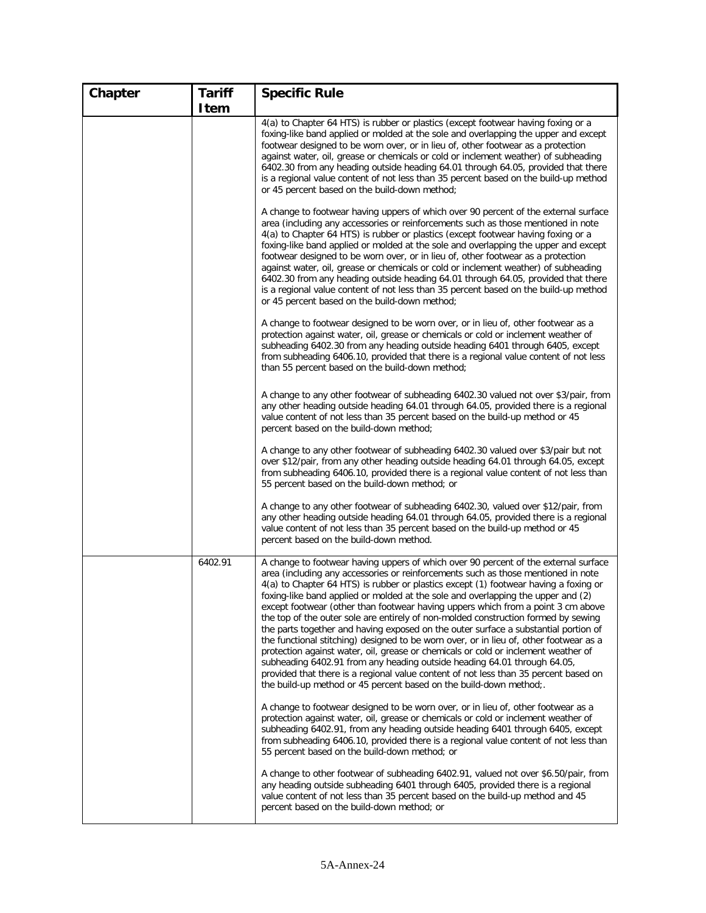| Chapter | Tariff Item | Specific Rule |
|---|---|---|
| | | 4(a) to Chapter 64 HTS) is rubber or plastics (except footwear having foxing or a foxing-like band applied or molded at the sole and overlapping the upper and except footwear designed to be worn over, or in lieu of, other footwear as a protection against water, oil, grease or chemicals or cold or inclement weather) of subheading 6402.30 from any heading outside heading 64.01 through 64.05, provided that there is a regional value content of not less than 35 percent based on the build-up method or 45 percent based on the build-down method;<br><br>A change to footwear having uppers of which over 90 percent of the external surface area (including any accessories or reinforcements such as those mentioned in note 4(a) to Chapter 64 HTS) is rubber or plastics (except footwear having foxing or a foxing-like band applied or molded at the sole and overlapping the upper and except footwear designed to be worn over, or in lieu of, other footwear as a protection against water, oil, grease or chemicals or cold or inclement weather) of subheading 6402.30 from any heading outside heading 64.01 through 64.05, provided that there is a regional value content of not less than 35 percent based on the build-up method or 45 percent based on the build-down method;<br><br>A change to footwear designed to be worn over, or in lieu of, other footwear as a protection against water, oil, grease or chemicals or cold or inclement weather of subheading 6402.30 from any heading outside heading 6401 through 6405, except from subheading 6406.10, provided that there is a regional value content of not less than 55 percent based on the build-down method;<br><br>A change to any other footwear of subheading 6402.30 valued not over $3/pair, from any other heading outside heading 64.01 through 64.05, provided there is a regional value content of not less than 35 percent based on the build-up method or 45 percent based on the build-down method;<br><br>A change to any other footwear of subheading 6402.30 valued over $3/pair but not over $12/pair, from any other heading outside heading 64.01 through 64.05, except from subheading 6406.10, provided there is a regional value content of not less than 55 percent based on the build-down method; or<br><br>A change to any other footwear of subheading 6402.30, valued over $12/pair, from any other heading outside heading 64.01 through 64.05, provided there is a regional value content of not less than 35 percent based on the build-up method or 45 percent based on the build-down method. |
| | 6402.91 | A change to footwear having uppers of which over 90 percent of the external surface area (including any accessories or reinforcements such as those mentioned in note 4(a) to Chapter 64 HTS) is rubber or plastics except (1) footwear having a foxing or foxing-like band applied or molded at the sole and overlapping the upper and (2) except footwear (other than footwear having uppers which from a point 3 cm above the top of the outer sole are entirely of non-molded construction formed by sewing the parts together and having exposed on the outer surface a substantial portion of the functional stitching) designed to be worn over, or in lieu of, other footwear as a protection against water, oil, grease or chemicals or cold or inclement weather of subheading 6402.91 from any heading outside heading 64.01 through 64.05, provided that there is a regional value content of not less than 35 percent based on the build-up method or 45 percent based on the build-down method;.<br><br>A change to footwear designed to be worn over, or in lieu of, other footwear as a protection against water, oil, grease or chemicals or cold or inclement weather of subheading 6402.91, from any heading outside heading 6401 through 6405, except from subheading 6406.10, provided there is a regional value content of not less than 55 percent based on the build-down method; or<br><br>A change to other footwear of subheading 6402.91, valued not over $6.50/pair, from any heading outside subheading 6401 through 6405, provided there is a regional value content of not less than 35 percent based on the build-up method and 45 percent based on the build-down method; or |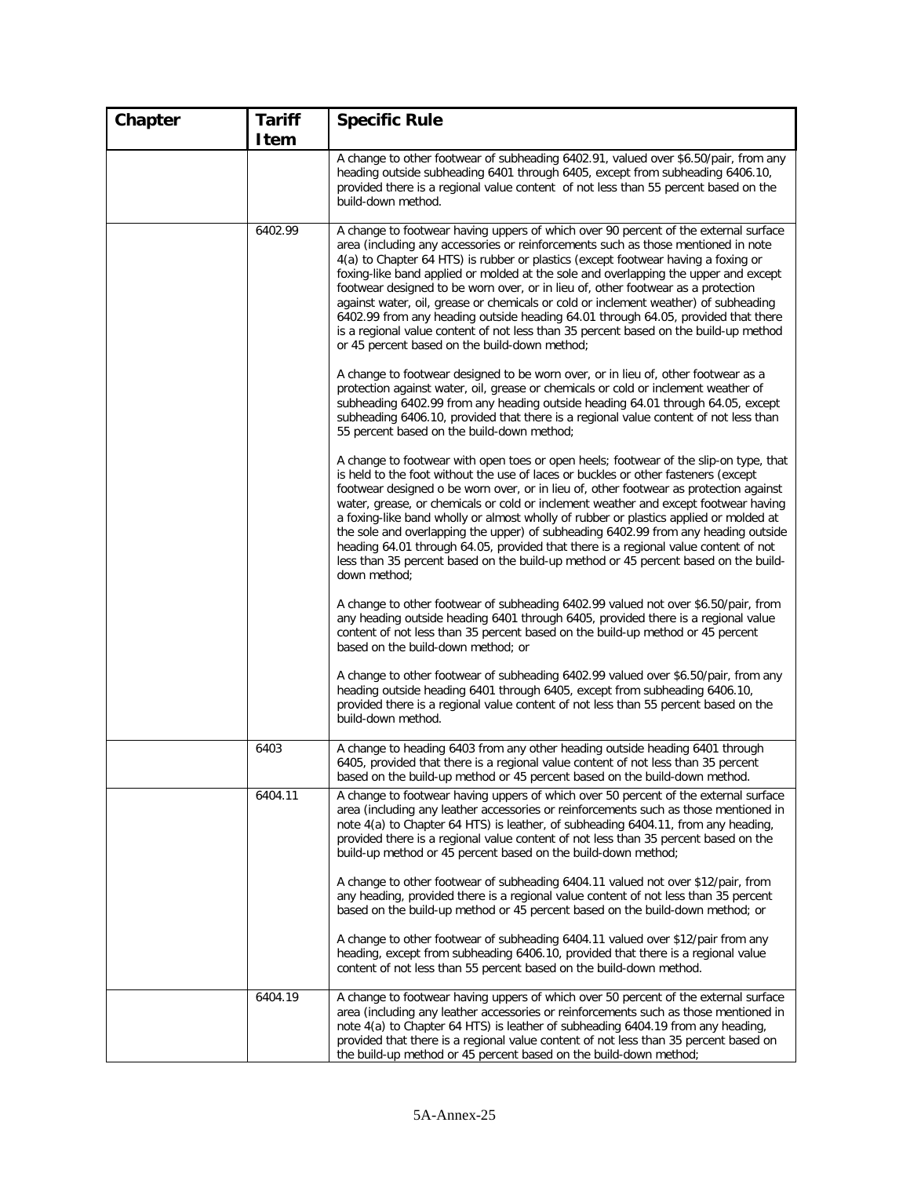| Chapter | Tariff Item | Specific Rule |
|---|---|---|
| | | A change to other footwear of subheading 6402.91, valued over $6.50/pair, from any heading outside subheading 6401 through 6405, except from subheading 6406.10, provided there is a regional value content of not less than 55 percent based on the build-down method. |
| | 6402.99 | A change to footwear having uppers of which over 90 percent of the external surface area (including any accessories or reinforcements such as those mentioned in note 4(a) to Chapter 64 HTS) is rubber or plastics (except footwear having a foxing or foxing-like band applied or molded at the sole and overlapping the upper and except footwear designed to be worn over, or in lieu of, other footwear as a protection against water, oil, grease or chemicals or cold or inclement weather) of subheading 6402.99 from any heading outside heading 64.01 through 64.05, provided that there is a regional value content of not less than 35 percent based on the build-up method or 45 percent based on the build-down method;<br><br>A change to footwear designed to be worn over, or in lieu of, other footwear as a protection against water, oil, grease or chemicals or cold or inclement weather of subheading 6402.99 from any heading outside heading 64.01 through 64.05, except subheading 6406.10, provided that there is a regional value content of not less than 55 percent based on the build-down method;<br><br>A change to footwear with open toes or open heels; footwear of the slip-on type, that is held to the foot without the use of laces or buckles or other fasteners (except footwear designed o be worn over, or in lieu of, other footwear as protection against water, grease, or chemicals or cold or inclement weather and except footwear having a foxing-like band wholly or almost wholly of rubber or plastics applied or molded at the sole and overlapping the upper) of subheading 6402.99 from any heading outside heading 64.01 through 64.05, provided that there is a regional value content of not less than 35 percent based on the build-up method or 45 percent based on the build-down method;<br><br>A change to other footwear of subheading 6402.99 valued not over $6.50/pair, from any heading outside heading 6401 through 6405, provided there is a regional value content of not less than 35 percent based on the build-up method or 45 percent based on the build-down method; or<br><br>A change to other footwear of subheading 6402.99 valued over $6.50/pair, from any heading outside heading 6401 through 6405, except from subheading 6406.10, provided there is a regional value content of not less than 55 percent based on the build-down method. |
| | 6403 | A change to heading 6403 from any other heading outside heading 6401 through 6405, provided that there is a regional value content of not less than 35 percent based on the build-up method or 45 percent based on the build-down method. |
| | 6404.11 | A change to footwear having uppers of which over 50 percent of the external surface area (including any leather accessories or reinforcements such as those mentioned in note 4(a) to Chapter 64 HTS) is leather, of subheading 6404.11, from any heading, provided there is a regional value content of not less than 35 percent based on the build-up method or 45 percent based on the build-down method;<br><br>A change to other footwear of subheading 6404.11 valued not over $12/pair, from any heading, provided there is a regional value content of not less than 35 percent based on the build-up method or 45 percent based on the build-down method; or<br><br>A change to other footwear of subheading 6404.11 valued over $12/pair from any heading, except from subheading 6406.10, provided that there is a regional value content of not less than 55 percent based on the build-down method. |
| | 6404.19 | A change to footwear having uppers of which over 50 percent of the external surface area (including any leather accessories or reinforcements such as those mentioned in note 4(a) to Chapter 64 HTS) is leather of subheading 6404.19 from any heading, provided that there is a regional value content of not less than 35 percent based on the build-up method or 45 percent based on the build-down method; |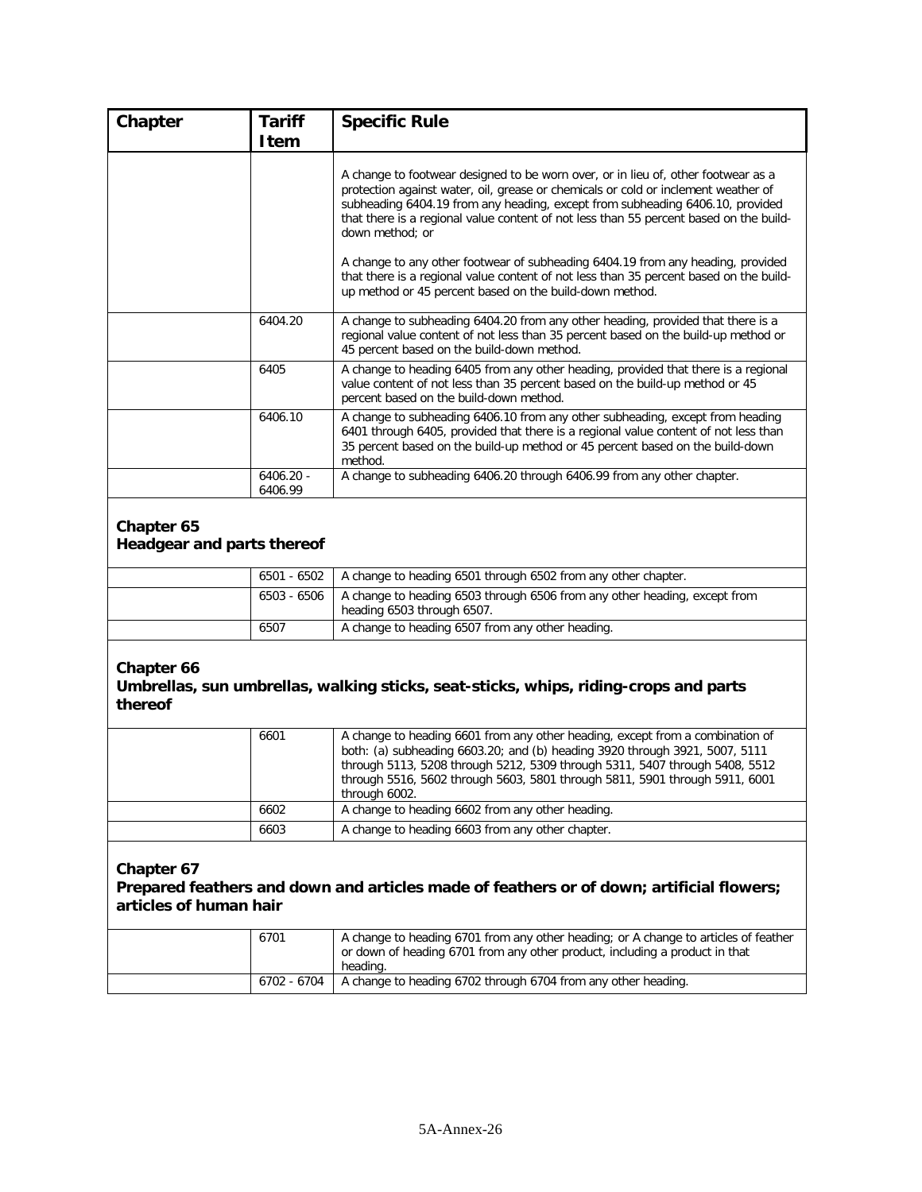| Chapter | Tariff Item | Specific Rule |
|---|---|---|
| | | A change to footwear designed to be worn over, or in lieu of, other footwear as a protection against water, oil, grease or chemicals or cold or inclement weather of subheading 6404.19 from any heading, except from subheading 6406.10, provided that there is a regional value content of not less than 55 percent based on the build-down method; or<br><br>A change to any other footwear of subheading 6404.19 from any heading, provided that there is a regional value content of not less than 35 percent based on the build-up method or 45 percent based on the build-down method. |
| | 6404.20 | A change to subheading 6404.20 from any other heading, provided that there is a regional value content of not less than 35 percent based on the build-up method or 45 percent based on the build-down method. |
| | 6405 | A change to heading 6405 from any other heading, provided that there is a regional value content of not less than 35 percent based on the build-up method or 45 percent based on the build-down method. |
| | 6406.10 | A change to subheading 6406.10 from any other subheading, except from heading 6401 through 6405, provided that there is a regional value content of not less than 35 percent based on the build-up method or 45 percent based on the build-down method. |
| | 6406.20 - 6406.99 | A change to subheading 6406.20 through 6406.99 from any other chapter. |

## Chapter 65
## Headgear and parts thereof

| Chapter | Tariff Item | Specific Rule |
|---|---|---|
| | 6501 - 6502 | A change to heading 6501 through 6502 from any other chapter. |
| | 6503 - 6506 | A change to heading 6503 through 6506 from any other heading, except from heading 6503 through 6507. |
| | 6507 | A change to heading 6507 from any other heading. |

## Chapter 66
## Umbrellas, sun umbrellas, walking sticks, seat-sticks, whips, riding-crops and parts thereof

| Chapter | Tariff Item | Specific Rule |
|---|---|---|
| | 6601 | A change to heading 6601 from any other heading, except from a combination of both: (a) subheading 6603.20; and (b) heading 3920 through 3921, 5007, 5111 through 5113, 5208 through 5212, 5309 through 5311, 5407 through 5408, 5512 through 5516, 5602 through 5603, 5801 through 5811, 5901 through 5911, 6001 through 6002. |
| | 6602 | A change to heading 6602 from any other heading. |
| | 6603 | A change to heading 6603 from any other chapter. |

## Chapter 67
## Prepared feathers and down and articles made of feathers or of down; artificial flowers; articles of human hair

| Chapter | Tariff Item | Specific Rule |
|---|---|---|
| | 6701 | A change to heading 6701 from any other heading; or A change to articles of feather or down of heading 6701 from any other product, including a product in that heading. |
| | 6702 - 6704 | A change to heading 6702 through 6704 from any other heading. |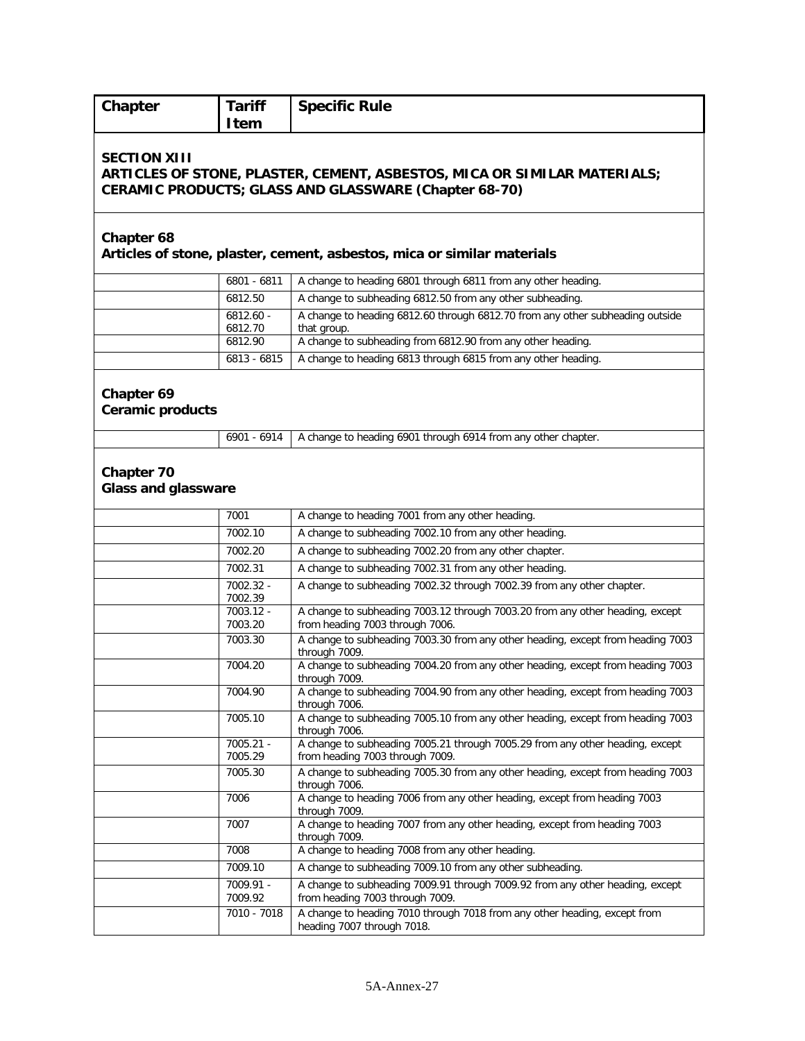| Chapter | Tariff Item | Specific Rule |
|---|---|---|

## SECTION XIII
## ARTICLES OF STONE, PLASTER, CEMENT, ASBESTOS, MICA OR SIMILAR MATERIALS; CERAMIC PRODUCTS; GLASS AND GLASSWARE (Chapter 68-70)

### Chapter 68
### Articles of stone, plaster, cement, asbestos, mica or similar materials

| Chapter | Tariff Item | Specific Rule |
|---|---|---|
| | 6801 - 6811 | A change to heading 6801 through 6811 from any other heading. |
| | 6812.50 | A change to subheading 6812.50 from any other subheading. |
| | 6812.60 - 6812.70 | A change to heading 6812.60 through 6812.70 from any other subheading outside that group. |
| | 6812.90 | A change to subheading from 6812.90 from any other heading. |
| | 6813 - 6815 | A change to heading 6813 through 6815 from any other heading. |

### Chapter 69
### Ceramic products

| Chapter | Tariff Item | Specific Rule |
|---|---|---|
| | 6901 - 6914 | A change to heading 6901 through 6914 from any other chapter. |

### Chapter 70
### Glass and glassware

| Chapter | Tariff Item | Specific Rule |
|---|---|---|
| | 7001 | A change to heading 7001 from any other heading. |
| | 7002.10 | A change to subheading 7002.10 from any other heading. |
| | 7002.20 | A change to subheading 7002.20 from any other chapter. |
| | 7002.31 | A change to subheading 7002.31 from any other heading. |
| | 7002.32 - 7002.39 | A change to subheading 7002.32 through 7002.39 from any other chapter. |
| | 7003.12 - 7003.20 | A change to subheading 7003.12 through 7003.20 from any other heading, except from heading 7003 through 7006. |
| | 7003.30 | A change to subheading 7003.30 from any other heading, except from heading 7003 through 7009. |
| | 7004.20 | A change to subheading 7004.20 from any other heading, except from heading 7003 through 7009. |
| | 7004.90 | A change to subheading 7004.90 from any other heading, except from heading 7003 through 7006. |
| | 7005.10 | A change to subheading 7005.10 from any other heading, except from heading 7003 through 7006. |
| | 7005.21 - 7005.29 | A change to subheading 7005.21 through 7005.29 from any other heading, except from heading 7003 through 7009. |
| | 7005.30 | A change to subheading 7005.30 from any other heading, except from heading 7003 through 7006. |
| | 7006 | A change to heading 7006 from any other heading, except from heading 7003 through 7009. |
| | 7007 | A change to heading 7007 from any other heading, except from heading 7003 through 7009. |
| | 7008 | A change to heading 7008 from any other heading. |
| | 7009.10 | A change to subheading 7009.10 from any other subheading. |
| | 7009.91 - 7009.92 | A change to subheading 7009.91 through 7009.92 from any other heading, except from heading 7003 through 7009. |
| | 7010 - 7018 | A change to heading 7010 through 7018 from any other heading, except from heading 7007 through 7018. |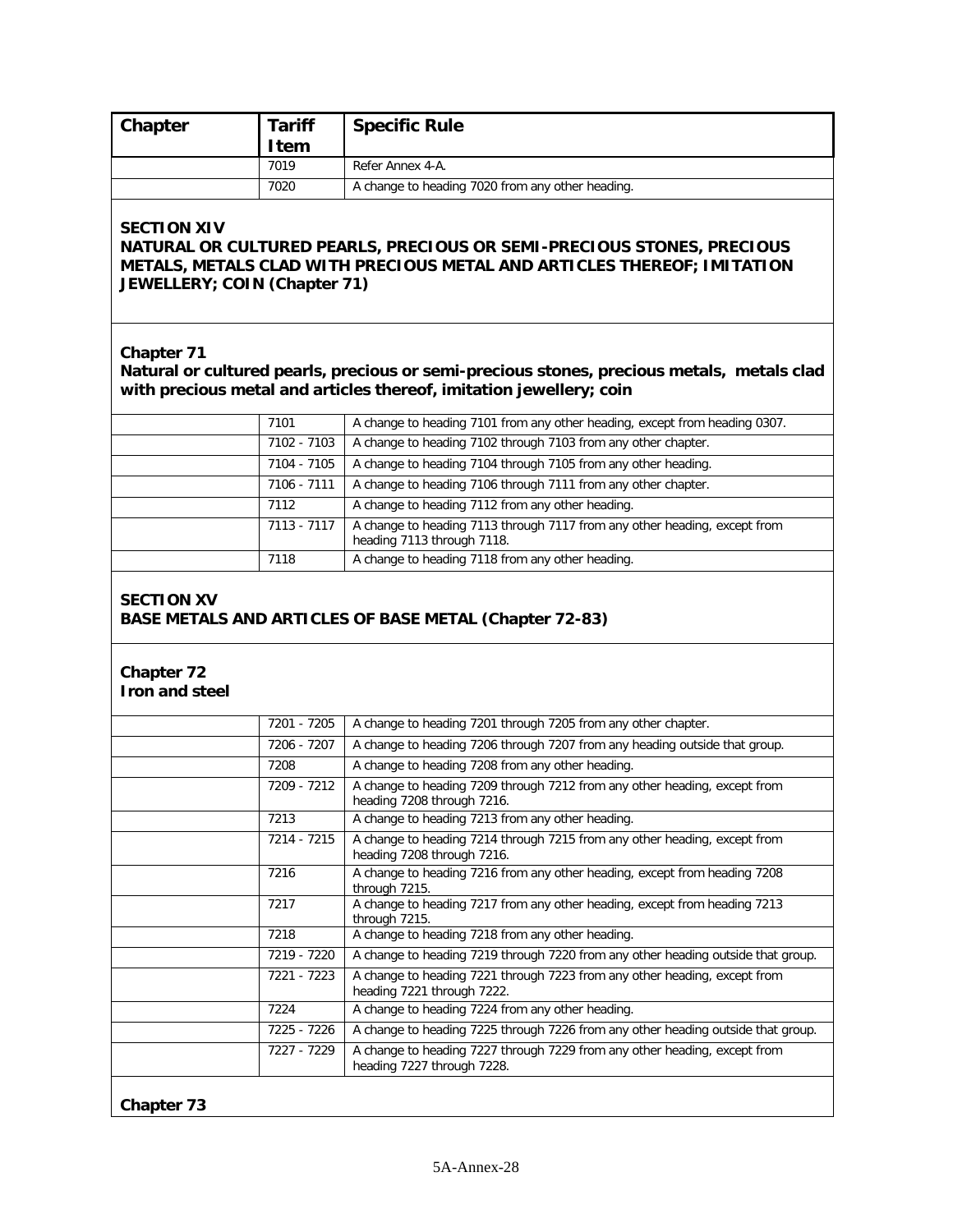| Chapter | Tariff Item | Specific Rule |
|---|---|---|
| | 7019 | Refer Annex 4-A. |
| | 7020 | A change to heading 7020 from any other heading. |

**SECTION XIV**
**NATURAL OR CULTURED PEARLS, PRECIOUS OR SEMI-PRECIOUS STONES, PRECIOUS METALS, METALS CLAD WITH PRECIOUS METAL AND ARTICLES THEREOF; IMITATION JEWELLERY; COIN (Chapter 71)**

**Chapter 71**
**Natural or cultured pearls, precious or semi-precious stones, precious metals, metals clad with precious metal and articles thereof, imitation jewellery; coin**

| Chapter | Tariff Item | Specific Rule |
|---|---|---|
| | 7101 | A change to heading 7101 from any other heading, except from heading 0307. |
| | 7102 - 7103 | A change to heading 7102 through 7103 from any other chapter. |
| | 7104 - 7105 | A change to heading 7104 through 7105 from any other heading. |
| | 7106 - 7111 | A change to heading 7106 through 7111 from any other chapter. |
| | 7112 | A change to heading 7112 from any other heading. |
| | 7113 - 7117 | A change to heading 7113 through 7117 from any other heading, except from heading 7113 through 7118. |
| | 7118 | A change to heading 7118 from any other heading. |

**SECTION XV**
**BASE METALS AND ARTICLES OF BASE METAL (Chapter 72-83)**

**Chapter 72**
**Iron and steel**

| Chapter | Tariff Item | Specific Rule |
|---|---|---|
| | 7201 - 7205 | A change to heading 7201 through 7205 from any other chapter. |
| | 7206 - 7207 | A change to heading 7206 through 7207 from any heading outside that group. |
| | 7208 | A change to heading 7208 from any other heading. |
| | 7209 - 7212 | A change to heading 7209 through 7212 from any other heading, except from heading 7208 through 7216. |
| | 7213 | A change to heading 7213 from any other heading. |
| | 7214 - 7215 | A change to heading 7214 through 7215 from any other heading, except from heading 7208 through 7216. |
| | 7216 | A change to heading 7216 from any other heading, except from heading 7208 through 7215. |
| | 7217 | A change to heading 7217 from any other heading, except from heading 7213 through 7215. |
| | 7218 | A change to heading 7218 from any other heading. |
| | 7219 - 7220 | A change to heading 7219 through 7220 from any other heading outside that group. |
| | 7221 - 7223 | A change to heading 7221 through 7223 from any other heading, except from heading 7221 through 7222. |
| | 7224 | A change to heading 7224 from any other heading. |
| | 7225 - 7226 | A change to heading 7225 through 7226 from any other heading outside that group. |
| | 7227 - 7229 | A change to heading 7227 through 7229 from any other heading, except from heading 7227 through 7228. |

**Chapter 73**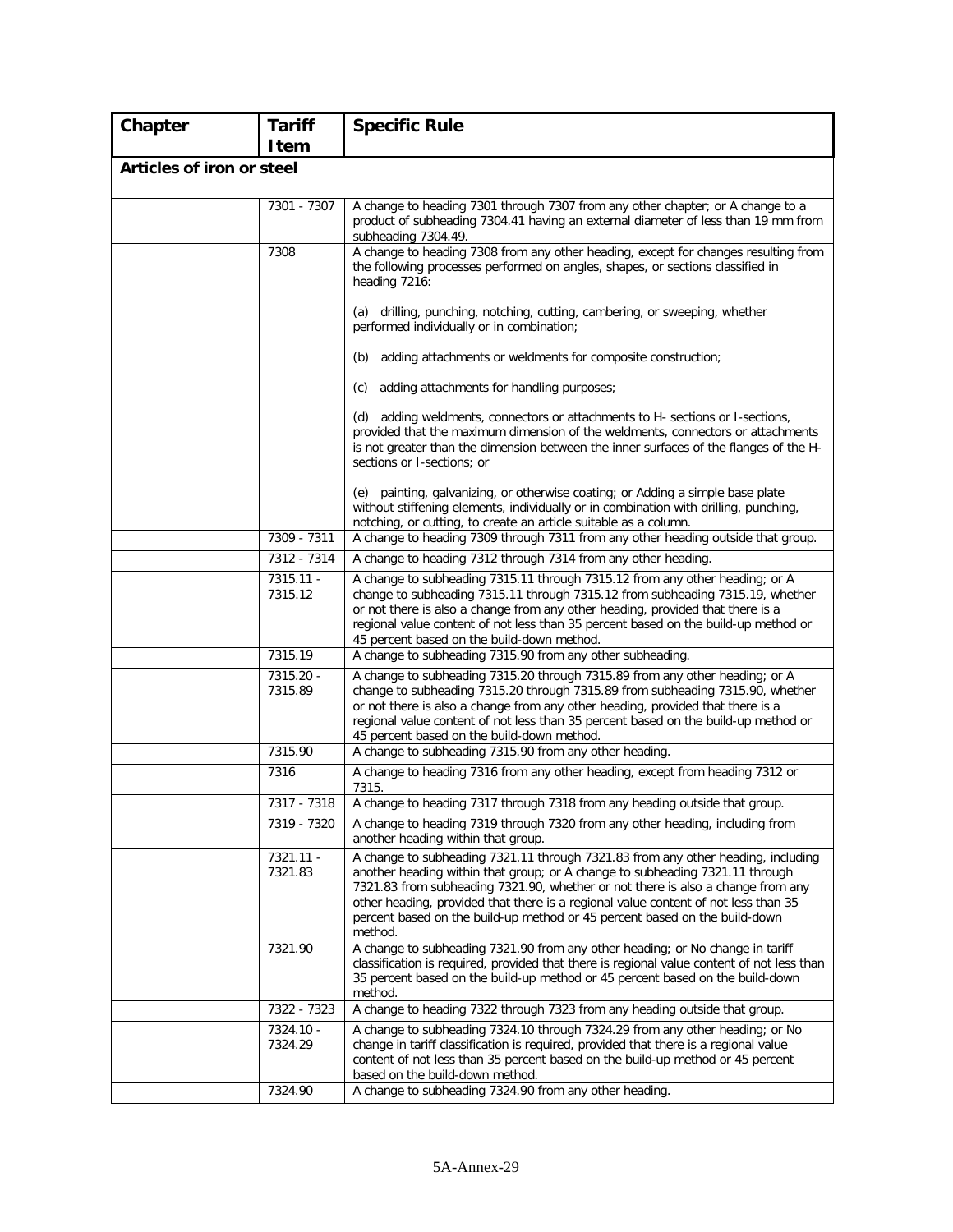| Chapter | Tariff Item | Specific Rule |
|---|---|---|
| **Articles of iron or steel** | | |
| | 7301 - 7307 | A change to heading 7301 through 7307 from any other chapter; or A change to a product of subheading 7304.41 having an external diameter of less than 19 mm from subheading 7304.49. |
| | 7308 | A change to heading 7308 from any other heading, except for changes resulting from the following processes performed on angles, shapes, or sections classified in heading 7216:<br><br>(a) drilling, punching, notching, cutting, cambering, or sweeping, whether performed individually or in combination;<br><br>(b) adding attachments or weldments for composite construction;<br><br>(c) adding attachments for handling purposes;<br><br>(d) adding weldments, connectors or attachments to H- sections or I-sections, provided that the maximum dimension of the weldments, connectors or attachments is not greater than the dimension between the inner surfaces of the flanges of the H-sections or I-sections; or<br><br>(e) painting, galvanizing, or otherwise coating; or Adding a simple base plate without stiffening elements, individually or in combination with drilling, punching, notching, or cutting, to create an article suitable as a column. |
| | 7309 - 7311 | A change to heading 7309 through 7311 from any other heading outside that group. |
| | 7312 - 7314 | A change to heading 7312 through 7314 from any other heading. |
| | 7315.11 - 7315.12 | A change to subheading 7315.11 through 7315.12 from any other heading; or A change to subheading 7315.11 through 7315.12 from subheading 7315.19, whether or not there is also a change from any other heading, provided that there is a regional value content of not less than 35 percent based on the build-up method or 45 percent based on the build-down method. |
| | 7315.19 | A change to subheading 7315.90 from any other subheading. |
| | 7315.20 - 7315.89 | A change to subheading 7315.20 through 7315.89 from any other heading; or A change to subheading 7315.20 through 7315.89 from subheading 7315.90, whether or not there is also a change from any other heading, provided that there is a regional value content of not less than 35 percent based on the build-up method or 45 percent based on the build-down method. |
| | 7315.90 | A change to subheading 7315.90 from any other heading. |
| | 7316 | A change to heading 7316 from any other heading, except from heading 7312 or 7315. |
| | 7317 - 7318 | A change to heading 7317 through 7318 from any heading outside that group. |
| | 7319 - 7320 | A change to heading 7319 through 7320 from any other heading, including from another heading within that group. |
| | 7321.11 - 7321.83 | A change to subheading 7321.11 through 7321.83 from any other heading, including another heading within that group; or A change to subheading 7321.11 through 7321.83 from subheading 7321.90, whether or not there is also a change from any other heading, provided that there is a regional value content of not less than 35 percent based on the build-up method or 45 percent based on the build-down method. |
| | 7321.90 | A change to subheading 7321.90 from any other heading; or No change in tariff classification is required, provided that there is regional value content of not less than 35 percent based on the build-up method or 45 percent based on the build-down method. |
| | 7322 - 7323 | A change to heading 7322 through 7323 from any heading outside that group. |
| | 7324.10 - 7324.29 | A change to subheading 7324.10 through 7324.29 from any other heading; or No change in tariff classification is required, provided that there is a regional value content of not less than 35 percent based on the build-up method or 45 percent based on the build-down method. |
| | 7324.90 | A change to subheading 7324.90 from any other heading. |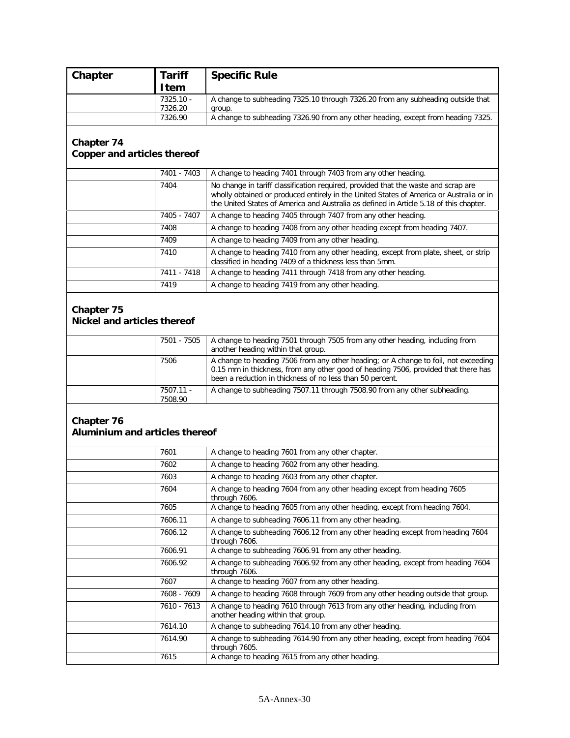| Chapter | Tariff Item | Specific Rule |
|---|---|---|
| | 7325.10 - 7326.20 | A change to subheading 7325.10 through 7326.20 from any subheading outside that group. |
| | 7326.90 | A change to subheading 7326.90 from any other heading, except from heading 7325. |

## Chapter 74
## Copper and articles thereof

| | | |
|---|---|---|
| | 7401 - 7403 | A change to heading 7401 through 7403 from any other heading. |
| | 7404 | No change in tariff classification required, provided that the waste and scrap are wholly obtained or produced entirely in the United States of America or Australia or in the United States of America and Australia as defined in Article 5.18 of this chapter. |
| | 7405 - 7407 | A change to heading 7405 through 7407 from any other heading. |
| | 7408 | A change to heading 7408 from any other heading except from heading 7407. |
| | 7409 | A change to heading 7409 from any other heading. |
| | 7410 | A change to heading 7410 from any other heading, except from plate, sheet, or strip classified in heading 7409 of a thickness less than 5mm. |
| | 7411 - 7418 | A change to heading 7411 through 7418 from any other heading. |
| | 7419 | A change to heading 7419 from any other heading. |

## Chapter 75
## Nickel and articles thereof

| | | |
|---|---|---|
| | 7501 - 7505 | A change to heading 7501 through 7505 from any other heading, including from another heading within that group. |
| | 7506 | A change to heading 7506 from any other heading; or A change to foil, not exceeding 0.15 mm in thickness, from any other good of heading 7506, provided that there has been a reduction in thickness of no less than 50 percent. |
| | 7507.11 - 7508.90 | A change to subheading 7507.11 through 7508.90 from any other subheading. |

## Chapter 76
## Aluminium and articles thereof

| | | |
|---|---|---|
| | 7601 | A change to heading 7601 from any other chapter. |
| | 7602 | A change to heading 7602 from any other heading. |
| | 7603 | A change to heading 7603 from any other chapter. |
| | 7604 | A change to heading 7604 from any other heading except from heading 7605 through 7606. |
| | 7605 | A change to heading 7605 from any other heading, except from heading 7604. |
| | 7606.11 | A change to subheading 7606.11 from any other heading. |
| | 7606.12 | A change to subheading 7606.12 from any other heading except from heading 7604 through 7606. |
| | 7606.91 | A change to subheading 7606.91 from any other heading. |
| | 7606.92 | A change to subheading 7606.92 from any other heading, except from heading 7604 through 7606. |
| | 7607 | A change to heading 7607 from any other heading. |
| | 7608 - 7609 | A change to heading 7608 through 7609 from any other heading outside that group. |
| | 7610 - 7613 | A change to heading 7610 through 7613 from any other heading, including from another heading within that group. |
| | 7614.10 | A change to subheading 7614.10 from any other heading. |
| | 7614.90 | A change to subheading 7614.90 from any other heading, except from heading 7604 through 7605. |
| | 7615 | A change to heading 7615 from any other heading. |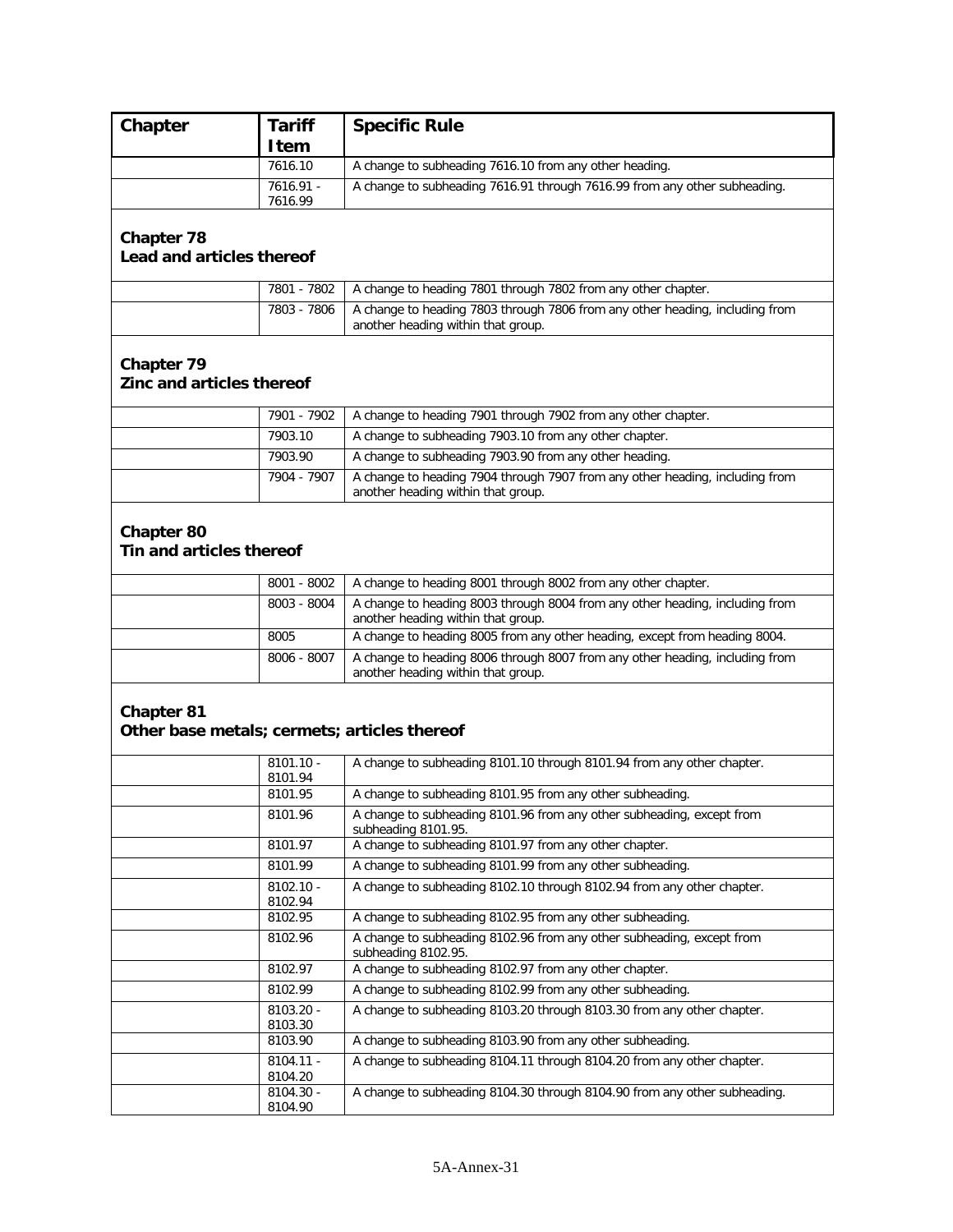| Chapter | Tariff Item | Specific Rule |
|---|---|---|
| | 7616.10 | A change to subheading 7616.10 from any other heading. |
| | 7616.91 - 7616.99 | A change to subheading 7616.91 through 7616.99 from any other subheading. |
| **Chapter 78**<br>**Lead and articles thereof** | | |
| | 7801 - 7802 | A change to heading 7801 through 7802 from any other chapter. |
| | 7803 - 7806 | A change to heading 7803 through 7806 from any other heading, including from another heading within that group. |
| **Chapter 79**<br>**Zinc and articles thereof** | | |
| | 7901 - 7902 | A change to heading 7901 through 7902 from any other chapter. |
| | 7903.10 | A change to subheading 7903.10 from any other chapter. |
| | 7903.90 | A change to subheading 7903.90 from any other heading. |
| | 7904 - 7907 | A change to heading 7904 through 7907 from any other heading, including from another heading within that group. |
| **Chapter 80**<br>**Tin and articles thereof** | | |
| | 8001 - 8002 | A change to heading 8001 through 8002 from any other chapter. |
| | 8003 - 8004 | A change to heading 8003 through 8004 from any other heading, including from another heading within that group. |
| | 8005 | A change to heading 8005 from any other heading, except from heading 8004. |
| | 8006 - 8007 | A change to heading 8006 through 8007 from any other heading, including from another heading within that group. |
| **Chapter 81**<br>**Other base metals; cermets; articles thereof** | | |
| | 8101.10 - 8101.94 | A change to subheading 8101.10 through 8101.94 from any other chapter. |
| | 8101.95 | A change to subheading 8101.95 from any other subheading. |
| | 8101.96 | A change to subheading 8101.96 from any other subheading, except from subheading 8101.95. |
| | 8101.97 | A change to subheading 8101.97 from any other chapter. |
| | 8101.99 | A change to subheading 8101.99 from any other subheading. |
| | 8102.10 - 8102.94 | A change to subheading 8102.10 through 8102.94 from any other chapter. |
| | 8102.95 | A change to subheading 8102.95 from any other subheading. |
| | 8102.96 | A change to subheading 8102.96 from any other subheading, except from subheading 8102.95. |
| | 8102.97 | A change to subheading 8102.97 from any other chapter. |
| | 8102.99 | A change to subheading 8102.99 from any other subheading. |
| | 8103.20 - 8103.30 | A change to subheading 8103.20 through 8103.30 from any other chapter. |
| | 8103.90 | A change to subheading 8103.90 from any other subheading. |
| | 8104.11 - 8104.20 | A change to subheading 8104.11 through 8104.20 from any other chapter. |
| | 8104.30 - 8104.90 | A change to subheading 8104.30 through 8104.90 from any other subheading. |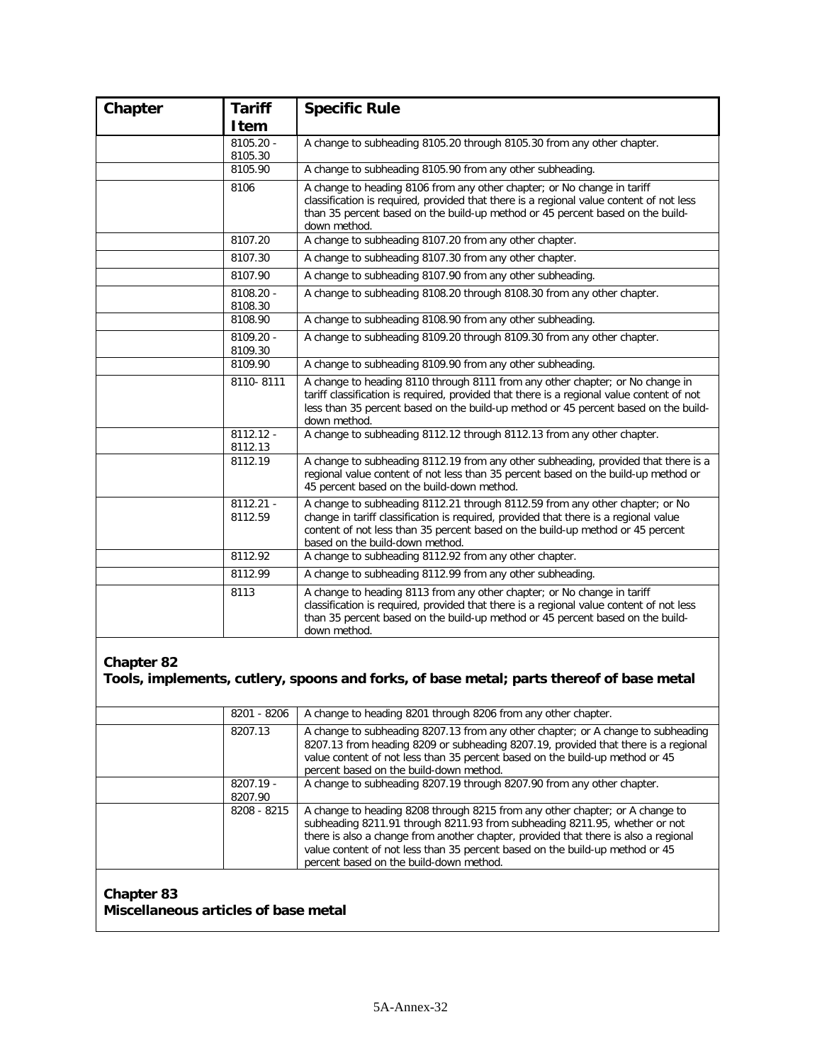| Chapter | Tariff Item | Specific Rule |
|---|---|---|
| | 8105.20 - 8105.30 | A change to subheading 8105.20 through 8105.30 from any other chapter. |
| | 8105.90 | A change to subheading 8105.90 from any other subheading. |
| | 8106 | A change to heading 8106 from any other chapter; or No change in tariff classification is required, provided that there is a regional value content of not less than 35 percent based on the build-up method or 45 percent based on the build-down method. |
| | 8107.20 | A change to subheading 8107.20 from any other chapter. |
| | 8107.30 | A change to subheading 8107.30 from any other chapter. |
| | 8107.90 | A change to subheading 8107.90 from any other subheading. |
| | 8108.20 - 8108.30 | A change to subheading 8108.20 through 8108.30 from any other chapter. |
| | 8108.90 | A change to subheading 8108.90 from any other subheading. |
| | 8109.20 - 8109.30 | A change to subheading 8109.20 through 8109.30 from any other chapter. |
| | 8109.90 | A change to subheading 8109.90 from any other subheading. |
| | 8110- 8111 | A change to heading 8110 through 8111 from any other chapter; or No change in tariff classification is required, provided that there is a regional value content of not less than 35 percent based on the build-up method or 45 percent based on the build-down method. |
| | 8112.12 - 8112.13 | A change to subheading 8112.12 through 8112.13 from any other chapter. |
| | 8112.19 | A change to subheading 8112.19 from any other subheading, provided that there is a regional value content of not less than 35 percent based on the build-up method or 45 percent based on the build-down method. |
| | 8112.21 - 8112.59 | A change to subheading 8112.21 through 8112.59 from any other chapter; or No change in tariff classification is required, provided that there is a regional value content of not less than 35 percent based on the build-up method or 45 percent based on the build-down method. |
| | 8112.92 | A change to subheading 8112.92 from any other chapter. |
| | 8112.99 | A change to subheading 8112.99 from any other subheading. |
| | 8113 | A change to heading 8113 from any other chapter; or No change in tariff classification is required, provided that there is a regional value content of not less than 35 percent based on the build-up method or 45 percent based on the build-down method. |
| **Chapter 82**<br>**Tools, implements, cutlery, spoons and forks, of base metal; parts thereof of base metal** | | |
| | 8201 - 8206 | A change to heading 8201 through 8206 from any other chapter. |
| | 8207.13 | A change to subheading 8207.13 from any other chapter; or A change to subheading 8207.13 from heading 8209 or subheading 8207.19, provided that there is a regional value content of not less than 35 percent based on the build-up method or 45 percent based on the build-down method. |
| | 8207.19 - 8207.90 | A change to subheading 8207.19 through 8207.90 from any other chapter. |
| | 8208 - 8215 | A change to heading 8208 through 8215 from any other chapter; or A change to subheading 8211.91 through 8211.93 from subheading 8211.95, whether or not there is also a change from another chapter, provided that there is also a regional value content of not less than 35 percent based on the build-up method or 45 percent based on the build-down method. |
| **Chapter 83**<br>**Miscellaneous articles of base metal** | | |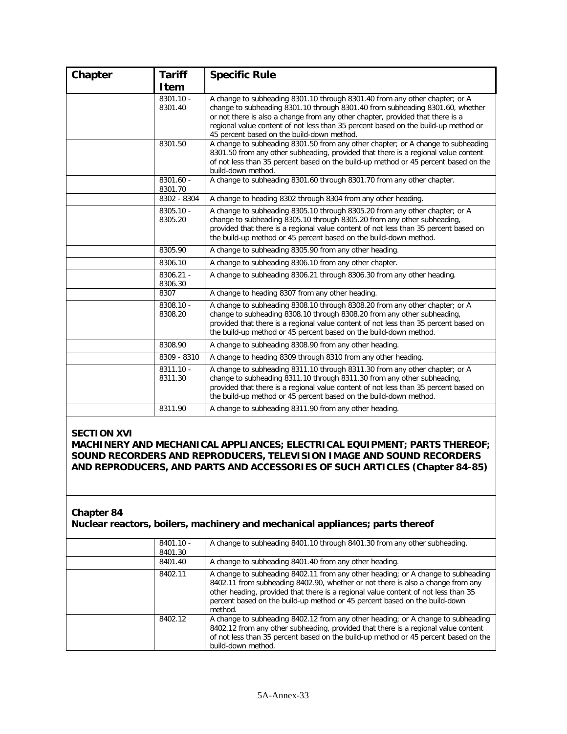| Chapter | Tariff Item | Specific Rule |
|---|---|---|
| | 8301.10 - 8301.40 | A change to subheading 8301.10 through 8301.40 from any other chapter; or A change to subheading 8301.10 through 8301.40 from subheading 8301.60, whether or not there is also a change from any other chapter, provided that there is a regional value content of not less than 35 percent based on the build-up method or 45 percent based on the build-down method. |
| | 8301.50 | A change to subheading 8301.50 from any other chapter; or A change to subheading 8301.50 from any other subheading, provided that there is a regional value content of not less than 35 percent based on the build-up method or 45 percent based on the build-down method. |
| | 8301.60 - 8301.70 | A change to subheading 8301.60 through 8301.70 from any other chapter. |
| | 8302 - 8304 | A change to heading 8302 through 8304 from any other heading. |
| | 8305.10 - 8305.20 | A change to subheading 8305.10 through 8305.20 from any other chapter; or A change to subheading 8305.10 through 8305.20 from any other subheading, provided that there is a regional value content of not less than 35 percent based on the build-up method or 45 percent based on the build-down method. |
| | 8305.90 | A change to subheading 8305.90 from any other heading. |
| | 8306.10 | A change to subheading 8306.10 from any other chapter. |
| | 8306.21 - 8306.30 | A change to subheading 8306.21 through 8306.30 from any other heading. |
| | 8307 | A change to heading 8307 from any other heading. |
| | 8308.10 - 8308.20 | A change to subheading 8308.10 through 8308.20 from any other chapter; or A change to subheading 8308.10 through 8308.20 from any other subheading, provided that there is a regional value content of not less than 35 percent based on the build-up method or 45 percent based on the build-down method. |
| | 8308.90 | A change to subheading 8308.90 from any other heading. |
| | 8309 - 8310 | A change to heading 8309 through 8310 from any other heading. |
| | 8311.10 - 8311.30 | A change to subheading 8311.10 through 8311.30 from any other chapter; or A change to subheading 8311.10 through 8311.30 from any other subheading, provided that there is a regional value content of not less than 35 percent based on the build-up method or 45 percent based on the build-down method. |
| | 8311.90 | A change to subheading 8311.90 from any other heading. |

**SECTION XVI**
**MACHINERY AND MECHANICAL APPLIANCES; ELECTRICAL EQUIPMENT; PARTS THEREOF; SOUND RECORDERS AND REPRODUCERS, TELEVISION IMAGE AND SOUND RECORDERS AND REPRODUCERS, AND PARTS AND ACCESSORIES OF SUCH ARTICLES (Chapter 84-85)**

**Chapter 84**
**Nuclear reactors, boilers, machinery and mechanical appliances; parts thereof**

| Chapter | Tariff Item | Specific Rule |
|---|---|---|
| | 8401.10 - 8401.30 | A change to subheading 8401.10 through 8401.30 from any other subheading. |
| | 8401.40 | A change to subheading 8401.40 from any other heading. |
| | 8402.11 | A change to subheading 8402.11 from any other heading; or A change to subheading 8402.11 from subheading 8402.90, whether or not there is also a change from any other heading, provided that there is a regional value content of not less than 35 percent based on the build-up method or 45 percent based on the build-down method. |
| | 8402.12 | A change to subheading 8402.12 from any other heading; or A change to subheading 8402.12 from any other subheading, provided that there is a regional value content of not less than 35 percent based on the build-up method or 45 percent based on the build-down method. |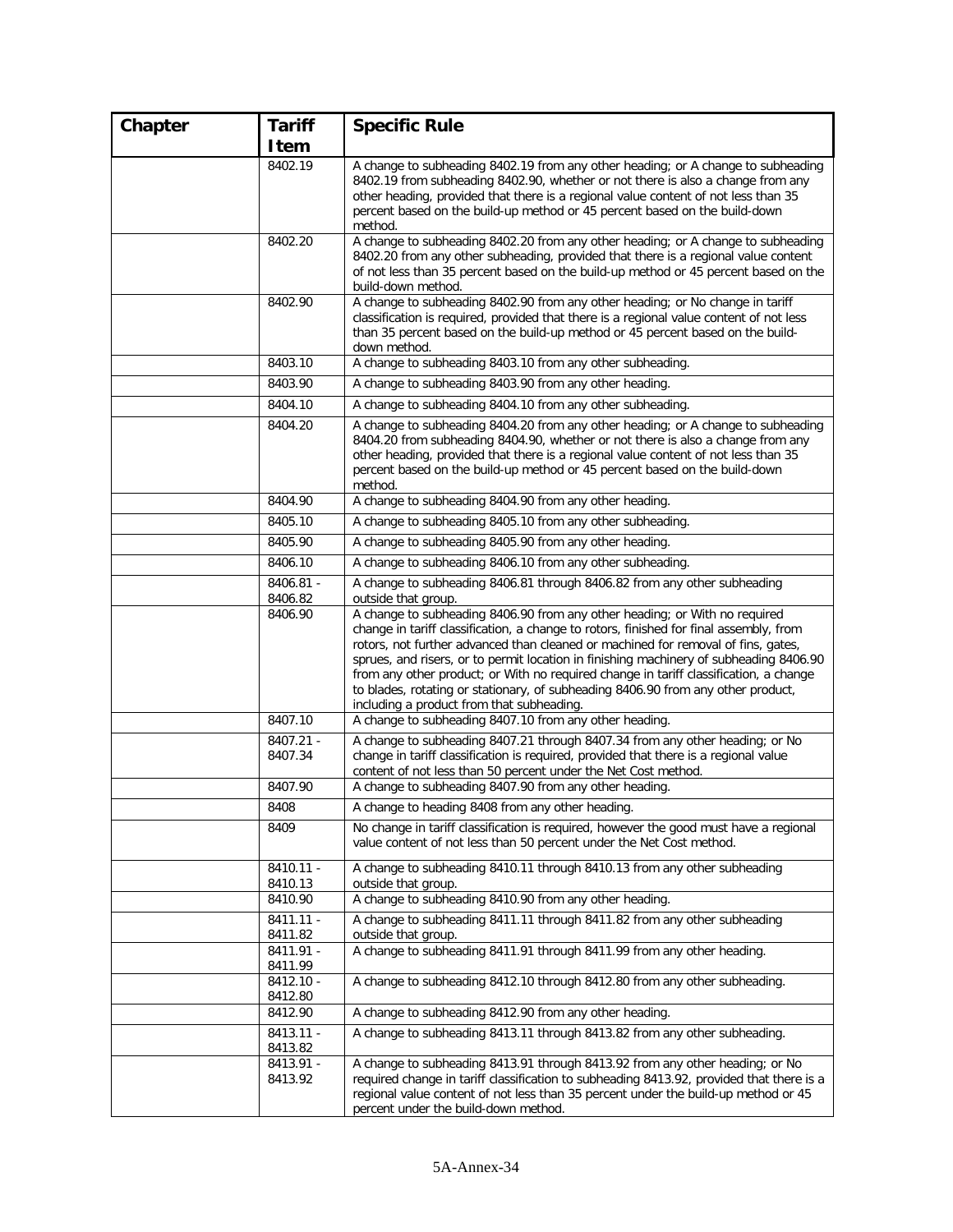| Chapter | Tariff Item | Specific Rule |
|---|---|---|
| | 8402.19 | A change to subheading 8402.19 from any other heading; or A change to subheading 8402.19 from subheading 8402.90, whether or not there is also a change from any other heading, provided that there is a regional value content of not less than 35 percent based on the build-up method or 45 percent based on the build-down method. |
| | 8402.20 | A change to subheading 8402.20 from any other heading; or A change to subheading 8402.20 from any other subheading, provided that there is a regional value content of not less than 35 percent based on the build-up method or 45 percent based on the build-down method. |
| | 8402.90 | A change to subheading 8402.90 from any other heading; or No change in tariff classification is required, provided that there is a regional value content of not less than 35 percent based on the build-up method or 45 percent based on the build-down method. |
| | 8403.10 | A change to subheading 8403.10 from any other subheading. |
| | 8403.90 | A change to subheading 8403.90 from any other heading. |
| | 8404.10 | A change to subheading 8404.10 from any other subheading. |
| | 8404.20 | A change to subheading 8404.20 from any other heading; or A change to subheading 8404.20 from subheading 8404.90, whether or not there is also a change from any other heading, provided that there is a regional value content of not less than 35 percent based on the build-up method or 45 percent based on the build-down method. |
| | 8404.90 | A change to subheading 8404.90 from any other heading. |
| | 8405.10 | A change to subheading 8405.10 from any other subheading. |
| | 8405.90 | A change to subheading 8405.90 from any other heading. |
| | 8406.10 | A change to subheading 8406.10 from any other subheading. |
| | 8406.81 - 8406.82 | A change to subheading 8406.81 through 8406.82 from any other subheading outside that group. |
| | 8406.90 | A change to subheading 8406.90 from any other heading; or With no required change in tariff classification, a change to rotors, finished for final assembly, from rotors, not further advanced than cleaned or machined for removal of fins, gates, sprues, and risers, or to permit location in finishing machinery of subheading 8406.90 from any other product; or With no required change in tariff classification, a change to blades, rotating or stationary, of subheading 8406.90 from any other product, including a product from that subheading. |
| | 8407.10 | A change to subheading 8407.10 from any other heading. |
| | 8407.21 - 8407.34 | A change to subheading 8407.21 through 8407.34 from any other heading; or No change in tariff classification is required, provided that there is a regional value content of not less than 50 percent under the Net Cost method. |
| | 8407.90 | A change to subheading 8407.90 from any other heading. |
| | 8408 | A change to heading 8408 from any other heading. |
| | 8409 | No change in tariff classification is required, however the good must have a regional value content of not less than 50 percent under the Net Cost method. |
| | 8410.11 - 8410.13 | A change to subheading 8410.11 through 8410.13 from any other subheading outside that group. |
| | 8410.90 | A change to subheading 8410.90 from any other heading. |
| | 8411.11 - 8411.82 | A change to subheading 8411.11 through 8411.82 from any other subheading outside that group. |
| | 8411.91 - 8411.99 | A change to subheading 8411.91 through 8411.99 from any other heading. |
| | 8412.10 - 8412.80 | A change to subheading 8412.10 through 8412.80 from any other subheading. |
| | 8412.90 | A change to subheading 8412.90 from any other heading. |
| | 8413.11 - 8413.82 | A change to subheading 8413.11 through 8413.82 from any other subheading. |
| | 8413.91 - 8413.92 | A change to subheading 8413.91 through 8413.92 from any other heading; or No required change in tariff classification to subheading 8413.92, provided that there is a regional value content of not less than 35 percent under the build-up method or 45 percent under the build-down method. |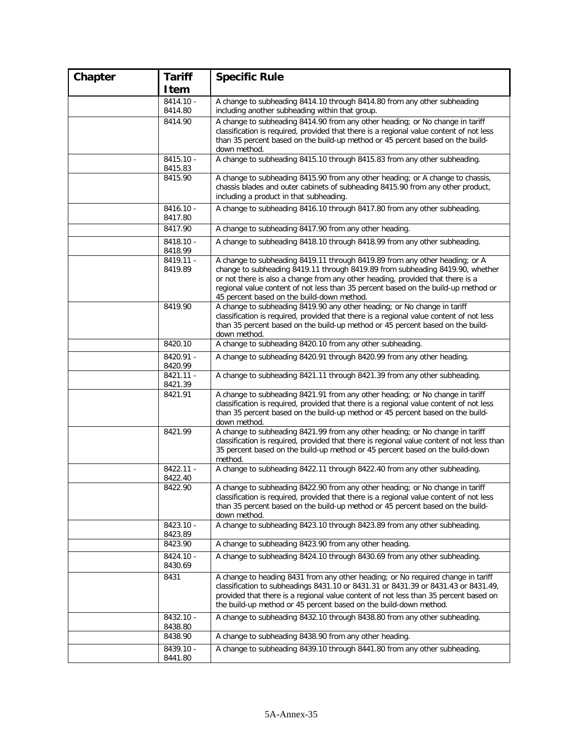| Chapter | Tariff Item | Specific Rule |
|---|---|---|
| | 8414.10 - 8414.80 | A change to subheading 8414.10 through 8414.80 from any other subheading including another subheading within that group. |
| | 8414.90 | A change to subheading 8414.90 from any other heading; or No change in tariff classification is required, provided that there is a regional value content of not less than 35 percent based on the build-up method or 45 percent based on the build-down method. |
| | 8415.10 - 8415.83 | A change to subheading 8415.10 through 8415.83 from any other subheading. |
| | 8415.90 | A change to subheading 8415.90 from any other heading; or A change to chassis, chassis blades and outer cabinets of subheading 8415.90 from any other product, including a product in that subheading. |
| | 8416.10 - 8417.80 | A change to subheading 8416.10 through 8417.80 from any other subheading. |
| | 8417.90 | A change to subheading 8417.90 from any other heading. |
| | 8418.10 - 8418.99 | A change to subheading 8418.10 through 8418.99 from any other subheading. |
| | 8419.11 - 8419.89 | A change to subheading 8419.11 through 8419.89 from any other heading; or A change to subheading 8419.11 through 8419.89 from subheading 8419.90, whether or not there is also a change from any other heading, provided that there is a regional value content of not less than 35 percent based on the build-up method or 45 percent based on the build-down method. |
| | 8419.90 | A change to subheading 8419.90 any other heading; or No change in tariff classification is required, provided that there is a regional value content of not less than 35 percent based on the build-up method or 45 percent based on the build-down method. |
| | 8420.10 | A change to subheading 8420.10 from any other subheading. |
| | 8420.91 - 8420.99 | A change to subheading 8420.91 through 8420.99 from any other heading. |
| | 8421.11 - 8421.39 | A change to subheading 8421.11 through 8421.39 from any other subheading. |
| | 8421.91 | A change to subheading 8421.91 from any other heading; or No change in tariff classification is required, provided that there is a regional value content of not less than 35 percent based on the build-up method or 45 percent based on the build-down method. |
| | 8421.99 | A change to subheading 8421.99 from any other heading; or No change in tariff classification is required, provided that there is regional value content of not less than 35 percent based on the build-up method or 45 percent based on the build-down method. |
| | 8422.11 - 8422.40 | A change to subheading 8422.11 through 8422.40 from any other subheading. |
| | 8422.90 | A change to subheading 8422.90 from any other heading; or No change in tariff classification is required, provided that there is a regional value content of not less than 35 percent based on the build-up method or 45 percent based on the build-down method. |
| | 8423.10 - 8423.89 | A change to subheading 8423.10 through 8423.89 from any other subheading. |
| | 8423.90 | A change to subheading 8423.90 from any other heading. |
| | 8424.10 - 8430.69 | A change to subheading 8424.10 through 8430.69 from any other subheading. |
| | 8431 | A change to heading 8431 from any other heading; or No required change in tariff classification to subheadings 8431.10 or 8431.31 or 8431.39 or 8431.43 or 8431.49, provided that there is a regional value content of not less than 35 percent based on the build-up method or 45 percent based on the build-down method. |
| | 8432.10 - 8438.80 | A change to subheading 8432.10 through 8438.80 from any other subheading. |
| | 8438.90 | A change to subheading 8438.90 from any other heading. |
| | 8439.10 - 8441.80 | A change to subheading 8439.10 through 8441.80 from any other subheading. |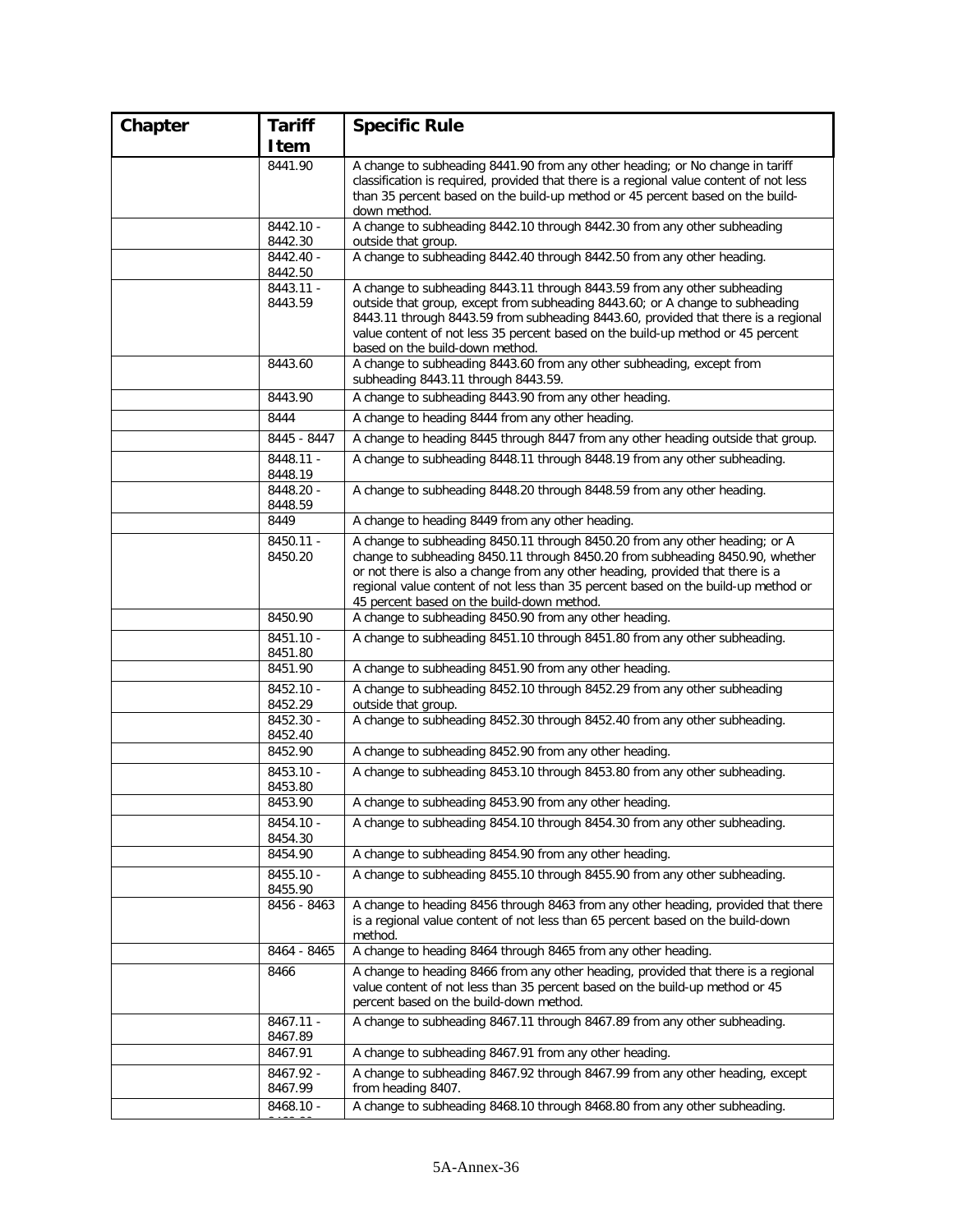| Chapter | Tariff Item | Specific Rule |
|---|---|---|
| | 8441.90 | A change to subheading 8441.90 from any other heading; or No change in tariff classification is required, provided that there is a regional value content of not less than 35 percent based on the build-up method or 45 percent based on the build-down method. |
| | 8442.10 - 8442.30 | A change to subheading 8442.10 through 8442.30 from any other subheading outside that group. |
| | 8442.40 - 8442.50 | A change to subheading 8442.40 through 8442.50 from any other heading. |
| | 8443.11 - 8443.59 | A change to subheading 8443.11 through 8443.59 from any other subheading outside that group, except from subheading 8443.60; or A change to subheading 8443.11 through 8443.59 from subheading 8443.60, provided that there is a regional value content of not less 35 percent based on the build-up method or 45 percent based on the build-down method. |
| | 8443.60 | A change to subheading 8443.60 from any other subheading, except from subheading 8443.11 through 8443.59. |
| | 8443.90 | A change to subheading 8443.90 from any other heading. |
| | 8444 | A change to heading 8444 from any other heading. |
| | 8445 - 8447 | A change to heading 8445 through 8447 from any other heading outside that group. |
| | 8448.11 - 8448.19 | A change to subheading 8448.11 through 8448.19 from any other subheading. |
| | 8448.20 - 8448.59 | A change to subheading 8448.20 through 8448.59 from any other heading. |
| | 8449 | A change to heading 8449 from any other heading. |
| | 8450.11 - 8450.20 | A change to subheading 8450.11 through 8450.20 from any other heading; or A change to subheading 8450.11 through 8450.20 from subheading 8450.90, whether or not there is also a change from any other heading, provided that there is a regional value content of not less than 35 percent based on the build-up method or 45 percent based on the build-down method. |
| | 8450.90 | A change to subheading 8450.90 from any other heading. |
| | 8451.10 - 8451.80 | A change to subheading 8451.10 through 8451.80 from any other subheading. |
| | 8451.90 | A change to subheading 8451.90 from any other heading. |
| | 8452.10 - 8452.29 | A change to subheading 8452.10 through 8452.29 from any other subheading outside that group. |
| | 8452.30 - 8452.40 | A change to subheading 8452.30 through 8452.40 from any other subheading. |
| | 8452.90 | A change to subheading 8452.90 from any other heading. |
| | 8453.10 - 8453.80 | A change to subheading 8453.10 through 8453.80 from any other subheading. |
| | 8453.90 | A change to subheading 8453.90 from any other heading. |
| | 8454.10 - 8454.30 | A change to subheading 8454.10 through 8454.30 from any other subheading. |
| | 8454.90 | A change to subheading 8454.90 from any other heading. |
| | 8455.10 - 8455.90 | A change to subheading 8455.10 through 8455.90 from any other subheading. |
| | 8456 - 8463 | A change to heading 8456 through 8463 from any other heading, provided that there is a regional value content of not less than 65 percent based on the build-down method. |
| | 8464 - 8465 | A change to heading 8464 through 8465 from any other heading. |
| | 8466 | A change to heading 8466 from any other heading, provided that there is a regional value content of not less than 35 percent based on the build-up method or 45 percent based on the build-down method. |
| | 8467.11 - 8467.89 | A change to subheading 8467.11 through 8467.89 from any other subheading. |
| | 8467.91 | A change to subheading 8467.91 from any other heading. |
| | 8467.92 - 8467.99 | A change to subheading 8467.92 through 8467.99 from any other heading, except from heading 8407. |
| | 8468.10 - | A change to subheading 8468.10 through 8468.80 from any other subheading. |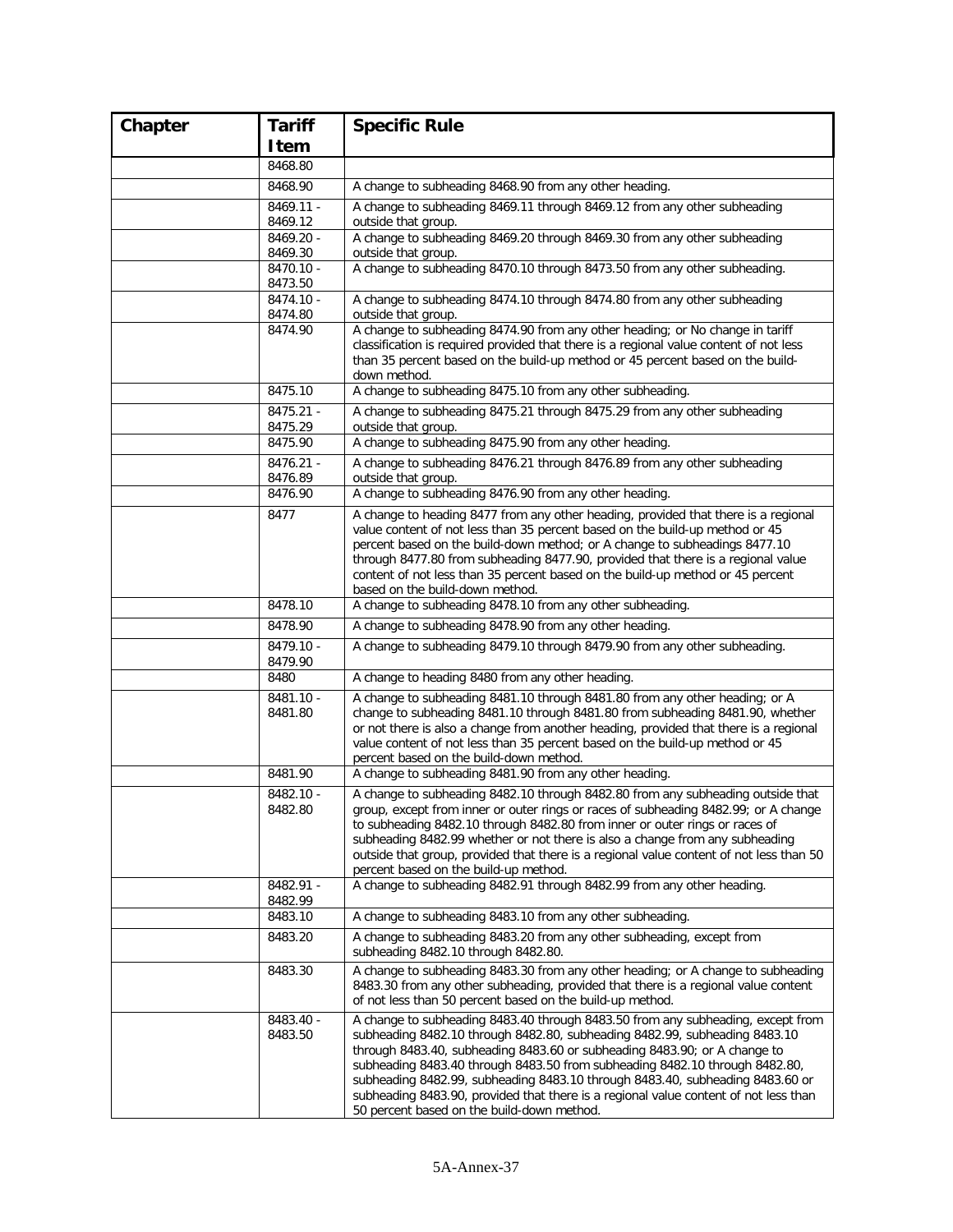| Chapter | Tariff Item | Specific Rule |
|---|---|---|
| | 8468.80 | |
| | 8468.90 | A change to subheading 8468.90 from any other heading. |
| | 8469.11 - 8469.12 | A change to subheading 8469.11 through 8469.12 from any other subheading outside that group. |
| | 8469.20 - 8469.30 | A change to subheading 8469.20 through 8469.30 from any other subheading outside that group. |
| | 8470.10 - 8473.50 | A change to subheading 8470.10 through 8473.50 from any other subheading. |
| | 8474.10 - 8474.80 | A change to subheading 8474.10 through 8474.80 from any other subheading outside that group. |
| | 8474.90 | A change to subheading 8474.90 from any other heading; or No change in tariff classification is required provided that there is a regional value content of not less than 35 percent based on the build-up method or 45 percent based on the build-down method. |
| | 8475.10 | A change to subheading 8475.10 from any other subheading. |
| | 8475.21 - 8475.29 | A change to subheading 8475.21 through 8475.29 from any other subheading outside that group. |
| | 8475.90 | A change to subheading 8475.90 from any other heading. |
| | 8476.21 - 8476.89 | A change to subheading 8476.21 through 8476.89 from any other subheading outside that group. |
| | 8476.90 | A change to subheading 8476.90 from any other heading. |
| | 8477 | A change to heading 8477 from any other heading, provided that there is a regional value content of not less than 35 percent based on the build-up method or 45 percent based on the build-down method; or A change to subheadings 8477.10 through 8477.80 from subheading 8477.90, provided that there is a regional value content of not less than 35 percent based on the build-up method or 45 percent based on the build-down method. |
| | 8478.10 | A change to subheading 8478.10 from any other subheading. |
| | 8478.90 | A change to subheading 8478.90 from any other heading. |
| | 8479.10 - 8479.90 | A change to subheading 8479.10 through 8479.90 from any other subheading. |
| | 8480 | A change to heading 8480 from any other heading. |
| | 8481.10 - 8481.80 | A change to subheading 8481.10 through 8481.80 from any other heading; or A change to subheading 8481.10 through 8481.80 from subheading 8481.90, whether or not there is also a change from another heading, provided that there is a regional value content of not less than 35 percent based on the build-up method or 45 percent based on the build-down method. |
| | 8481.90 | A change to subheading 8481.90 from any other heading. |
| | 8482.10 - 8482.80 | A change to subheading 8482.10 through 8482.80 from any subheading outside that group, except from inner or outer rings or races of subheading 8482.99; or A change to subheading 8482.10 through 8482.80 from inner or outer rings or races of subheading 8482.99 whether or not there is also a change from any subheading outside that group, provided that there is a regional value content of not less than 50 percent based on the build-up method. |
| | 8482.91 - 8482.99 | A change to subheading 8482.91 through 8482.99 from any other heading. |
| | 8483.10 | A change to subheading 8483.10 from any other subheading. |
| | 8483.20 | A change to subheading 8483.20 from any other subheading, except from subheading 8482.10 through 8482.80. |
| | 8483.30 | A change to subheading 8483.30 from any other heading; or A change to subheading 8483.30 from any other subheading, provided that there is a regional value content of not less than 50 percent based on the build-up method. |
| | 8483.40 - 8483.50 | A change to subheading 8483.40 through 8483.50 from any subheading, except from subheading 8482.10 through 8482.80, subheading 8482.99, subheading 8483.10 through 8483.40, subheading 8483.60 or subheading 8483.90; or A change to subheading 8483.40 through 8483.50 from subheading 8482.10 through 8482.80, subheading 8482.99, subheading 8483.10 through 8483.40, subheading 8483.60 or subheading 8483.90, provided that there is a regional value content of not less than 50 percent based on the build-down method. |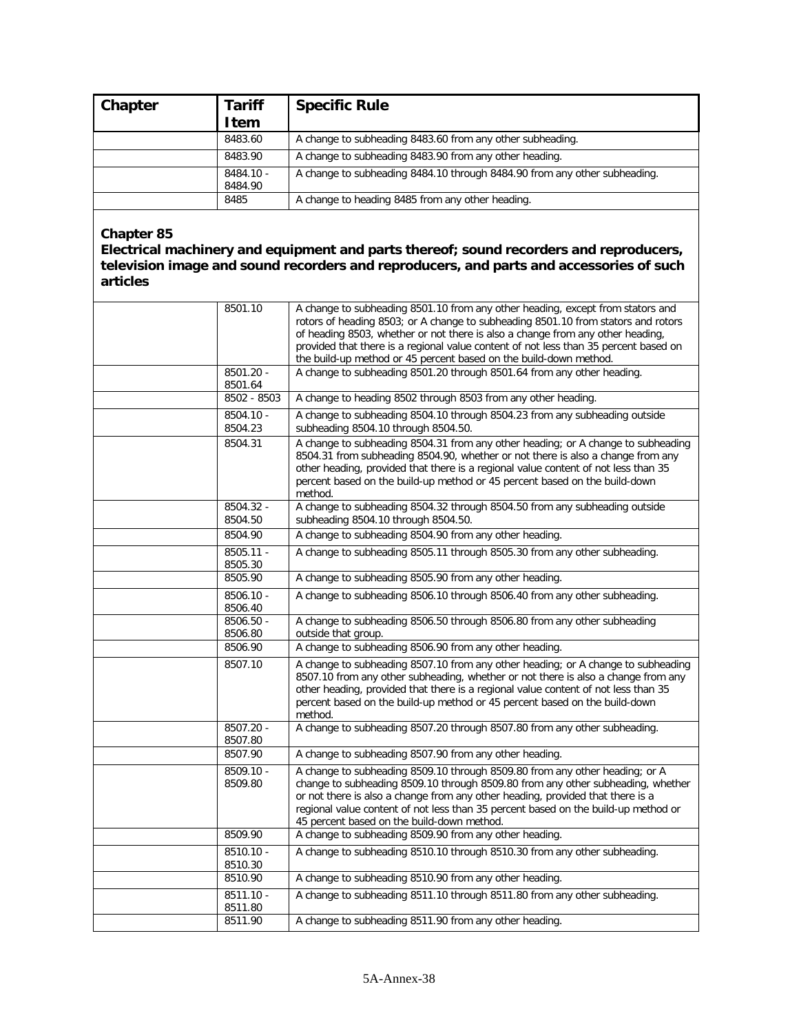| Chapter | Tariff Item | Specific Rule |
|---|---|---|
| | 8483.60 | A change to subheading 8483.60 from any other subheading. |
| | 8483.90 | A change to subheading 8483.90 from any other heading. |
| | 8484.10 - 8484.90 | A change to subheading 8484.10 through 8484.90 from any other subheading. |
| | 8485 | A change to heading 8485 from any other heading. |

**Chapter 85**
**Electrical machinery and equipment and parts thereof; sound recorders and reproducers, television image and sound recorders and reproducers, and parts and accessories of such articles**

| Chapter | Tariff Item | Specific Rule |
|---|---|---|
| | 8501.10 | A change to subheading 8501.10 from any other heading, except from stators and rotors of heading 8503; or A change to subheading 8501.10 from stators and rotors of heading 8503, whether or not there is also a change from any other heading, provided that there is a regional value content of not less than 35 percent based on the build-up method or 45 percent based on the build-down method. |
| | 8501.20 - 8501.64 | A change to subheading 8501.20 through 8501.64 from any other heading. |
| | 8502 - 8503 | A change to heading 8502 through 8503 from any other heading. |
| | 8504.10 - 8504.23 | A change to subheading 8504.10 through 8504.23 from any subheading outside subheading 8504.10 through 8504.50. |
| | 8504.31 | A change to subheading 8504.31 from any other heading; or A change to subheading 8504.31 from subheading 8504.90, whether or not there is also a change from any other heading, provided that there is a regional value content of not less than 35 percent based on the build-up method or 45 percent based on the build-down method. |
| | 8504.32 - 8504.50 | A change to subheading 8504.32 through 8504.50 from any subheading outside subheading 8504.10 through 8504.50. |
| | 8504.90 | A change to subheading 8504.90 from any other heading. |
| | 8505.11 - 8505.30 | A change to subheading 8505.11 through 8505.30 from any other subheading. |
| | 8505.90 | A change to subheading 8505.90 from any other heading. |
| | 8506.10 - 8506.40 | A change to subheading 8506.10 through 8506.40 from any other subheading. |
| | 8506.50 - 8506.80 | A change to subheading 8506.50 through 8506.80 from any other subheading outside that group. |
| | 8506.90 | A change to subheading 8506.90 from any other heading. |
| | 8507.10 | A change to subheading 8507.10 from any other heading; or A change to subheading 8507.10 from any other subheading, whether or not there is also a change from any other heading, provided that there is a regional value content of not less than 35 percent based on the build-up method or 45 percent based on the build-down method. |
| | 8507.20 - 8507.80 | A change to subheading 8507.20 through 8507.80 from any other subheading. |
| | 8507.90 | A change to subheading 8507.90 from any other heading. |
| | 8509.10 - 8509.80 | A change to subheading 8509.10 through 8509.80 from any other heading; or A change to subheading 8509.10 through 8509.80 from any other subheading, whether or not there is also a change from any other heading, provided that there is a regional value content of not less than 35 percent based on the build-up method or 45 percent based on the build-down method. |
| | 8509.90 | A change to subheading 8509.90 from any other heading. |
| | 8510.10 - 8510.30 | A change to subheading 8510.10 through 8510.30 from any other subheading. |
| | 8510.90 | A change to subheading 8510.90 from any other heading. |
| | 8511.10 - 8511.80 | A change to subheading 8511.10 through 8511.80 from any other subheading. |
| | 8511.90 | A change to subheading 8511.90 from any other heading. |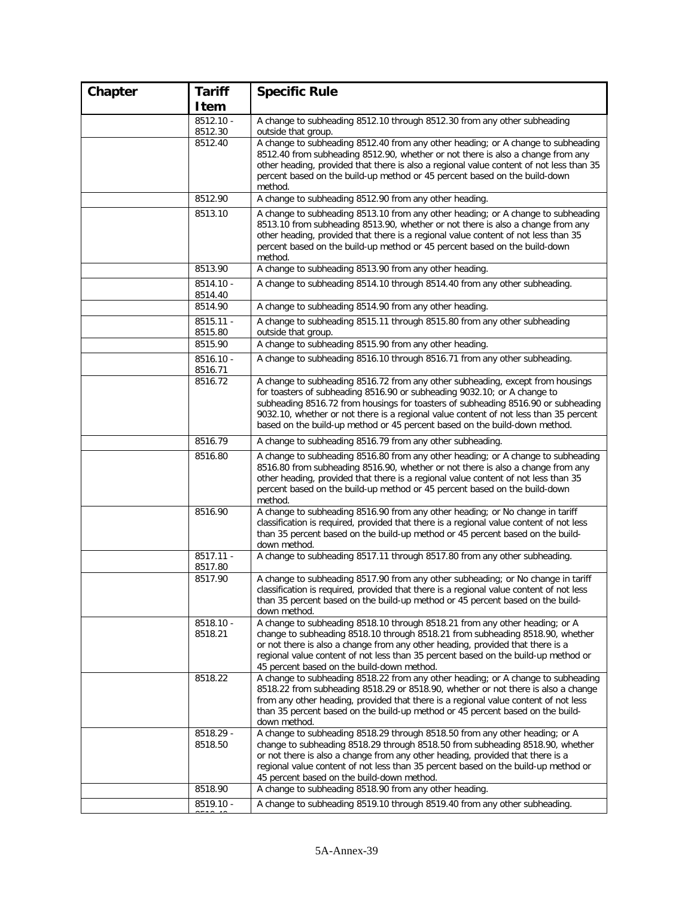| Chapter | Tariff Item | Specific Rule |
|---|---|---|
| | 8512.10 - 8512.30 | A change to subheading 8512.10 through 8512.30 from any other subheading outside that group. |
| | 8512.40 | A change to subheading 8512.40 from any other heading; or A change to subheading 8512.40 from subheading 8512.90, whether or not there is also a change from any other heading, provided that there is also a regional value content of not less than 35 percent based on the build-up method or 45 percent based on the build-down method. |
| | 8512.90 | A change to subheading 8512.90 from any other heading. |
| | 8513.10 | A change to subheading 8513.10 from any other heading; or A change to subheading 8513.10 from subheading 8513.90, whether or not there is also a change from any other heading, provided that there is a regional value content of not less than 35 percent based on the build-up method or 45 percent based on the build-down method. |
| | 8513.90 | A change to subheading 8513.90 from any other heading. |
| | 8514.10 - 8514.40 | A change to subheading 8514.10 through 8514.40 from any other subheading. |
| | 8514.90 | A change to subheading 8514.90 from any other heading. |
| | 8515.11 - 8515.80 | A change to subheading 8515.11 through 8515.80 from any other subheading outside that group. |
| | 8515.90 | A change to subheading 8515.90 from any other heading. |
| | 8516.10 - 8516.71 | A change to subheading 8516.10 through 8516.71 from any other subheading. |
| | 8516.72 | A change to subheading 8516.72 from any other subheading, except from housings for toasters of subheading 8516.90 or subheading 9032.10; or A change to subheading 8516.72 from housings for toasters of subheading 8516.90 or subheading 9032.10, whether or not there is a regional value content of not less than 35 percent based on the build-up method or 45 percent based on the build-down method. |
| | 8516.79 | A change to subheading 8516.79 from any other subheading. |
| | 8516.80 | A change to subheading 8516.80 from any other heading; or A change to subheading 8516.80 from subheading 8516.90, whether or not there is also a change from any other heading, provided that there is a regional value content of not less than 35 percent based on the build-up method or 45 percent based on the build-down method. |
| | 8516.90 | A change to subheading 8516.90 from any other heading; or No change in tariff classification is required, provided that there is a regional value content of not less than 35 percent based on the build-up method or 45 percent based on the build-down method. |
| | 8517.11 - 8517.80 | A change to subheading 8517.11 through 8517.80 from any other subheading. |
| | 8517.90 | A change to subheading 8517.90 from any other subheading; or No change in tariff classification is required, provided that there is a regional value content of not less than 35 percent based on the build-up method or 45 percent based on the build-down method. |
| | 8518.10 - 8518.21 | A change to subheading 8518.10 through 8518.21 from any other heading; or A change to subheading 8518.10 through 8518.21 from subheading 8518.90, whether or not there is also a change from any other heading, provided that there is a regional value content of not less than 35 percent based on the build-up method or 45 percent based on the build-down method. |
| | 8518.22 | A change to subheading 8518.22 from any other heading; or A change to subheading 8518.22 from subheading 8518.29 or 8518.90, whether or not there is also a change from any other heading, provided that there is a regional value content of not less than 35 percent based on the build-up method or 45 percent based on the build-down method. |
| | 8518.29 - 8518.50 | A change to subheading 8518.29 through 8518.50 from any other heading; or A change to subheading 8518.29 through 8518.50 from subheading 8518.90, whether or not there is also a change from any other heading, provided that there is a regional value content of not less than 35 percent based on the build-up method or 45 percent based on the build-down method. |
| | 8518.90 | A change to subheading 8518.90 from any other heading. |
| | 8519.10 - | A change to subheading 8519.10 through 8519.40 from any other subheading. |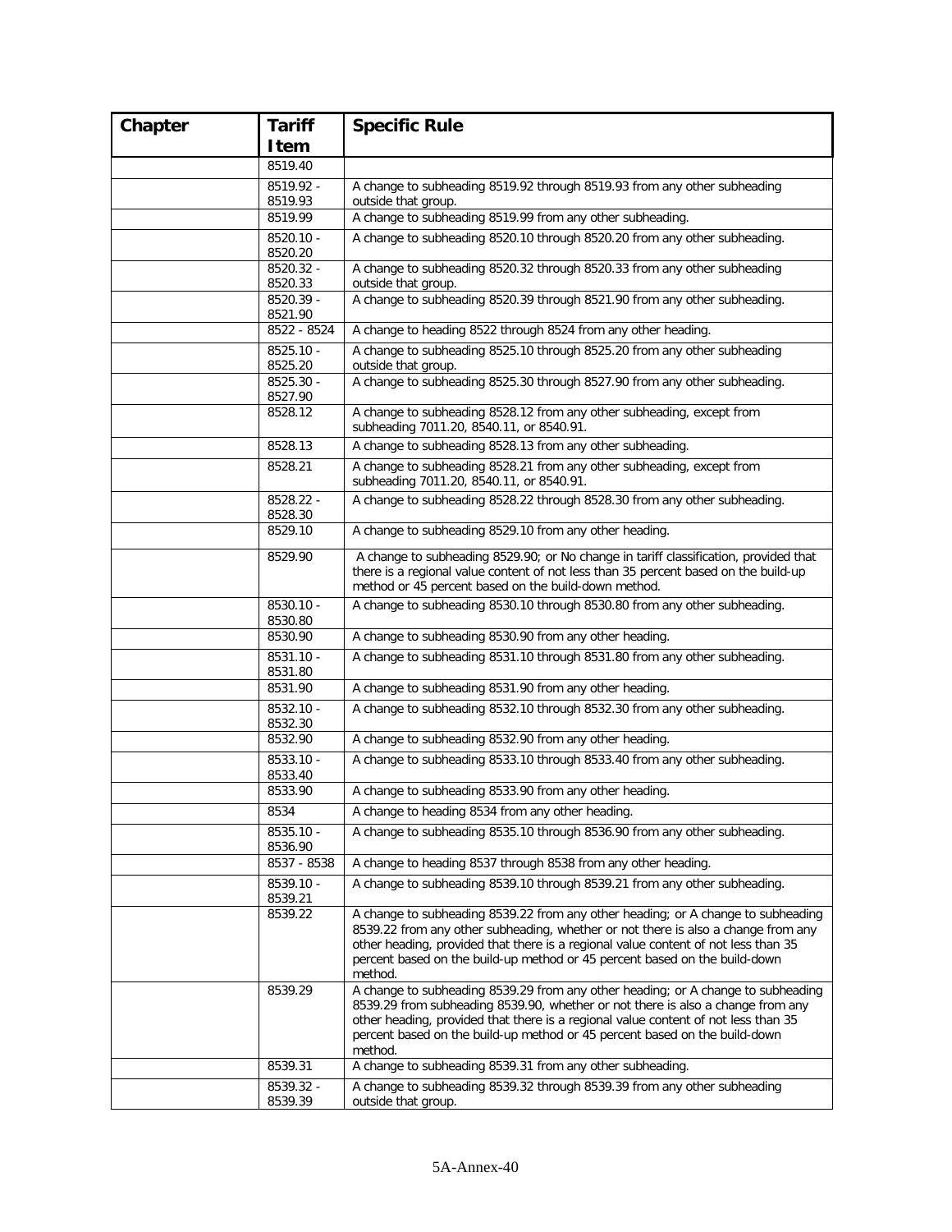| Chapter | Tariff Item | Specific Rule |
| --- | --- | --- |
| | 8519.40 | |
| | 8519.92 - 8519.93 | A change to subheading 8519.92 through 8519.93 from any other subheading outside that group. |
| | 8519.99 | A change to subheading 8519.99 from any other subheading. |
| | 8520.10 - 8520.20 | A change to subheading 8520.10 through 8520.20 from any other subheading. |
| | 8520.32 - 8520.33 | A change to subheading 8520.32 through 8520.33 from any other subheading outside that group. |
| | 8520.39 - 8521.90 | A change to subheading 8520.39 through 8521.90 from any other subheading. |
| | 8522 - 8524 | A change to heading 8522 through 8524 from any other heading. |
| | 8525.10 - 8525.20 | A change to subheading 8525.10 through 8525.20 from any other subheading outside that group. |
| | 8525.30 - 8527.90 | A change to subheading 8525.30 through 8527.90 from any other subheading. |
| | 8528.12 | A change to subheading 8528.12 from any other subheading, except from subheading 7011.20, 8540.11, or 8540.91. |
| | 8528.13 | A change to subheading 8528.13 from any other subheading. |
| | 8528.21 | A change to subheading 8528.21 from any other subheading, except from subheading 7011.20, 8540.11, or 8540.91. |
| | 8528.22 - 8528.30 | A change to subheading 8528.22 through 8528.30 from any other subheading. |
| | 8529.10 | A change to subheading 8529.10 from any other heading. |
| | 8529.90 | A change to subheading 8529.90; or No change in tariff classification, provided that there is a regional value content of not less than 35 percent based on the build-up method or 45 percent based on the build-down method. |
| | 8530.10 - 8530.80 | A change to subheading 8530.10 through 8530.80 from any other subheading. |
| | 8530.90 | A change to subheading 8530.90 from any other heading. |
| | 8531.10 - 8531.80 | A change to subheading 8531.10 through 8531.80 from any other subheading. |
| | 8531.90 | A change to subheading 8531.90 from any other heading. |
| | 8532.10 - 8532.30 | A change to subheading 8532.10 through 8532.30 from any other subheading. |
| | 8532.90 | A change to subheading 8532.90 from any other heading. |
| | 8533.10 - 8533.40 | A change to subheading 8533.10 through 8533.40 from any other subheading. |
| | 8533.90 | A change to subheading 8533.90 from any other heading. |
| | 8534 | A change to heading 8534 from any other heading. |
| | 8535.10 - 8536.90 | A change to subheading 8535.10 through 8536.90 from any other subheading. |
| | 8537 - 8538 | A change to heading 8537 through 8538 from any other heading. |
| | 8539.10 - 8539.21 | A change to subheading 8539.10 through 8539.21 from any other subheading. |
| | 8539.22 | A change to subheading 8539.22 from any other heading; or A change to subheading 8539.22 from any other subheading, whether or not there is also a change from any other heading, provided that there is a regional value content of not less than 35 percent based on the build-up method or 45 percent based on the build-down method. |
| | 8539.29 | A change to subheading 8539.29 from any other heading; or A change to subheading 8539.29 from subheading 8539.90, whether or not there is also a change from any other heading, provided that there is a regional value content of not less than 35 percent based on the build-up method or 45 percent based on the build-down method. |
| | 8539.31 | A change to subheading 8539.31 from any other subheading. |
| | 8539.32 - 8539.39 | A change to subheading 8539.32 through 8539.39 from any other subheading outside that group. |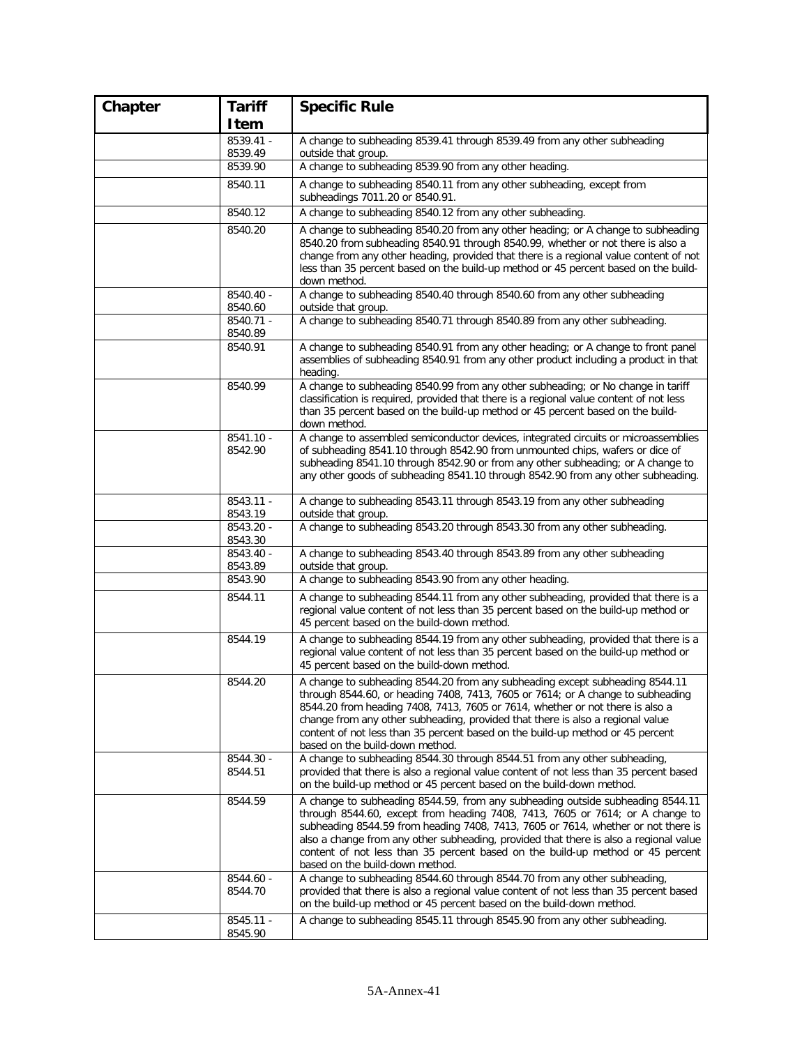| Chapter | Tariff Item | Specific Rule |
|---|---|---|
| | 8539.41 - 8539.49 | A change to subheading 8539.41 through 8539.49 from any other subheading outside that group. |
| | 8539.90 | A change to subheading 8539.90 from any other heading. |
| | 8540.11 | A change to subheading 8540.11 from any other subheading, except from subheadings 7011.20 or 8540.91. |
| | 8540.12 | A change to subheading 8540.12 from any other subheading. |
| | 8540.20 | A change to subheading 8540.20 from any other heading; or A change to subheading 8540.20 from subheading 8540.91 through 8540.99, whether or not there is also a change from any other heading, provided that there is a regional value content of not less than 35 percent based on the build-up method or 45 percent based on the build-down method. |
| | 8540.40 - 8540.60 | A change to subheading 8540.40 through 8540.60 from any other subheading outside that group. |
| | 8540.71 - 8540.89 | A change to subheading 8540.71 through 8540.89 from any other subheading. |
| | 8540.91 | A change to subheading 8540.91 from any other heading; or A change to front panel assemblies of subheading 8540.91 from any other product including a product in that heading. |
| | 8540.99 | A change to subheading 8540.99 from any other subheading; or No change in tariff classification is required, provided that there is a regional value content of not less than 35 percent based on the build-up method or 45 percent based on the build-down method. |
| | 8541.10 - 8542.90 | A change to assembled semiconductor devices, integrated circuits or microassemblies of subheading 8541.10 through 8542.90 from unmounted chips, wafers or dice of subheading 8541.10 through 8542.90 or from any other subheading; or A change to any other goods of subheading 8541.10 through 8542.90 from any other subheading. |
| | 8543.11 - 8543.19 | A change to subheading 8543.11 through 8543.19 from any other subheading outside that group. |
| | 8543.20 - 8543.30 | A change to subheading 8543.20 through 8543.30 from any other subheading. |
| | 8543.40 - 8543.89 | A change to subheading 8543.40 through 8543.89 from any other subheading outside that group. |
| | 8543.90 | A change to subheading 8543.90 from any other heading. |
| | 8544.11 | A change to subheading 8544.11 from any other subheading, provided that there is a regional value content of not less than 35 percent based on the build-up method or 45 percent based on the build-down method. |
| | 8544.19 | A change to subheading 8544.19 from any other subheading, provided that there is a regional value content of not less than 35 percent based on the build-up method or 45 percent based on the build-down method. |
| | 8544.20 | A change to subheading 8544.20 from any subheading except subheading 8544.11 through 8544.60, or heading 7408, 7413, 7605 or 7614; or A change to subheading 8544.20 from heading 7408, 7413, 7605 or 7614, whether or not there is also a change from any other subheading, provided that there is also a regional value content of not less than 35 percent based on the build-up method or 45 percent based on the build-down method. |
| | 8544.30 - 8544.51 | A change to subheading 8544.30 through 8544.51 from any other subheading, provided that there is also a regional value content of not less than 35 percent based on the build-up method or 45 percent based on the build-down method. |
| | 8544.59 | A change to subheading 8544.59, from any subheading outside subheading 8544.11 through 8544.60, except from heading 7408, 7413, 7605 or 7614; or A change to subheading 8544.59 from heading 7408, 7413, 7605 or 7614, whether or not there is also a change from any other subheading, provided that there is also a regional value content of not less than 35 percent based on the build-up method or 45 percent based on the build-down method. |
| | 8544.60 - 8544.70 | A change to subheading 8544.60 through 8544.70 from any other subheading, provided that there is also a regional value content of not less than 35 percent based on the build-up method or 45 percent based on the build-down method. |
| | 8545.11 - 8545.90 | A change to subheading 8545.11 through 8545.90 from any other subheading. |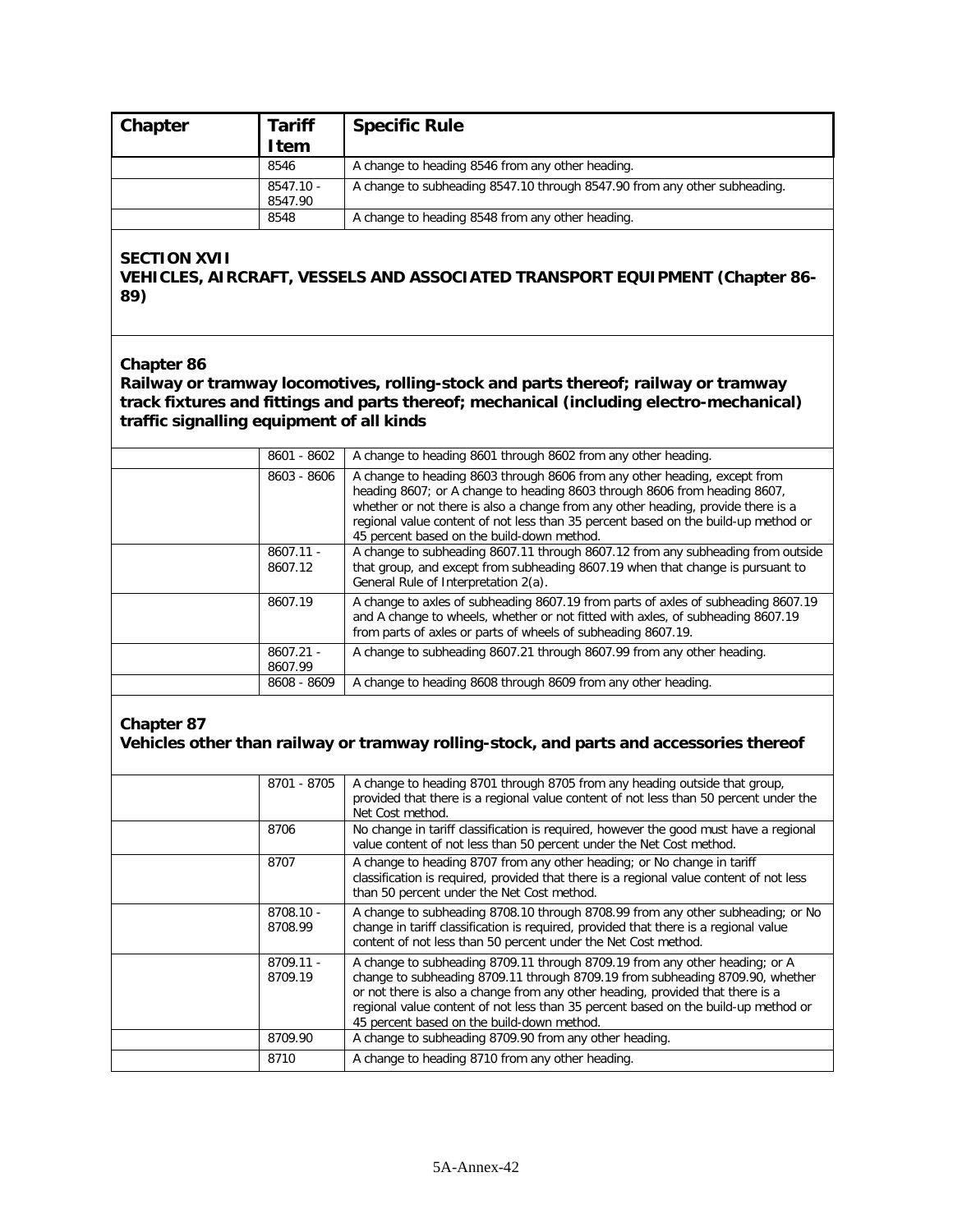| Chapter | Tariff Item | Specific Rule |
|---|---|---|
| | 8546 | A change to heading 8546 from any other heading. |
| | 8547.10 - 8547.90 | A change to subheading 8547.10 through 8547.90 from any other subheading. |
| | 8548 | A change to heading 8548 from any other heading. |

**SECTION XVII**
**VEHICLES, AIRCRAFT, VESSELS AND ASSOCIATED TRANSPORT EQUIPMENT (Chapter 86-89)**

**Chapter 86**
**Railway or tramway locomotives, rolling-stock and parts thereof; railway or tramway track fixtures and fittings and parts thereof; mechanical (including electro-mechanical) traffic signalling equipment of all kinds**

| Chapter | Tariff Item | Specific Rule |
|---|---|---|
| | 8601 - 8602 | A change to heading 8601 through 8602 from any other heading. |
| | 8603 - 8606 | A change to heading 8603 through 8606 from any other heading, except from heading 8607; or A change to heading 8603 through 8606 from heading 8607, whether or not there is also a change from any other heading, provide there is a regional value content of not less than 35 percent based on the build-up method or 45 percent based on the build-down method. |
| | 8607.11 - 8607.12 | A change to subheading 8607.11 through 8607.12 from any subheading from outside that group, and except from subheading 8607.19 when that change is pursuant to General Rule of Interpretation 2(a). |
| | 8607.19 | A change to axles of subheading 8607.19 from parts of axles of subheading 8607.19 and A change to wheels, whether or not fitted with axles, of subheading 8607.19 from parts of axles or parts of wheels of subheading 8607.19. |
| | 8607.21 - 8607.99 | A change to subheading 8607.21 through 8607.99 from any other heading. |
| | 8608 - 8609 | A change to heading 8608 through 8609 from any other heading. |

**Chapter 87**
**Vehicles other than railway or tramway rolling-stock, and parts and accessories thereof**

| Chapter | Tariff Item | Specific Rule |
|---|---|---|
| | 8701 - 8705 | A change to heading 8701 through 8705 from any heading outside that group, provided that there is a regional value content of not less than 50 percent under the Net Cost method. |
| | 8706 | No change in tariff classification is required, however the good must have a regional value content of not less than 50 percent under the Net Cost method. |
| | 8707 | A change to heading 8707 from any other heading; or No change in tariff classification is required, provided that there is a regional value content of not less than 50 percent under the Net Cost method. |
| | 8708.10 - 8708.99 | A change to subheading 8708.10 through 8708.99 from any other subheading; or No change in tariff classification is required, provided that there is a regional value content of not less than 50 percent under the Net Cost method. |
| | 8709.11 - 8709.19 | A change to subheading 8709.11 through 8709.19 from any other heading; or A change to subheading 8709.11 through 8709.19 from subheading 8709.90, whether or not there is also a change from any other heading, provided that there is a regional value content of not less than 35 percent based on the build-up method or 45 percent based on the build-down method. |
| | 8709.90 | A change to subheading 8709.90 from any other heading. |
| | 8710 | A change to heading 8710 from any other heading. |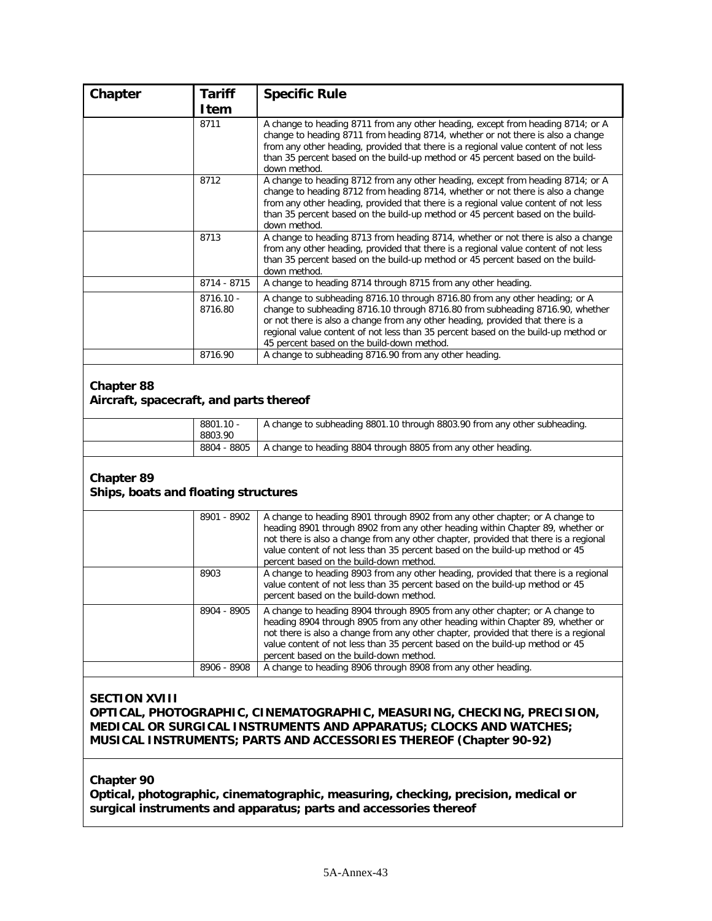| Chapter | Tariff Item | Specific Rule |
|---|---|---|
| | 8711 | A change to heading 8711 from any other heading, except from heading 8714; or A change to heading 8711 from heading 8714, whether or not there is also a change from any other heading, provided that there is a regional value content of not less than 35 percent based on the build-up method or 45 percent based on the build-down method. |
| | 8712 | A change to heading 8712 from any other heading, except from heading 8714; or A change to heading 8712 from heading 8714, whether or not there is also a change from any other heading, provided that there is a regional value content of not less than 35 percent based on the build-up method or 45 percent based on the build-down method. |
| | 8713 | A change to heading 8713 from heading 8714, whether or not there is also a change from any other heading, provided that there is a regional value content of not less than 35 percent based on the build-up method or 45 percent based on the build-down method. |
| | 8714 - 8715 | A change to heading 8714 through 8715 from any other heading. |
| | 8716.10 - 8716.80 | A change to subheading 8716.10 through 8716.80 from any other heading; or A change to subheading 8716.10 through 8716.80 from subheading 8716.90, whether or not there is also a change from any other heading, provided that there is a regional value content of not less than 35 percent based on the build-up method or 45 percent based on the build-down method. |
| | 8716.90 | A change to subheading 8716.90 from any other heading. |
| **Chapter 88**<br>**Aircraft, spacecraft, and parts thereof** | | |
| | 8801.10 - 8803.90 | A change to subheading 8801.10 through 8803.90 from any other subheading. |
| | 8804 - 8805 | A change to heading 8804 through 8805 from any other heading. |
| **Chapter 89**<br>**Ships, boats and floating structures** | | |
| | 8901 - 8902 | A change to heading 8901 through 8902 from any other chapter; or A change to heading 8901 through 8902 from any other heading within Chapter 89, whether or not there is also a change from any other chapter, provided that there is a regional value content of not less than 35 percent based on the build-up method or 45 percent based on the build-down method. |
| | 8903 | A change to heading 8903 from any other heading, provided that there is a regional value content of not less than 35 percent based on the build-up method or 45 percent based on the build-down method. |
| | 8904 - 8905 | A change to heading 8904 through 8905 from any other chapter; or A change to heading 8904 through 8905 from any other heading within Chapter 89, whether or not there is also a change from any other chapter, provided that there is a regional value content of not less than 35 percent based on the build-up method or 45 percent based on the build-down method. |
| | 8906 - 8908 | A change to heading 8906 through 8908 from any other heading. |
| **SECTION XVIII**<br>**OPTICAL, PHOTOGRAPHIC, CINEMATOGRAPHIC, MEASURING, CHECKING, PRECISION, MEDICAL OR SURGICAL INSTRUMENTS AND APPARATUS; CLOCKS AND WATCHES; MUSICAL INSTRUMENTS; PARTS AND ACCESSORIES THEREOF (Chapter 90-92)** | | |
| **Chapter 90**<br>**Optical, photographic, cinematographic, measuring, checking, precision, medical or surgical instruments and apparatus; parts and accessories thereof** | | |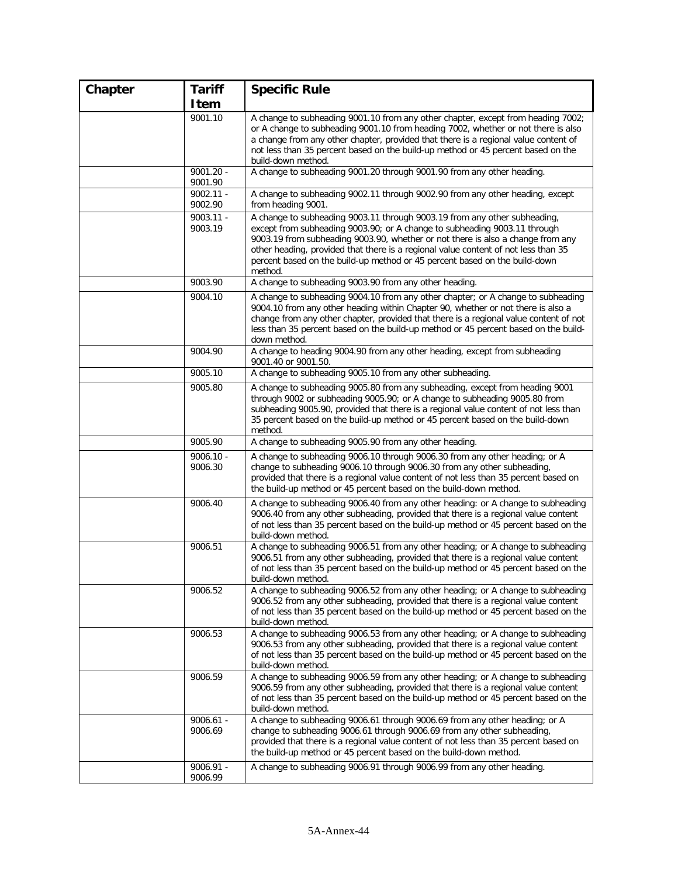| Chapter | Tariff Item | Specific Rule |
|---|---|---|
| | 9001.10 | A change to subheading 9001.10 from any other chapter, except from heading 7002; or A change to subheading 9001.10 from heading 7002, whether or not there is also a change from any other chapter, provided that there is a regional value content of not less than 35 percent based on the build-up method or 45 percent based on the build-down method. |
| | 9001.20 - 9001.90 | A change to subheading 9001.20 through 9001.90 from any other heading. |
| | 9002.11 - 9002.90 | A change to subheading 9002.11 through 9002.90 from any other heading, except from heading 9001. |
| | 9003.11 - 9003.19 | A change to subheading 9003.11 through 9003.19 from any other subheading, except from subheading 9003.90; or A change to subheading 9003.11 through 9003.19 from subheading 9003.90, whether or not there is also a change from any other heading, provided that there is a regional value content of not less than 35 percent based on the build-up method or 45 percent based on the build-down method. |
| | 9003.90 | A change to subheading 9003.90 from any other heading. |
| | 9004.10 | A change to subheading 9004.10 from any other chapter; or A change to subheading 9004.10 from any other heading within Chapter 90, whether or not there is also a change from any other chapter, provided that there is a regional value content of not less than 35 percent based on the build-up method or 45 percent based on the build-down method. |
| | 9004.90 | A change to heading 9004.90 from any other heading, except from subheading 9001.40 or 9001.50. |
| | 9005.10 | A change to subheading 9005.10 from any other subheading. |
| | 9005.80 | A change to subheading 9005.80 from any subheading, except from heading 9001 through 9002 or subheading 9005.90; or A change to subheading 9005.80 from subheading 9005.90, provided that there is a regional value content of not less than 35 percent based on the build-up method or 45 percent based on the build-down method. |
| | 9005.90 | A change to subheading 9005.90 from any other heading. |
| | 9006.10 - 9006.30 | A change to subheading 9006.10 through 9006.30 from any other heading; or A change to subheading 9006.10 through 9006.30 from any other subheading, provided that there is a regional value content of not less than 35 percent based on the build-up method or 45 percent based on the build-down method. |
| | 9006.40 | A change to subheading 9006.40 from any other heading: or A change to subheading 9006.40 from any other subheading, provided that there is a regional value content of not less than 35 percent based on the build-up method or 45 percent based on the build-down method. |
| | 9006.51 | A change to subheading 9006.51 from any other heading; or A change to subheading 9006.51 from any other subheading, provided that there is a regional value content of not less than 35 percent based on the build-up method or 45 percent based on the build-down method. |
| | 9006.52 | A change to subheading 9006.52 from any other heading; or A change to subheading 9006.52 from any other subheading, provided that there is a regional value content of not less than 35 percent based on the build-up method or 45 percent based on the build-down method. |
| | 9006.53 | A change to subheading 9006.53 from any other heading; or A change to subheading 9006.53 from any other subheading, provided that there is a regional value content of not less than 35 percent based on the build-up method or 45 percent based on the build-down method. |
| | 9006.59 | A change to subheading 9006.59 from any other heading; or A change to subheading 9006.59 from any other subheading, provided that there is a regional value content of not less than 35 percent based on the build-up method or 45 percent based on the build-down method. |
| | 9006.61 - 9006.69 | A change to subheading 9006.61 through 9006.69 from any other heading; or A change to subheading 9006.61 through 9006.69 from any other subheading, provided that there is a regional value content of not less than 35 percent based on the build-up method or 45 percent based on the build-down method. |
| | 9006.91 - 9006.99 | A change to subheading 9006.91 through 9006.99 from any other heading. |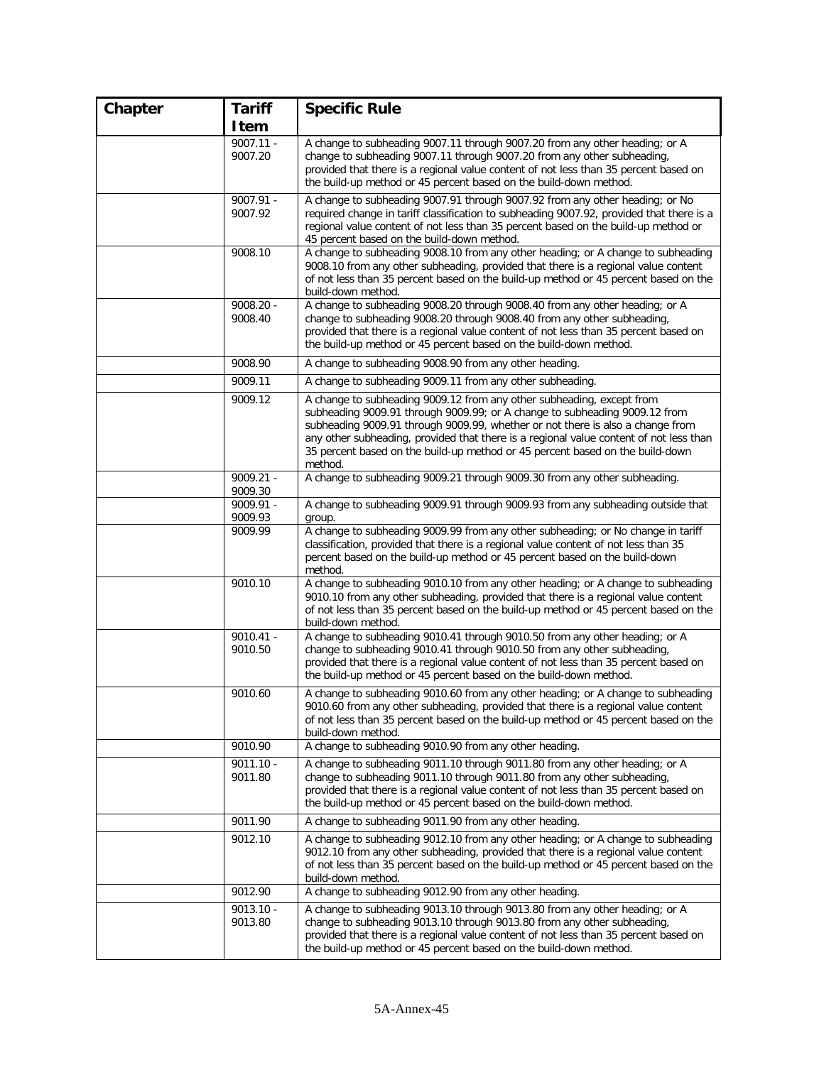| Chapter | Tariff Item | Specific Rule |
|---|---|---|
| | 9007.11 - 9007.20 | A change to subheading 9007.11 through 9007.20 from any other heading; or A change to subheading 9007.11 through 9007.20 from any other subheading, provided that there is a regional value content of not less than 35 percent based on the build-up method or 45 percent based on the build-down method. |
| | 9007.91 - 9007.92 | A change to subheading 9007.91 through 9007.92 from any other heading; or No required change in tariff classification to subheading 9007.92, provided that there is a regional value content of not less than 35 percent based on the build-up method or 45 percent based on the build-down method. |
| | 9008.10 | A change to subheading 9008.10 from any other heading; or A change to subheading 9008.10 from any other subheading, provided that there is a regional value content of not less than 35 percent based on the build-up method or 45 percent based on the build-down method. |
| | 9008.20 - 9008.40 | A change to subheading 9008.20 through 9008.40 from any other heading; or A change to subheading 9008.20 through 9008.40 from any other subheading, provided that there is a regional value content of not less than 35 percent based on the build-up method or 45 percent based on the build-down method. |
| | 9008.90 | A change to subheading 9008.90 from any other heading. |
| | 9009.11 | A change to subheading 9009.11 from any other subheading. |
| | 9009.12 | A change to subheading 9009.12 from any other subheading, except from subheading 9009.91 through 9009.99; or A change to subheading 9009.12 from subheading 9009.91 through 9009.99, whether or not there is also a change from any other subheading, provided that there is a regional value content of not less than 35 percent based on the build-up method or 45 percent based on the build-down method. |
| | 9009.21 - 9009.30 | A change to subheading 9009.21 through 9009.30 from any other subheading. |
| | 9009.91 - 9009.93 | A change to subheading 9009.91 through 9009.93 from any subheading outside that group. |
| | 9009.99 | A change to subheading 9009.99 from any other subheading; or No change in tariff classification, provided that there is a regional value content of not less than 35 percent based on the build-up method or 45 percent based on the build-down method. |
| | 9010.10 | A change to subheading 9010.10 from any other heading; or A change to subheading 9010.10 from any other subheading, provided that there is a regional value content of not less than 35 percent based on the build-up method or 45 percent based on the build-down method. |
| | 9010.41 - 9010.50 | A change to subheading 9010.41 through 9010.50 from any other heading; or A change to subheading 9010.41 through 9010.50 from any other subheading, provided that there is a regional value content of not less than 35 percent based on the build-up method or 45 percent based on the build-down method. |
| | 9010.60 | A change to subheading 9010.60 from any other heading; or A change to subheading 9010.60 from any other subheading, provided that there is a regional value content of not less than 35 percent based on the build-up method or 45 percent based on the build-down method. |
| | 9010.90 | A change to subheading 9010.90 from any other heading. |
| | 9011.10 - 9011.80 | A change to subheading 9011.10 through 9011.80 from any other heading; or A change to subheading 9011.10 through 9011.80 from any other subheading, provided that there is a regional value content of not less than 35 percent based on the build-up method or 45 percent based on the build-down method. |
| | 9011.90 | A change to subheading 9011.90 from any other heading. |
| | 9012.10 | A change to subheading 9012.10 from any other heading; or A change to subheading 9012.10 from any other subheading, provided that there is a regional value content of not less than 35 percent based on the build-up method or 45 percent based on the build-down method. |
| | 9012.90 | A change to subheading 9012.90 from any other heading. |
| | 9013.10 - 9013.80 | A change to subheading 9013.10 through 9013.80 from any other heading; or A change to subheading 9013.10 through 9013.80 from any other subheading, provided that there is a regional value content of not less than 35 percent based on the build-up method or 45 percent based on the build-down method. |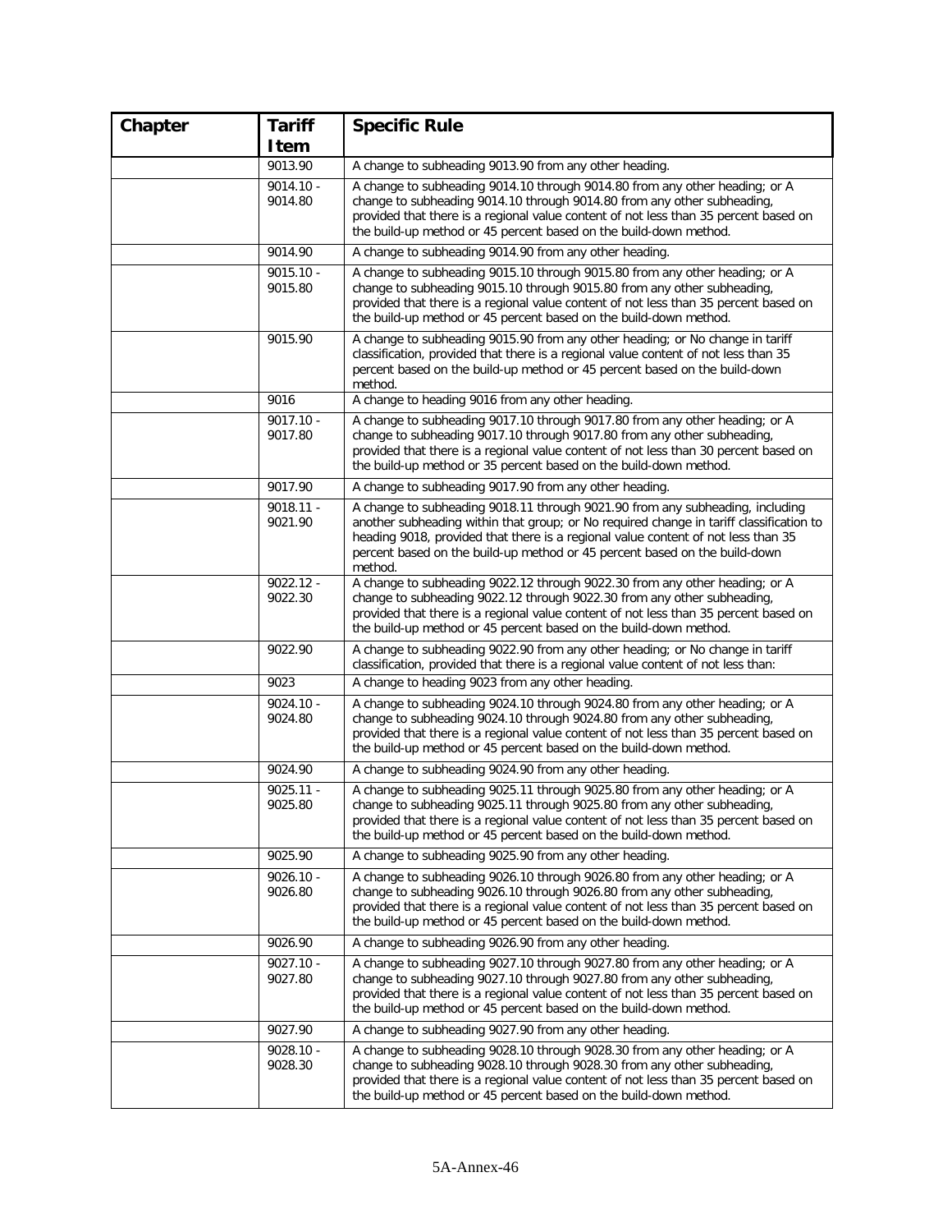| Chapter | Tariff Item | Specific Rule |
|---|---|---|
| | 9013.90 | A change to subheading 9013.90 from any other heading. |
| | 9014.10 - 9014.80 | A change to subheading 9014.10 through 9014.80 from any other heading; or A change to subheading 9014.10 through 9014.80 from any other subheading, provided that there is a regional value content of not less than 35 percent based on the build-up method or 45 percent based on the build-down method. |
| | 9014.90 | A change to subheading 9014.90 from any other heading. |
| | 9015.10 - 9015.80 | A change to subheading 9015.10 through 9015.80 from any other heading; or A change to subheading 9015.10 through 9015.80 from any other subheading, provided that there is a regional value content of not less than 35 percent based on the build-up method or 45 percent based on the build-down method. |
| | 9015.90 | A change to subheading 9015.90 from any other heading; or No change in tariff classification, provided that there is a regional value content of not less than 35 percent based on the build-up method or 45 percent based on the build-down method. |
| | 9016 | A change to heading 9016 from any other heading. |
| | 9017.10 - 9017.80 | A change to subheading 9017.10 through 9017.80 from any other heading; or A change to subheading 9017.10 through 9017.80 from any other subheading, provided that there is a regional value content of not less than 30 percent based on the build-up method or 35 percent based on the build-down method. |
| | 9017.90 | A change to subheading 9017.90 from any other heading. |
| | 9018.11 - 9021.90 | A change to subheading 9018.11 through 9021.90 from any subheading, including another subheading within that group; or No required change in tariff classification to heading 9018, provided that there is a regional value content of not less than 35 percent based on the build-up method or 45 percent based on the build-down method. |
| | 9022.12 - 9022.30 | A change to subheading 9022.12 through 9022.30 from any other heading; or A change to subheading 9022.12 through 9022.30 from any other subheading, provided that there is a regional value content of not less than 35 percent based on the build-up method or 45 percent based on the build-down method. |
| | 9022.90 | A change to subheading 9022.90 from any other heading; or No change in tariff classification, provided that there is a regional value content of not less than: |
| | 9023 | A change to heading 9023 from any other heading. |
| | 9024.10 - 9024.80 | A change to subheading 9024.10 through 9024.80 from any other heading; or A change to subheading 9024.10 through 9024.80 from any other subheading, provided that there is a regional value content of not less than 35 percent based on the build-up method or 45 percent based on the build-down method. |
| | 9024.90 | A change to subheading 9024.90 from any other heading. |
| | 9025.11 - 9025.80 | A change to subheading 9025.11 through 9025.80 from any other heading; or A change to subheading 9025.11 through 9025.80 from any other subheading, provided that there is a regional value content of not less than 35 percent based on the build-up method or 45 percent based on the build-down method. |
| | 9025.90 | A change to subheading 9025.90 from any other heading. |
| | 9026.10 - 9026.80 | A change to subheading 9026.10 through 9026.80 from any other heading; or A change to subheading 9026.10 through 9026.80 from any other subheading, provided that there is a regional value content of not less than 35 percent based on the build-up method or 45 percent based on the build-down method. |
| | 9026.90 | A change to subheading 9026.90 from any other heading. |
| | 9027.10 - 9027.80 | A change to subheading 9027.10 through 9027.80 from any other heading; or A change to subheading 9027.10 through 9027.80 from any other subheading, provided that there is a regional value content of not less than 35 percent based on the build-up method or 45 percent based on the build-down method. |
| | 9027.90 | A change to subheading 9027.90 from any other heading. |
| | 9028.10 - 9028.30 | A change to subheading 9028.10 through 9028.30 from any other heading; or A change to subheading 9028.10 through 9028.30 from any other subheading, provided that there is a regional value content of not less than 35 percent based on the build-up method or 45 percent based on the build-down method. |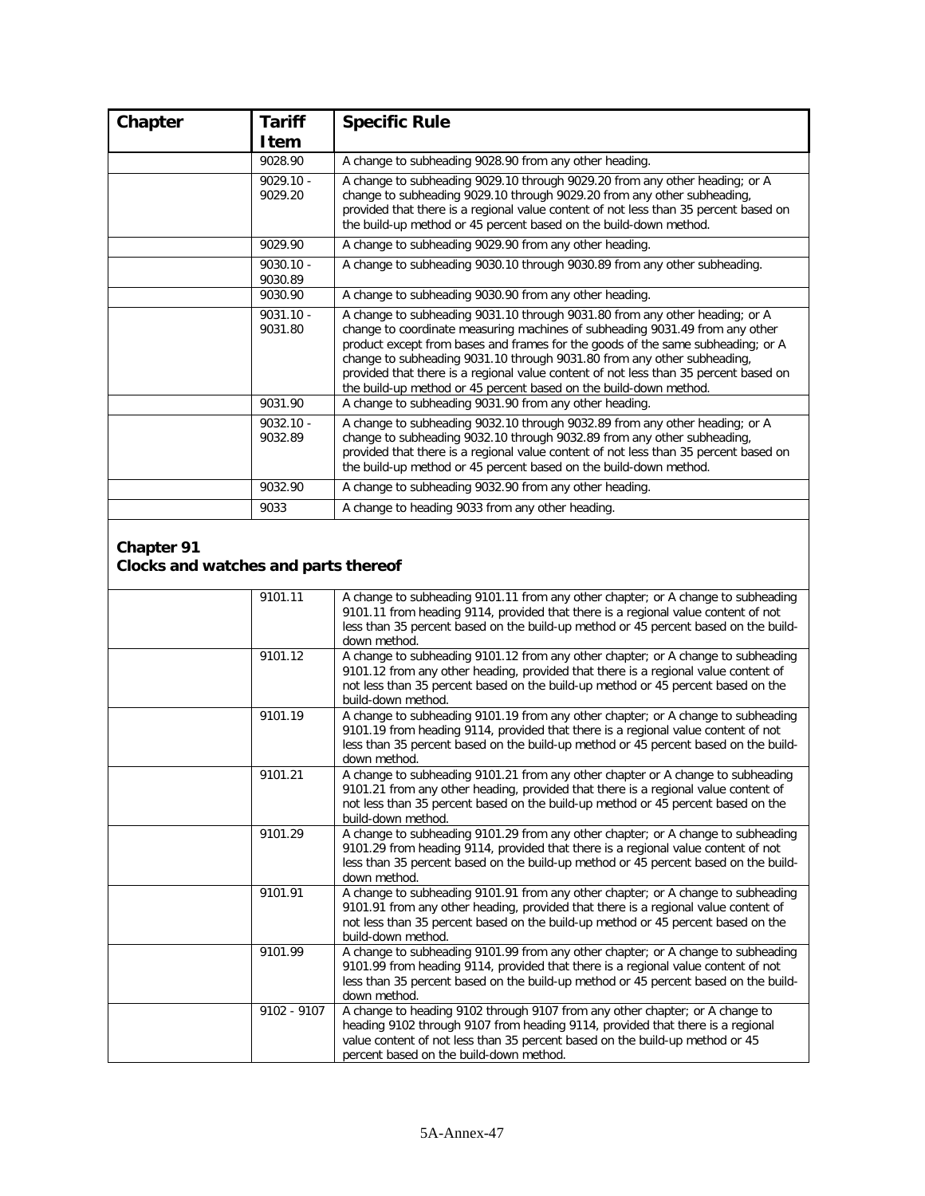| Chapter | Tariff Item | Specific Rule |
|---|---|---|
| | 9028.90 | A change to subheading 9028.90 from any other heading. |
| | 9029.10 - 9029.20 | A change to subheading 9029.10 through 9029.20 from any other heading; or A change to subheading 9029.10 through 9029.20 from any other subheading, provided that there is a regional value content of not less than 35 percent based on the build-up method or 45 percent based on the build-down method. |
| | 9029.90 | A change to subheading 9029.90 from any other heading. |
| | 9030.10 - 9030.89 | A change to subheading 9030.10 through 9030.89 from any other subheading. |
| | 9030.90 | A change to subheading 9030.90 from any other heading. |
| | 9031.10 - 9031.80 | A change to subheading 9031.10 through 9031.80 from any other heading; or A change to coordinate measuring machines of subheading 9031.49 from any other product except from bases and frames for the goods of the same subheading; or A change to subheading 9031.10 through 9031.80 from any other subheading, provided that there is a regional value content of not less than 35 percent based on the build-up method or 45 percent based on the build-down method. |
| | 9031.90 | A change to subheading 9031.90 from any other heading. |
| | 9032.10 - 9032.89 | A change to subheading 9032.10 through 9032.89 from any other heading; or A change to subheading 9032.10 through 9032.89 from any other subheading, provided that there is a regional value content of not less than 35 percent based on the build-up method or 45 percent based on the build-down method. |
| | 9032.90 | A change to subheading 9032.90 from any other heading. |
| | 9033 | A change to heading 9033 from any other heading. |

**Chapter 91**
**Clocks and watches and parts thereof**

| Chapter | Tariff Item | Specific Rule |
|---|---|---|
| | 9101.11 | A change to subheading 9101.11 from any other chapter; or A change to subheading 9101.11 from heading 9114, provided that there is a regional value content of not less than 35 percent based on the build-up method or 45 percent based on the build-down method. |
| | 9101.12 | A change to subheading 9101.12 from any other chapter; or A change to subheading 9101.12 from any other heading, provided that there is a regional value content of not less than 35 percent based on the build-up method or 45 percent based on the build-down method. |
| | 9101.19 | A change to subheading 9101.19 from any other chapter; or A change to subheading 9101.19 from heading 9114, provided that there is a regional value content of not less than 35 percent based on the build-up method or 45 percent based on the build-down method. |
| | 9101.21 | A change to subheading 9101.21 from any other chapter or A change to subheading 9101.21 from any other heading, provided that there is a regional value content of not less than 35 percent based on the build-up method or 45 percent based on the build-down method. |
| | 9101.29 | A change to subheading 9101.29 from any other chapter; or A change to subheading 9101.29 from heading 9114, provided that there is a regional value content of not less than 35 percent based on the build-up method or 45 percent based on the build-down method. |
| | 9101.91 | A change to subheading 9101.91 from any other chapter; or A change to subheading 9101.91 from any other heading, provided that there is a regional value content of not less than 35 percent based on the build-up method or 45 percent based on the build-down method. |
| | 9101.99 | A change to subheading 9101.99 from any other chapter; or A change to subheading 9101.99 from heading 9114, provided that there is a regional value content of not less than 35 percent based on the build-up method or 45 percent based on the build-down method. |
| | 9102 - 9107 | A change to heading 9102 through 9107 from any other chapter; or A change to heading 9102 through 9107 from heading 9114, provided that there is a regional value content of not less than 35 percent based on the build-up method or 45 percent based on the build-down method. |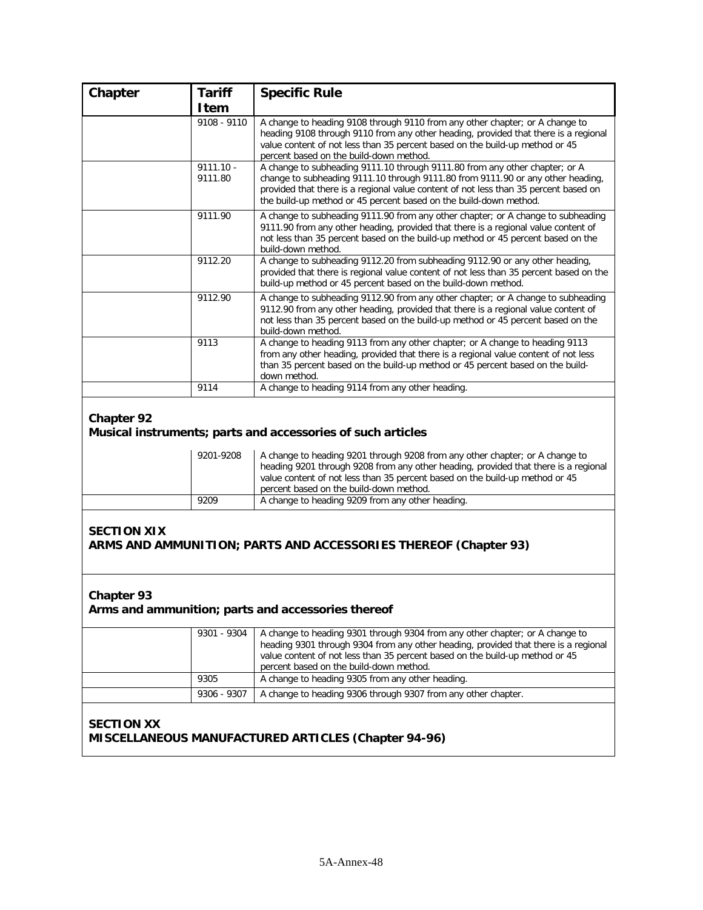| Chapter | Tariff Item | Specific Rule |
|---|---|---|
| | 9108 - 9110 | A change to heading 9108 through 9110 from any other chapter; or A change to heading 9108 through 9110 from any other heading, provided that there is a regional value content of not less than 35 percent based on the build-up method or 45 percent based on the build-down method. |
| | 9111.10 - 9111.80 | A change to subheading 9111.10 through 9111.80 from any other chapter; or A change to subheading 9111.10 through 9111.80 from 9111.90 or any other heading, provided that there is a regional value content of not less than 35 percent based on the build-up method or 45 percent based on the build-down method. |
| | 9111.90 | A change to subheading 9111.90 from any other chapter; or A change to subheading 9111.90 from any other heading, provided that there is a regional value content of not less than 35 percent based on the build-up method or 45 percent based on the build-down method. |
| | 9112.20 | A change to subheading 9112.20 from subheading 9112.90 or any other heading, provided that there is regional value content of not less than 35 percent based on the build-up method or 45 percent based on the build-down method. |
| | 9112.90 | A change to subheading 9112.90 from any other chapter; or A change to subheading 9112.90 from any other heading, provided that there is a regional value content of not less than 35 percent based on the build-up method or 45 percent based on the build-down method. |
| | 9113 | A change to heading 9113 from any other chapter; or A change to heading 9113 from any other heading, provided that there is a regional value content of not less than 35 percent based on the build-up method or 45 percent based on the build-down method. |
| | 9114 | A change to heading 9114 from any other heading. |

**Chapter 92**
**Musical instruments; parts and accessories of such articles**

| Chapter | Tariff Item | Specific Rule |
|---|---|---|
| | 9201-9208 | A change to heading 9201 through 9208 from any other chapter; or A change to heading 9201 through 9208 from any other heading, provided that there is a regional value content of not less than 35 percent based on the build-up method or 45 percent based on the build-down method. |
| | 9209 | A change to heading 9209 from any other heading. |

**SECTION XIX**
**ARMS AND AMMUNITION; PARTS AND ACCESSORIES THEREOF (Chapter 93)**

**Chapter 93**
**Arms and ammunition; parts and accessories thereof**

| Chapter | Tariff Item | Specific Rule |
|---|---|---|
| | 9301 - 9304 | A change to heading 9301 through 9304 from any other chapter; or A change to heading 9301 through 9304 from any other heading, provided that there is a regional value content of not less than 35 percent based on the build-up method or 45 percent based on the build-down method. |
| | 9305 | A change to heading 9305 from any other heading. |
| | 9306 - 9307 | A change to heading 9306 through 9307 from any other chapter. |

**SECTION XX**
**MISCELLANEOUS MANUFACTURED ARTICLES (Chapter 94-96)**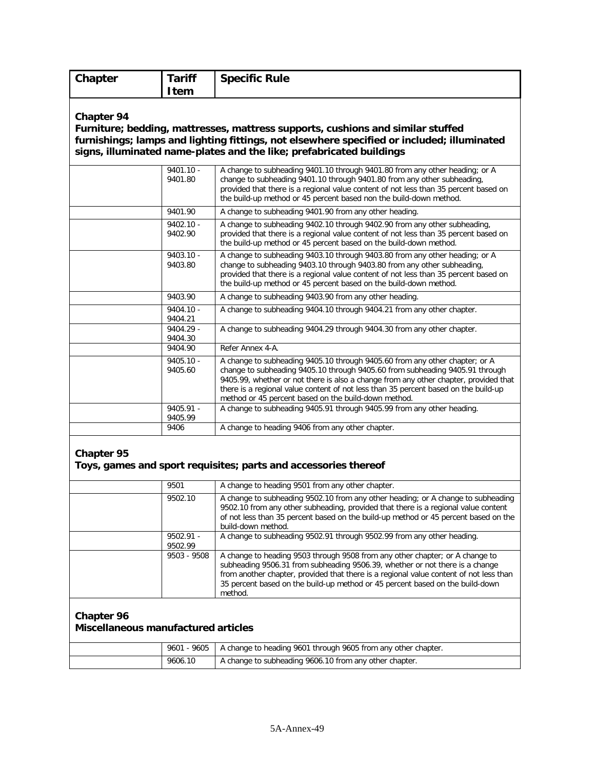| Chapter | Tariff Item | Specific Rule |
|---|---|---|

**Chapter 94**
**Furniture; bedding, mattresses, mattress supports, cushions and similar stuffed furnishings; lamps and lighting fittings, not elsewhere specified or included; illuminated signs, illuminated name-plates and the like; prefabricated buildings**

| Chapter | Tariff Item | Specific Rule |
|---|---|---|
| | 9401.10 - 9401.80 | A change to subheading 9401.10 through 9401.80 from any other heading; or A change to subheading 9401.10 through 9401.80 from any other subheading, provided that there is a regional value content of not less than 35 percent based on the build-up method or 45 percent based non the build-down method. |
| | 9401.90 | A change to subheading 9401.90 from any other heading. |
| | 9402.10 - 9402.90 | A change to subheading 9402.10 through 9402.90 from any other subheading, provided that there is a regional value content of not less than 35 percent based on the build-up method or 45 percent based on the build-down method. |
| | 9403.10 - 9403.80 | A change to subheading 9403.10 through 9403.80 from any other heading; or A change to subheading 9403.10 through 9403.80 from any other subheading, provided that there is a regional value content of not less than 35 percent based on the build-up method or 45 percent based on the build-down method. |
| | 9403.90 | A change to subheading 9403.90 from any other heading. |
| | 9404.10 - 9404.21 | A change to subheading 9404.10 through 9404.21 from any other chapter. |
| | 9404.29 - 9404.30 | A change to subheading 9404.29 through 9404.30 from any other chapter. |
| | 9404.90 | Refer Annex 4-A. |
| | 9405.10 - 9405.60 | A change to subheading 9405.10 through 9405.60 from any other chapter; or A change to subheading 9405.10 through 9405.60 from subheading 9405.91 through 9405.99, whether or not there is also a change from any other chapter, provided that there is a regional value content of not less than 35 percent based on the build-up method or 45 percent based on the build-down method. |
| | 9405.91 - 9405.99 | A change to subheading 9405.91 through 9405.99 from any other heading. |
| | 9406 | A change to heading 9406 from any other chapter. |

**Chapter 95**
**Toys, games and sport requisites; parts and accessories thereof**

| Chapter | Tariff Item | Specific Rule |
|---|---|---|
| | 9501 | A change to heading 9501 from any other chapter. |
| | 9502.10 | A change to subheading 9502.10 from any other heading; or A change to subheading 9502.10 from any other subheading, provided that there is a regional value content of not less than 35 percent based on the build-up method or 45 percent based on the build-down method. |
| | 9502.91 - 9502.99 | A change to subheading 9502.91 through 9502.99 from any other heading. |
| | 9503 - 9508 | A change to heading 9503 through 9508 from any other chapter; or A change to subheading 9506.31 from subheading 9506.39, whether or not there is a change from another chapter, provided that there is a regional value content of not less than 35 percent based on the build-up method or 45 percent based on the build-down method. |

**Chapter 96**
**Miscellaneous manufactured articles**

| Chapter | Tariff Item | Specific Rule |
|---|---|---|
| | 9601 - 9605 | A change to heading 9601 through 9605 from any other chapter. |
| | 9606.10 | A change to subheading 9606.10 from any other chapter. |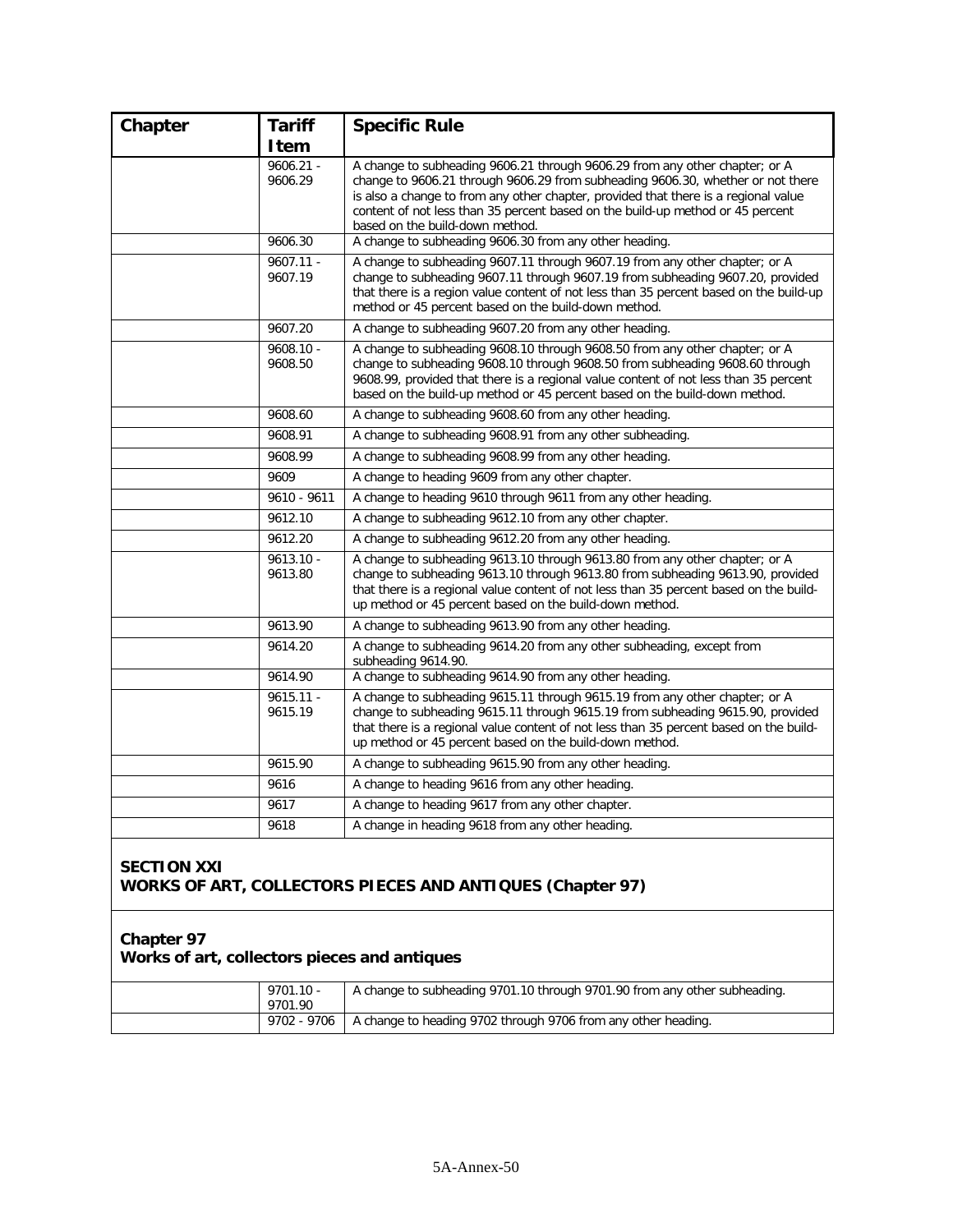| Chapter | Tariff Item | Specific Rule |
|---|---|---|
| | 9606.21 - 9606.29 | A change to subheading 9606.21 through 9606.29 from any other chapter; or A change to 9606.21 through 9606.29 from subheading 9606.30, whether or not there is also a change to from any other chapter, provided that there is a regional value content of not less than 35 percent based on the build-up method or 45 percent based on the build-down method. |
| | 9606.30 | A change to subheading 9606.30 from any other heading. |
| | 9607.11 - 9607.19 | A change to subheading 9607.11 through 9607.19 from any other chapter; or A change to subheading 9607.11 through 9607.19 from subheading 9607.20, provided that there is a region value content of not less than 35 percent based on the build-up method or 45 percent based on the build-down method. |
| | 9607.20 | A change to subheading 9607.20 from any other heading. |
| | 9608.10 - 9608.50 | A change to subheading 9608.10 through 9608.50 from any other chapter; or A change to subheading 9608.10 through 9608.50 from subheading 9608.60 through 9608.99, provided that there is a regional value content of not less than 35 percent based on the build-up method or 45 percent based on the build-down method. |
| | 9608.60 | A change to subheading 9608.60 from any other heading. |
| | 9608.91 | A change to subheading 9608.91 from any other subheading. |
| | 9608.99 | A change to subheading 9608.99 from any other heading. |
| | 9609 | A change to heading 9609 from any other chapter. |
| | 9610 - 9611 | A change to heading 9610 through 9611 from any other heading. |
| | 9612.10 | A change to subheading 9612.10 from any other chapter. |
| | 9612.20 | A change to subheading 9612.20 from any other heading. |
| | 9613.10 - 9613.80 | A change to subheading 9613.10 through 9613.80 from any other chapter; or A change to subheading 9613.10 through 9613.80 from subheading 9613.90, provided that there is a regional value content of not less than 35 percent based on the build-up method or 45 percent based on the build-down method. |
| | 9613.90 | A change to subheading 9613.90 from any other heading. |
| | 9614.20 | A change to subheading 9614.20 from any other subheading, except from subheading 9614.90. |
| | 9614.90 | A change to subheading 9614.90 from any other heading. |
| | 9615.11 - 9615.19 | A change to subheading 9615.11 through 9615.19 from any other chapter; or A change to subheading 9615.11 through 9615.19 from subheading 9615.90, provided that there is a regional value content of not less than 35 percent based on the build-up method or 45 percent based on the build-down method. |
| | 9615.90 | A change to subheading 9615.90 from any other heading. |
| | 9616 | A change to heading 9616 from any other heading. |
| | 9617 | A change to heading 9617 from any other chapter. |
| | 9618 | A change in heading 9618 from any other heading. |

**SECTION XXI**
**WORKS OF ART, COLLECTORS PIECES AND ANTIQUES (Chapter 97)**

**Chapter 97**
**Works of art, collectors pieces and antiques**

| | | |
|---|---|---|
| | 9701.10 - 9701.90 | A change to subheading 9701.10 through 9701.90 from any other subheading. |
| | 9702 - 9706 | A change to heading 9702 through 9706 from any other heading. |